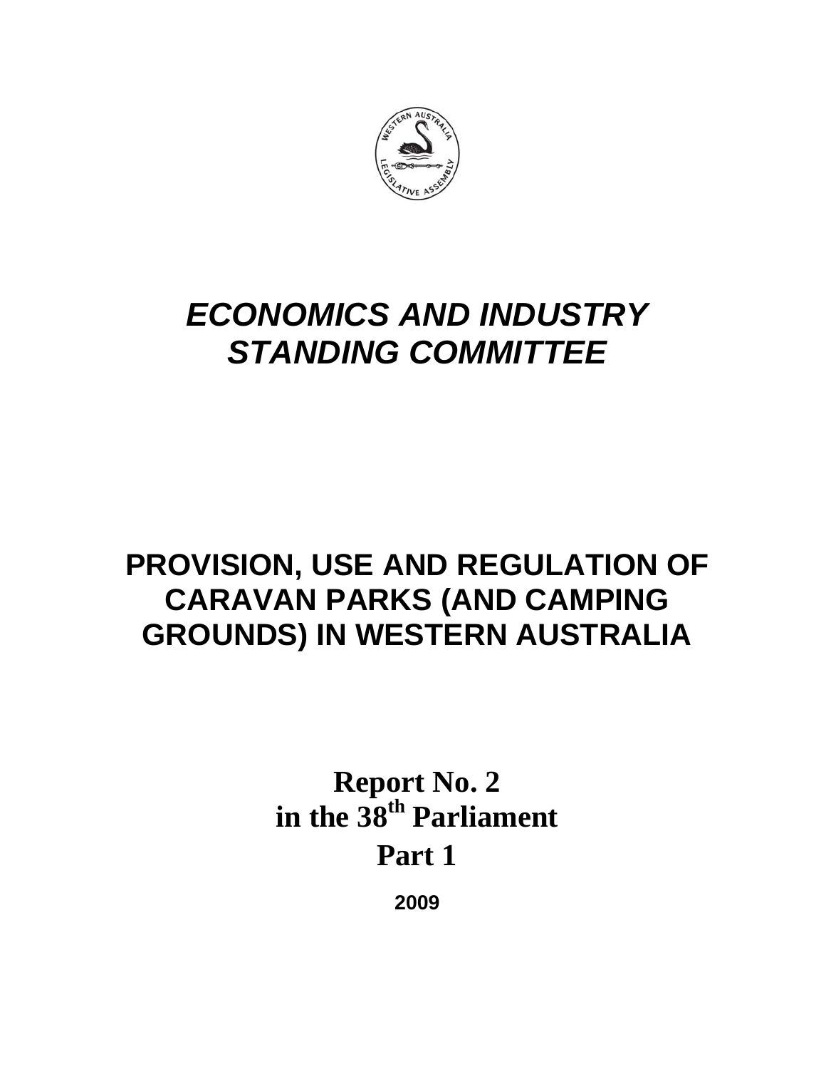# *ECONOMICS AND INDUSTRY STANDING COMMITTEE*

# PROVISION, USE AND REGULATION OF CARAVAN PARKS (AND CAMPING GROUNDS) IN WESTERN AUSTRALIA

**Report No. 2**
**in the 38th Parliament**
**Part 1**

**2009**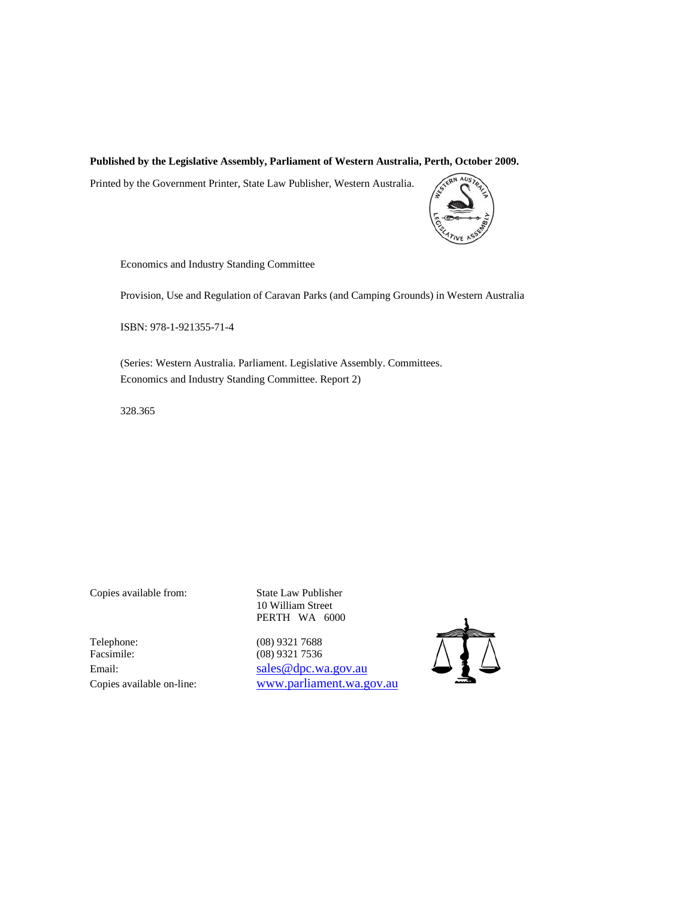**Published by the Legislative Assembly, Parliament of Western Australia, Perth, October 2009.**

Printed by the Government Printer, State Law Publisher, Western Australia.

Economics and Industry Standing Committee

Provision, Use and Regulation of Caravan Parks (and Camping Grounds) in Western Australia

ISBN: 978-1-921355-71-4

(Series: Western Australia. Parliament. Legislative Assembly. Committees. Economics and Industry Standing Committee. Report 2)

328.365

| | |
|---|---|
| Copies available from: | State Law Publisher<br>10 William Street<br>PERTH WA 6000 |
| Telephone: | (08) 9321 7688 |
| Facsimile: | (08) 9321 7536 |
| Email: | sales@dpc.wa.gov.au |
| Copies available on-line: | www.parliament.wa.gov.au |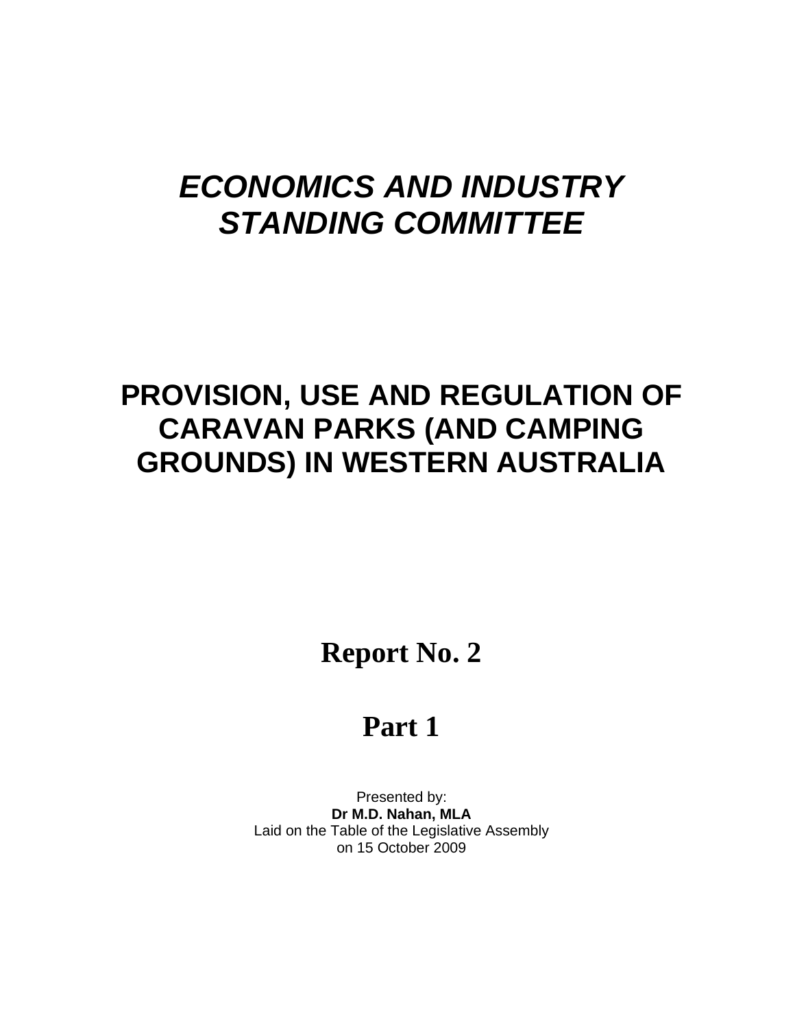# *ECONOMICS AND INDUSTRY STANDING COMMITTEE*

# PROVISION, USE AND REGULATION OF CARAVAN PARKS (AND CAMPING GROUNDS) IN WESTERN AUSTRALIA

## Report No. 2

## Part 1

Presented by:
**Dr M.D. Nahan, MLA**
Laid on the Table of the Legislative Assembly
on 15 October 2009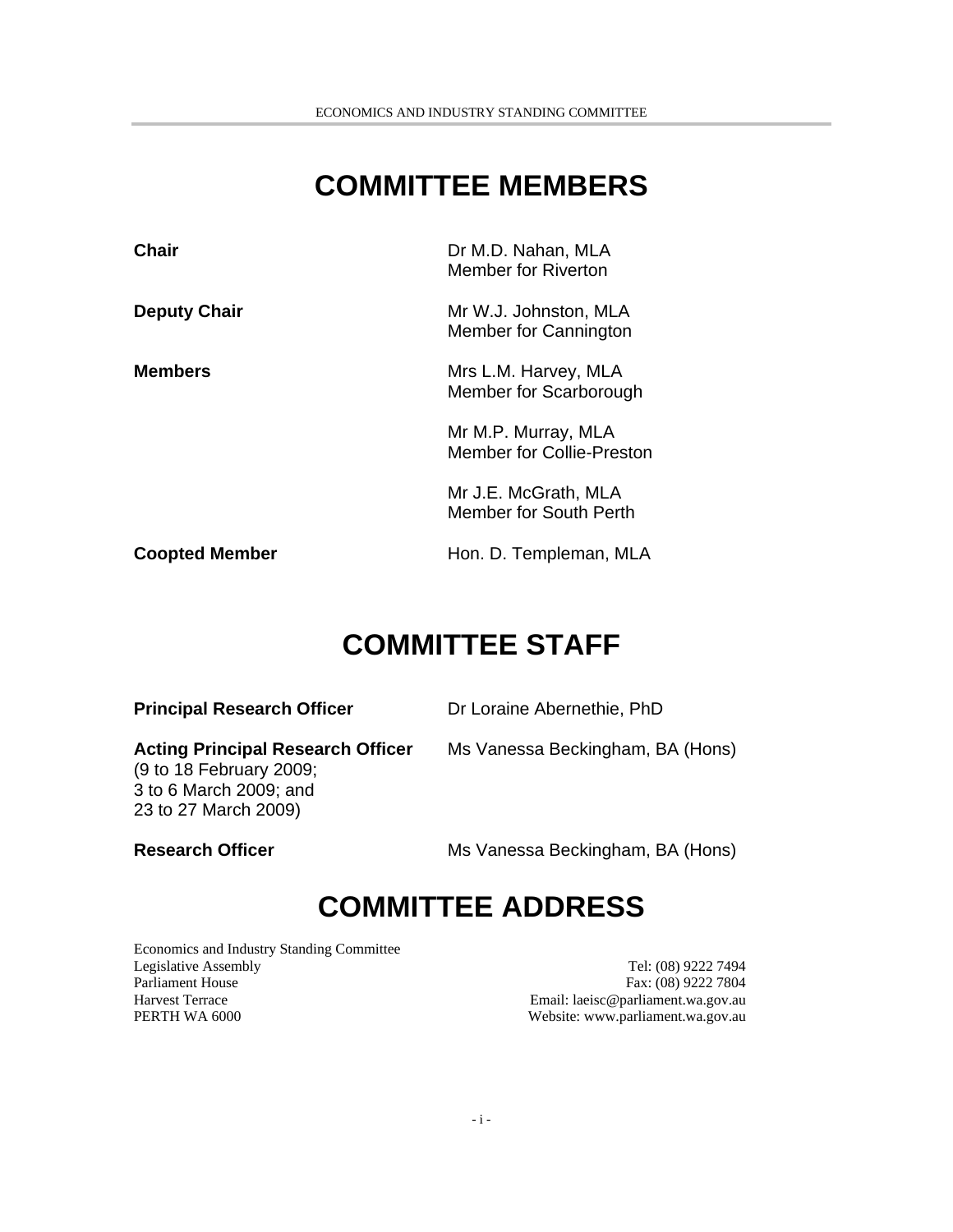# COMMITTEE MEMBERS

| | |
|---|---|
| **Chair** | Dr M.D. Nahan, MLA<br>Member for Riverton |
| **Deputy Chair** | Mr W.J. Johnston, MLA<br>Member for Cannington |
| **Members** | Mrs L.M. Harvey, MLA<br>Member for Scarborough |
| | Mr M.P. Murray, MLA<br>Member for Collie-Preston |
| | Mr J.E. McGrath, MLA<br>Member for South Perth |
| **Coopted Member** | Hon. D. Templeman, MLA |

# COMMITTEE STAFF

| | |
|---|---|
| **Principal Research Officer** | Dr Loraine Abernethie, PhD |
| **Acting Principal Research Officer**<br>(9 to 18 February 2009;<br>3 to 6 March 2009; and<br>23 to 27 March 2009) | Ms Vanessa Beckingham, BA (Hons) |
| **Research Officer** | Ms Vanessa Beckingham, BA (Hons) |

# COMMITTEE ADDRESS

Economics and Industry Standing Committee
Legislative Assembly
Parliament House
Harvest Terrace
PERTH WA 6000

Tel: (08) 9222 7494
Fax: (08) 9222 7804
Email: laeisc@parliament.wa.gov.au
Website: www.parliament.wa.gov.au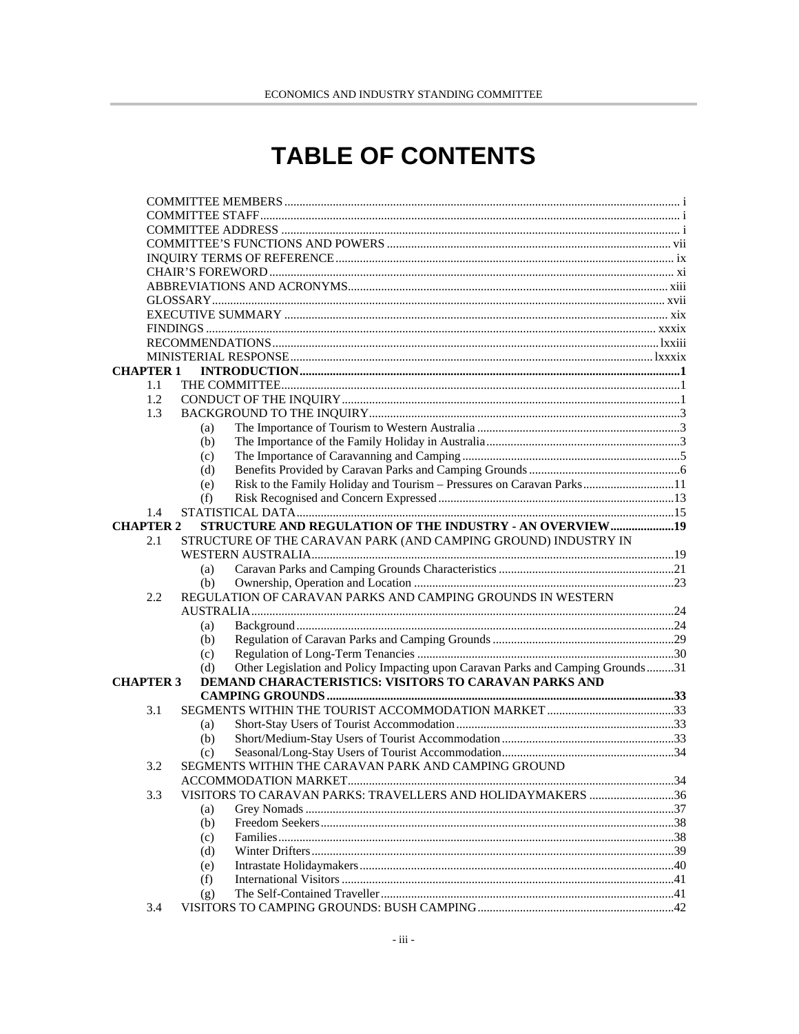# TABLE OF CONTENTS

COMMITTEE MEMBERS ..... i
COMMITTEE STAFF ..... i
COMMITTEE ADDRESS ..... i
COMMITTEE'S FUNCTIONS AND POWERS ..... vii
INQUIRY TERMS OF REFERENCE ..... ix
CHAIR'S FOREWORD ..... xi
ABBREVIATIONS AND ACRONYMS ..... xiii
GLOSSARY ..... xvii
EXECUTIVE SUMMARY ..... xix
FINDINGS ..... xxxix
RECOMMENDATIONS ..... lxiii
MINISTERIAL RESPONSE ..... lxxxix

**CHAPTER 1 INTRODUCTION ..... 1**

- 1.1 THE COMMITTEE ..... 1
- 1.2 CONDUCT OF THE INQUIRY ..... 1
- 1.3 BACKGROUND TO THE INQUIRY ..... 3
  - (a) The Importance of Tourism to Western Australia ..... 3
  - (b) The Importance of the Family Holiday in Australia ..... 3
  - (c) The Importance of Caravanning and Camping ..... 5
  - (d) Benefits Provided by Caravan Parks and Camping Grounds ..... 6
  - (e) Risk to the Family Holiday and Tourism – Pressures on Caravan Parks ..... 11
  - (f) Risk Recognised and Concern Expressed ..... 13
- 1.4 STATISTICAL DATA ..... 15

**CHAPTER 2 STRUCTURE AND REGULATION OF THE INDUSTRY - AN OVERVIEW ..... 19**

- 2.1 STRUCTURE OF THE CARAVAN PARK (AND CAMPING GROUND) INDUSTRY IN WESTERN AUSTRALIA ..... 19
  - (a) Caravan Parks and Camping Grounds Characteristics ..... 21
  - (b) Ownership, Operation and Location ..... 23
- 2.2 REGULATION OF CARAVAN PARKS AND CAMPING GROUNDS IN WESTERN AUSTRALIA ..... 24
  - (a) Background ..... 24
  - (b) Regulation of Caravan Parks and Camping Grounds ..... 29
  - (c) Regulation of Long-Term Tenancies ..... 30
  - (d) Other Legislation and Policy Impacting upon Caravan Parks and Camping Grounds ..... 31

**CHAPTER 3 DEMAND CHARACTERISTICS: VISITORS TO CARAVAN PARKS AND CAMPING GROUNDS ..... 33**

- 3.1 SEGMENTS WITHIN THE TOURIST ACCOMMODATION MARKET ..... 33
  - (a) Short-Stay Users of Tourist Accommodation ..... 33
  - (b) Short/Medium-Stay Users of Tourist Accommodation ..... 33
  - (c) Seasonal/Long-Stay Users of Tourist Accommodation ..... 34
- 3.2 SEGMENTS WITHIN THE CARAVAN PARK AND CAMPING GROUND ACCOMMODATION MARKET ..... 34
- 3.3 VISITORS TO CARAVAN PARKS: TRAVELLERS AND HOLIDAYMAKERS ..... 36
  - (a) Grey Nomads ..... 37
  - (b) Freedom Seekers ..... 38
  - (c) Families ..... 38
  - (d) Winter Drifters ..... 39
  - (e) Intrastate Holidaymakers ..... 40
  - (f) International Visitors ..... 41
  - (g) The Self-Contained Traveller ..... 41
- 3.4 VISITORS TO CAMPING GROUNDS: BUSH CAMPING ..... 42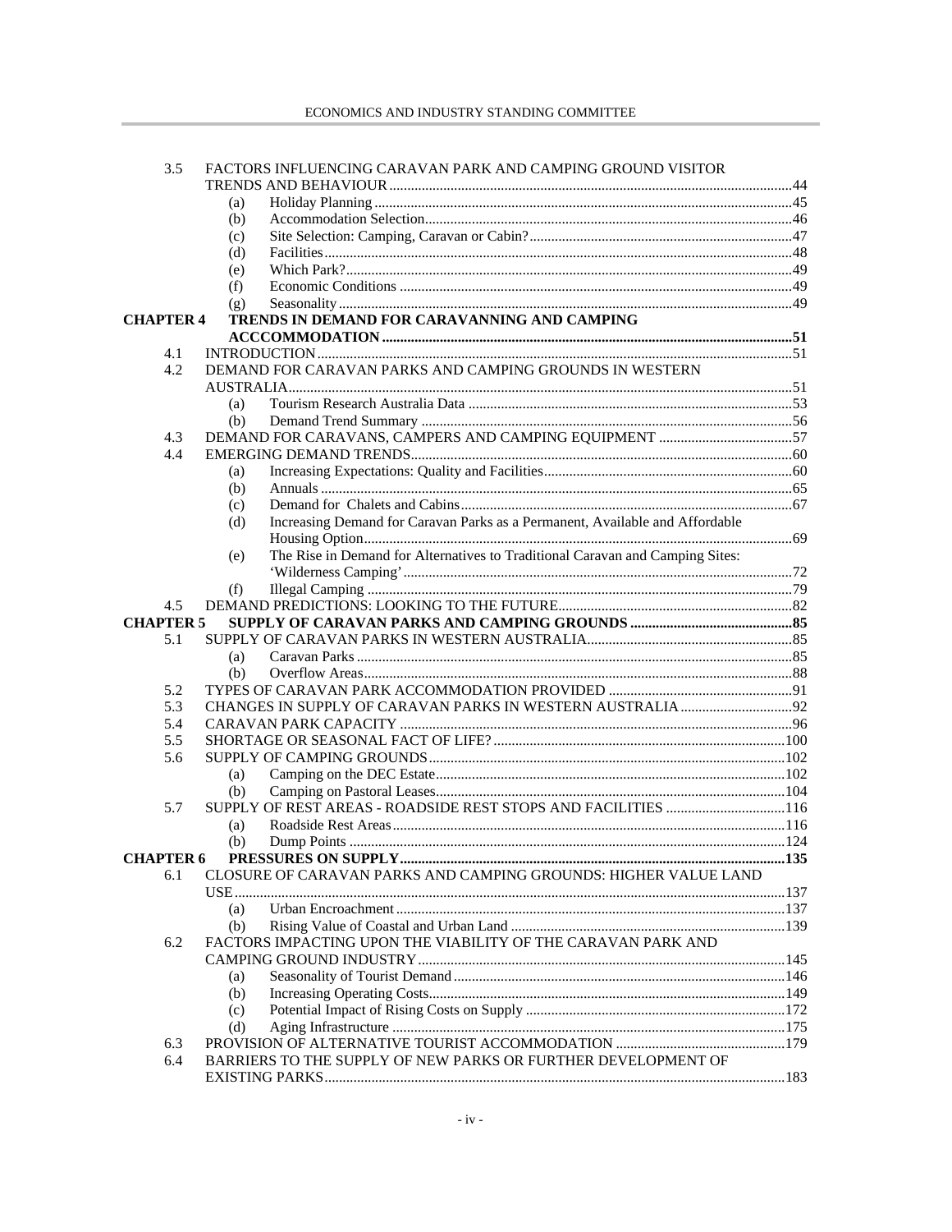| | | | |
|---|---|---|---|
| 3.5 | FACTORS INFLUENCING CARAVAN PARK AND CAMPING GROUND VISITOR TRENDS AND BEHAVIOUR | | 44 |
| | (a) | Holiday Planning | 45 |
| | (b) | Accommodation Selection | 46 |
| | (c) | Site Selection: Camping, Caravan or Cabin? | 47 |
| | (d) | Facilities | 48 |
| | (e) | Which Park? | 49 |
| | (f) | Economic Conditions | 49 |
| | (g) | Seasonality | 49 |
| **CHAPTER 4** | **TRENDS IN DEMAND FOR CARAVANNING AND CAMPING ACCCOMMODATION** | | **51** |
| 4.1 | INTRODUCTION | | 51 |
| 4.2 | DEMAND FOR CARAVAN PARKS AND CAMPING GROUNDS IN WESTERN AUSTRALIA | | 51 |
| | (a) | Tourism Research Australia Data | 53 |
| | (b) | Demand Trend Summary | 56 |
| 4.3 | DEMAND FOR CARAVANS, CAMPERS AND CAMPING EQUIPMENT | | 57 |
| 4.4 | EMERGING DEMAND TRENDS | | 60 |
| | (a) | Increasing Expectations: Quality and Facilities | 60 |
| | (b) | Annuals | 65 |
| | (c) | Demand for Chalets and Cabins | 67 |
| | (d) | Increasing Demand for Caravan Parks as a Permanent, Available and Affordable Housing Option | 69 |
| | (e) | The Rise in Demand for Alternatives to Traditional Caravan and Camping Sites: 'Wilderness Camping' | 72 |
| | (f) | Illegal Camping | 79 |
| 4.5 | DEMAND PREDICTIONS: LOOKING TO THE FUTURE | | 82 |
| **CHAPTER 5** | **SUPPLY OF CARAVAN PARKS AND CAMPING GROUNDS** | | **85** |
| 5.1 | SUPPLY OF CARAVAN PARKS IN WESTERN AUSTRALIA | | 85 |
| | (a) | Caravan Parks | 85 |
| | (b) | Overflow Areas | 88 |
| 5.2 | TYPES OF CARAVAN PARK ACCOMMODATION PROVIDED | | 91 |
| 5.3 | CHANGES IN SUPPLY OF CARAVAN PARKS IN WESTERN AUSTRALIA | | 92 |
| 5.4 | CARAVAN PARK CAPACITY | | 96 |
| 5.5 | SHORTAGE OR SEASONAL FACT OF LIFE? | | 100 |
| 5.6 | SUPPLY OF CAMPING GROUNDS | | 102 |
| | (a) | Camping on the DEC Estate | 102 |
| | (b) | Camping on Pastoral Leases | 104 |
| 5.7 | SUPPLY OF REST AREAS - ROADSIDE REST STOPS AND FACILITIES | | 116 |
| | (a) | Roadside Rest Areas | 116 |
| | (b) | Dump Points | 124 |
| **CHAPTER 6** | **PRESSURES ON SUPPLY** | | **135** |
| 6.1 | CLOSURE OF CARAVAN PARKS AND CAMPING GROUNDS: HIGHER VALUE LAND USE | | 137 |
| | (a) | Urban Encroachment | 137 |
| | (b) | Rising Value of Coastal and Urban Land | 139 |
| 6.2 | FACTORS IMPACTING UPON THE VIABILITY OF THE CARAVAN PARK AND CAMPING GROUND INDUSTRY | | 145 |
| | (a) | Seasonality of Tourist Demand | 146 |
| | (b) | Increasing Operating Costs | 149 |
| | (c) | Potential Impact of Rising Costs on Supply | 172 |
| | (d) | Aging Infrastructure | 175 |
| 6.3 | PROVISION OF ALTERNATIVE TOURIST ACCOMMODATION | | 179 |
| 6.4 | BARRIERS TO THE SUPPLY OF NEW PARKS OR FURTHER DEVELOPMENT OF EXISTING PARKS | | 183 |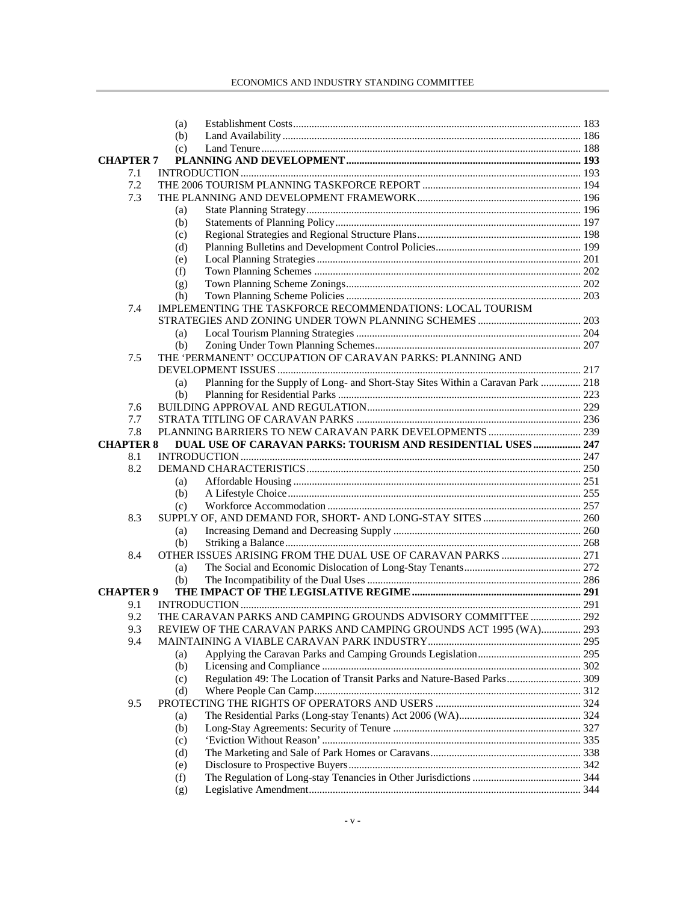| | | | |
|---|---|---|---|
| | (a) | Establishment Costs | 183 |
| | (b) | Land Availability | 186 |
| | (c) | Land Tenure | 188 |
| **CHAPTER 7** | **PLANNING AND DEVELOPMENT** | | **193** |
| 7.1 | INTRODUCTION | | 193 |
| 7.2 | THE 2006 TOURISM PLANNING TASKFORCE REPORT | | 194 |
| 7.3 | THE PLANNING AND DEVELOPMENT FRAMEWORK | | 196 |
| | (a) | State Planning Strategy | 196 |
| | (b) | Statements of Planning Policy | 197 |
| | (c) | Regional Strategies and Regional Structure Plans | 198 |
| | (d) | Planning Bulletins and Development Control Policies | 199 |
| | (e) | Local Planning Strategies | 201 |
| | (f) | Town Planning Schemes | 202 |
| | (g) | Town Planning Scheme Zonings | 202 |
| | (h) | Town Planning Scheme Policies | 203 |
| 7.4 | IMPLEMENTING THE TASKFORCE RECOMMENDATIONS: LOCAL TOURISM STRATEGIES AND ZONING UNDER TOWN PLANNING SCHEMES | | 203 |
| | (a) | Local Tourism Planning Strategies | 204 |
| | (b) | Zoning Under Town Planning Schemes | 207 |
| 7.5 | THE 'PERMANENT' OCCUPATION OF CARAVAN PARKS: PLANNING AND DEVELOPMENT ISSUES | | 217 |
| | (a) | Planning for the Supply of Long- and Short-Stay Sites Within a Caravan Park | 218 |
| | (b) | Planning for Residential Parks | 223 |
| 7.6 | BUILDING APPROVAL AND REGULATION | | 229 |
| 7.7 | STRATA TITLING OF CARAVAN PARKS | | 236 |
| 7.8 | PLANNING BARRIERS TO NEW CARAVAN PARK DEVELOPMENTS | | 239 |
| **CHAPTER 8** | **DUAL USE OF CARAVAN PARKS: TOURISM AND RESIDENTIAL USES** | | **247** |
| 8.1 | INTRODUCTION | | 247 |
| 8.2 | DEMAND CHARACTERISTICS | | 250 |
| | (a) | Affordable Housing | 251 |
| | (b) | A Lifestyle Choice | 255 |
| | (c) | Workforce Accommodation | 257 |
| 8.3 | SUPPLY OF, AND DEMAND FOR, SHORT- AND LONG-STAY SITES | | 260 |
| | (a) | Increasing Demand and Decreasing Supply | 260 |
| | (b) | Striking a Balance | 268 |
| 8.4 | OTHER ISSUES ARISING FROM THE DUAL USE OF CARAVAN PARKS | | 271 |
| | (a) | The Social and Economic Dislocation of Long-Stay Tenants | 272 |
| | (b) | The Incompatibility of the Dual Uses | 286 |
| **CHAPTER 9** | **THE IMPACT OF THE LEGISLATIVE REGIME** | | **291** |
| 9.1 | INTRODUCTION | | 291 |
| 9.2 | THE CARAVAN PARKS AND CAMPING GROUNDS ADVISORY COMMITTEE | | 292 |
| 9.3 | REVIEW OF THE CARAVAN PARKS AND CAMPING GROUNDS ACT 1995 (WA) | | 293 |
| 9.4 | MAINTAINING A VIABLE CARAVAN PARK INDUSTRY | | 295 |
| | (a) | Applying the Caravan Parks and Camping Grounds Legislation | 295 |
| | (b) | Licensing and Compliance | 302 |
| | (c) | Regulation 49: The Location of Transit Parks and Nature-Based Parks | 309 |
| | (d) | Where People Can Camp | 312 |
| 9.5 | PROTECTING THE RIGHTS OF OPERATORS AND USERS | | 324 |
| | (a) | The Residential Parks (Long-stay Tenants) Act 2006 (WA) | 324 |
| | (b) | Long-Stay Agreements: Security of Tenure | 327 |
| | (c) | 'Eviction Without Reason' | 335 |
| | (d) | The Marketing and Sale of Park Homes or Caravans | 338 |
| | (e) | Disclosure to Prospective Buyers | 342 |
| | (f) | The Regulation of Long-stay Tenancies in Other Jurisdictions | 344 |
| | (g) | Legislative Amendment | 344 |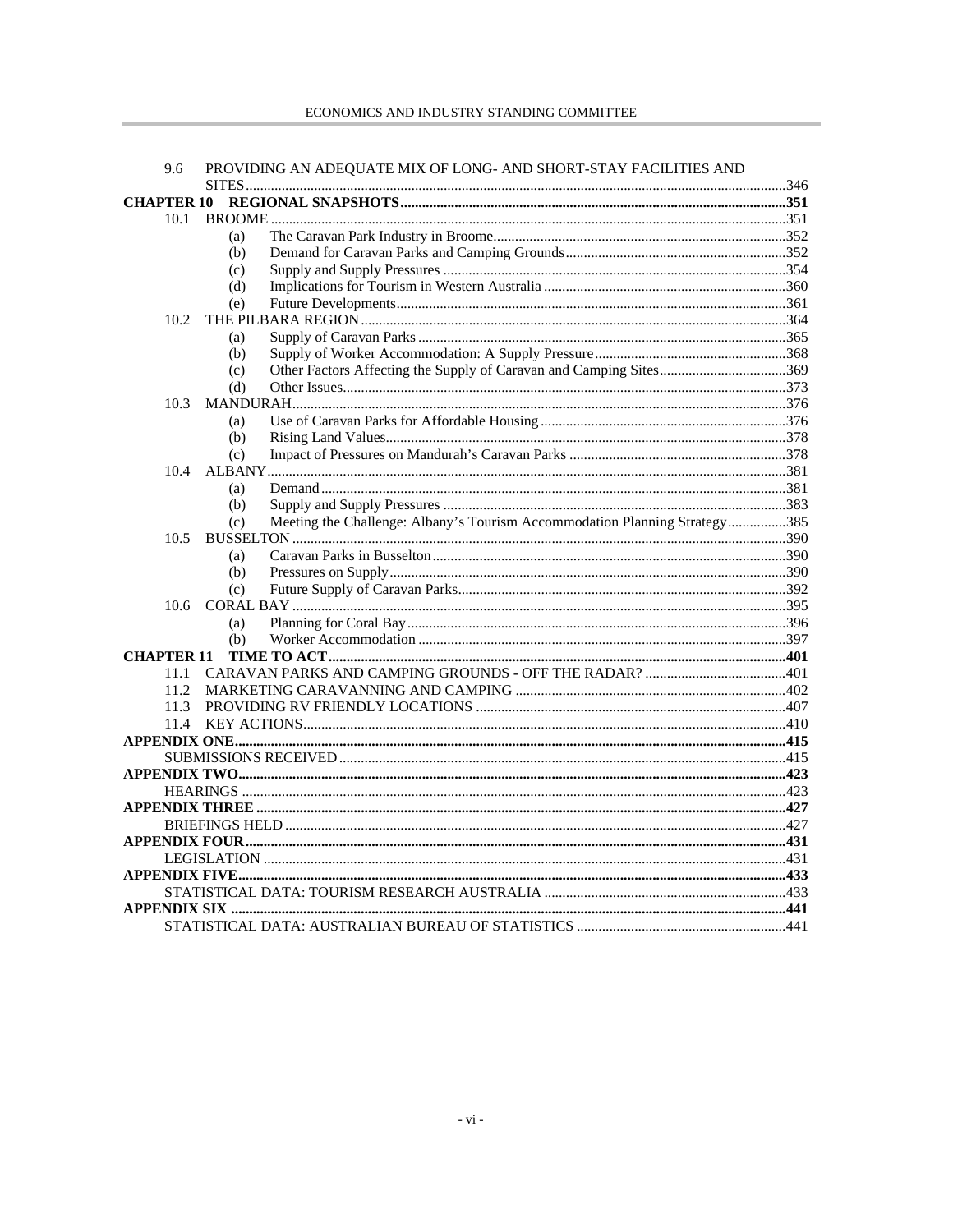9.6 PROVIDING AN ADEQUATE MIX OF LONG- AND SHORT-STAY FACILITIES AND SITES ....346

**CHAPTER 10 REGIONAL SNAPSHOTS ....351**

10.1 BROOME ....351
- (a) The Caravan Park Industry in Broome ....352
- (b) Demand for Caravan Parks and Camping Grounds ....352
- (c) Supply and Supply Pressures ....354
- (d) Implications for Tourism in Western Australia ....360
- (e) Future Developments ....361

10.2 THE PILBARA REGION ....364
- (a) Supply of Caravan Parks ....365
- (b) Supply of Worker Accommodation: A Supply Pressure ....368
- (c) Other Factors Affecting the Supply of Caravan and Camping Sites ....369
- (d) Other Issues ....373

10.3 MANDURAH ....376
- (a) Use of Caravan Parks for Affordable Housing ....376
- (b) Rising Land Values ....378
- (c) Impact of Pressures on Mandurah's Caravan Parks ....378

10.4 ALBANY ....381
- (a) Demand ....381
- (b) Supply and Supply Pressures ....383
- (c) Meeting the Challenge: Albany's Tourism Accommodation Planning Strategy ....385

10.5 BUSSELTON ....390
- (a) Caravan Parks in Busselton ....390
- (b) Pressures on Supply ....390
- (c) Future Supply of Caravan Parks ....392

10.6 CORAL BAY ....395
- (a) Planning for Coral Bay ....396
- (b) Worker Accommodation ....397

**CHAPTER 11 TIME TO ACT ....401**

11.1 CARAVAN PARKS AND CAMPING GROUNDS - OFF THE RADAR? ....401

11.2 MARKETING CARAVANNING AND CAMPING ....402

11.3 PROVIDING RV FRIENDLY LOCATIONS ....407

11.4 KEY ACTIONS ....410

**APPENDIX ONE ....415**

SUBMISSIONS RECEIVED ....415

**APPENDIX TWO ....423**

HEARINGS ....423

**APPENDIX THREE ....427**

BRIEFINGS HELD ....427

**APPENDIX FOUR ....431**

LEGISLATION ....431

**APPENDIX FIVE ....433**

STATISTICAL DATA: TOURISM RESEARCH AUSTRALIA ....433

**APPENDIX SIX ....441**

STATISTICAL DATA: AUSTRALIAN BUREAU OF STATISTICS ....441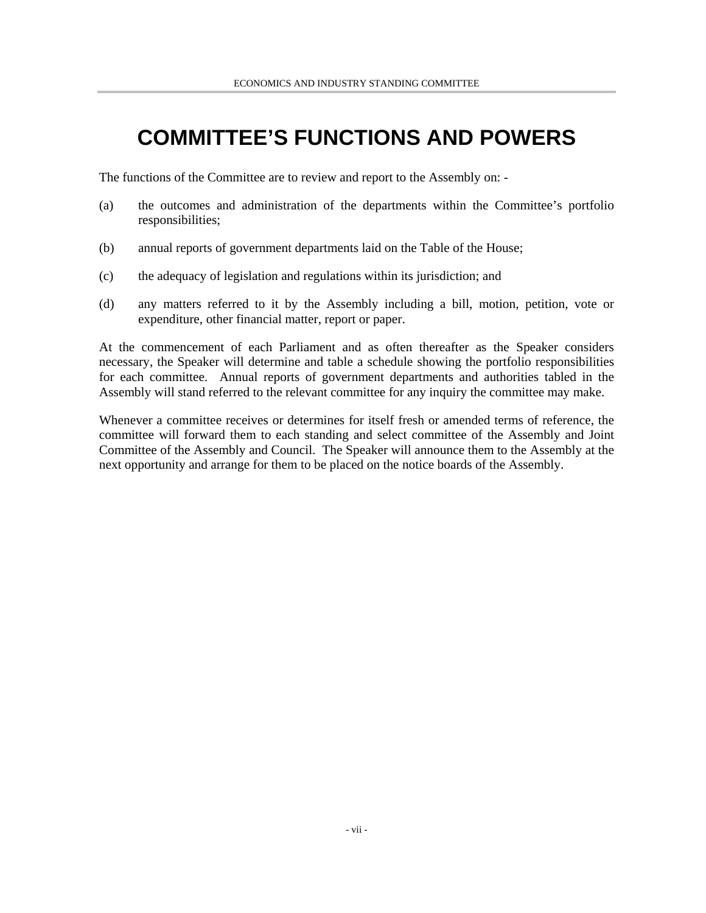# COMMITTEE'S FUNCTIONS AND POWERS

The functions of the Committee are to review and report to the Assembly on: -

(a) the outcomes and administration of the departments within the Committee's portfolio responsibilities;

(b) annual reports of government departments laid on the Table of the House;

(c) the adequacy of legislation and regulations within its jurisdiction; and

(d) any matters referred to it by the Assembly including a bill, motion, petition, vote or expenditure, other financial matter, report or paper.

At the commencement of each Parliament and as often thereafter as the Speaker considers necessary, the Speaker will determine and table a schedule showing the portfolio responsibilities for each committee. Annual reports of government departments and authorities tabled in the Assembly will stand referred to the relevant committee for any inquiry the committee may make.

Whenever a committee receives or determines for itself fresh or amended terms of reference, the committee will forward them to each standing and select committee of the Assembly and Joint Committee of the Assembly and Council. The Speaker will announce them to the Assembly at the next opportunity and arrange for them to be placed on the notice boards of the Assembly.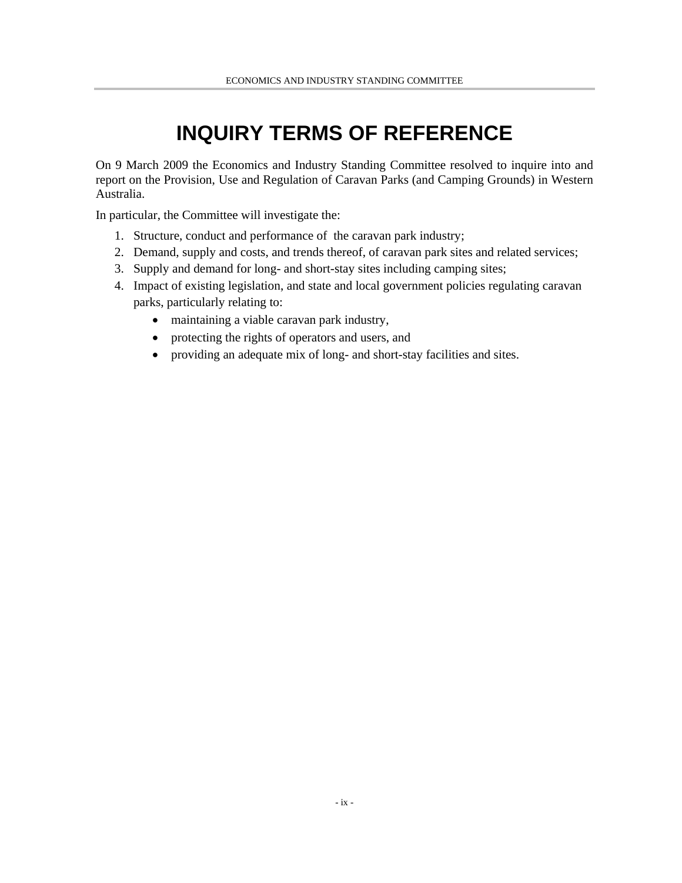# INQUIRY TERMS OF REFERENCE

On 9 March 2009 the Economics and Industry Standing Committee resolved to inquire into and report on the Provision, Use and Regulation of Caravan Parks (and Camping Grounds) in Western Australia.

In particular, the Committee will investigate the:

1. Structure, conduct and performance of the caravan park industry;
2. Demand, supply and costs, and trends thereof, of caravan park sites and related services;
3. Supply and demand for long- and short-stay sites including camping sites;
4. Impact of existing legislation, and state and local government policies regulating caravan parks, particularly relating to:
   - maintaining a viable caravan park industry,
   - protecting the rights of operators and users, and
   - providing an adequate mix of long- and short-stay facilities and sites.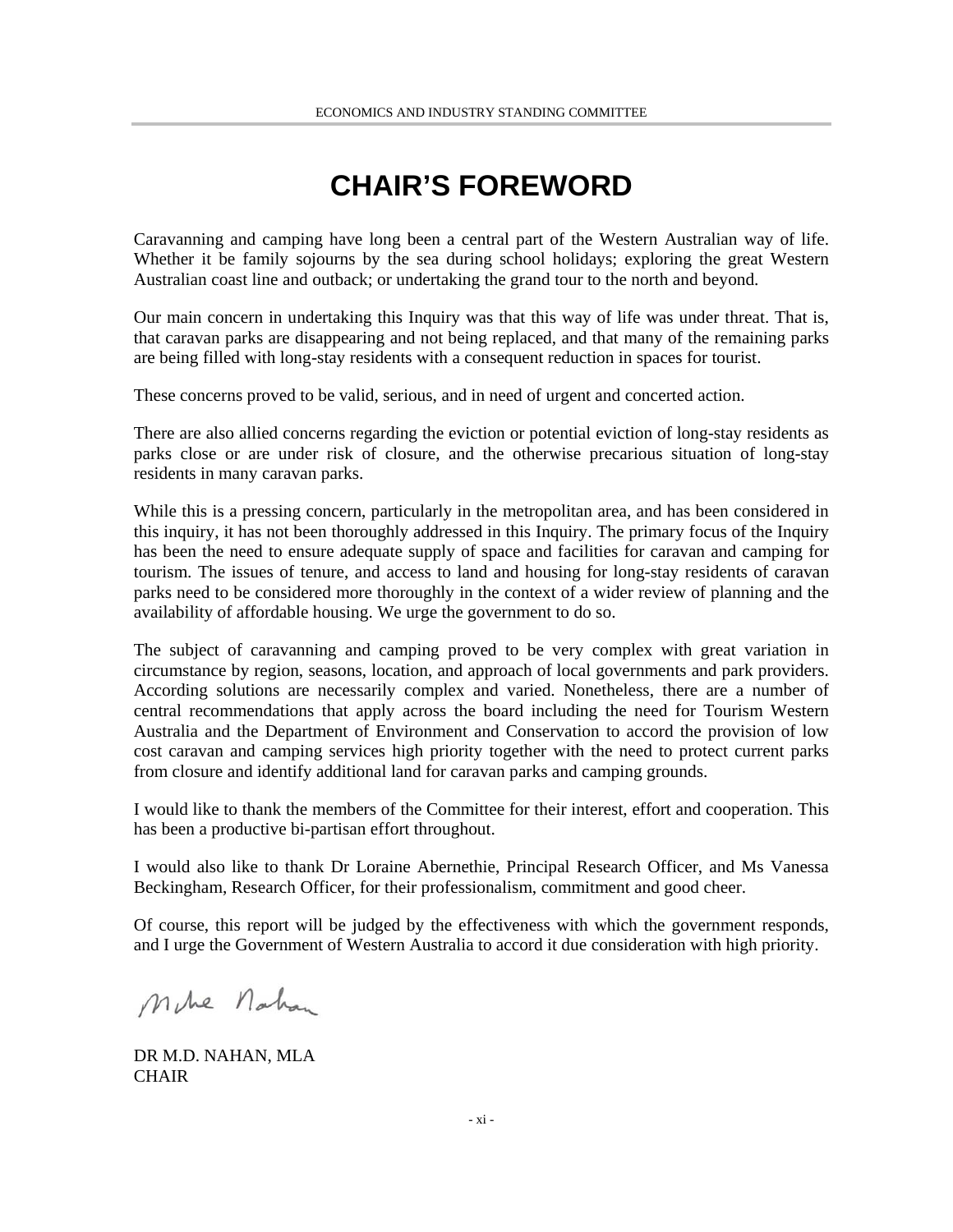# CHAIR'S FOREWORD

Caravanning and camping have long been a central part of the Western Australian way of life. Whether it be family sojourns by the sea during school holidays; exploring the great Western Australian coast line and outback; or undertaking the grand tour to the north and beyond.

Our main concern in undertaking this Inquiry was that this way of life was under threat. That is, that caravan parks are disappearing and not being replaced, and that many of the remaining parks are being filled with long-stay residents with a consequent reduction in spaces for tourist.

These concerns proved to be valid, serious, and in need of urgent and concerted action.

There are also allied concerns regarding the eviction or potential eviction of long-stay residents as parks close or are under risk of closure, and the otherwise precarious situation of long-stay residents in many caravan parks.

While this is a pressing concern, particularly in the metropolitan area, and has been considered in this inquiry, it has not been thoroughly addressed in this Inquiry. The primary focus of the Inquiry has been the need to ensure adequate supply of space and facilities for caravan and camping for tourism. The issues of tenure, and access to land and housing for long-stay residents of caravan parks need to be considered more thoroughly in the context of a wider review of planning and the availability of affordable housing. We urge the government to do so.

The subject of caravanning and camping proved to be very complex with great variation in circumstance by region, seasons, location, and approach of local governments and park providers. According solutions are necessarily complex and varied. Nonetheless, there are a number of central recommendations that apply across the board including the need for Tourism Western Australia and the Department of Environment and Conservation to accord the provision of low cost caravan and camping services high priority together with the need to protect current parks from closure and identify additional land for caravan parks and camping grounds.

I would like to thank the members of the Committee for their interest, effort and cooperation. This has been a productive bi-partisan effort throughout.

I would also like to thank Dr Loraine Abernethie, Principal Research Officer, and Ms Vanessa Beckingham, Research Officer, for their professionalism, commitment and good cheer.

Of course, this report will be judged by the effectiveness with which the government responds, and I urge the Government of Western Australia to accord it due consideration with high priority.

Mike Nahan

DR M.D. NAHAN, MLA
CHAIR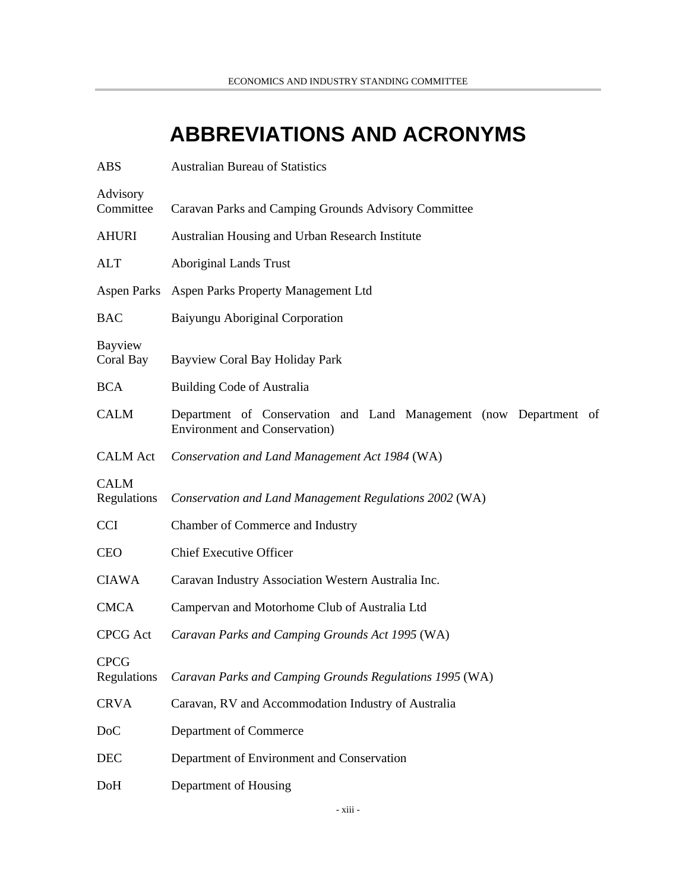# ABBREVIATIONS AND ACRONYMS

| | |
|---|---|
| ABS | Australian Bureau of Statistics |
| Advisory Committee | Caravan Parks and Camping Grounds Advisory Committee |
| AHURI | Australian Housing and Urban Research Institute |
| ALT | Aboriginal Lands Trust |
| Aspen Parks | Aspen Parks Property Management Ltd |
| BAC | Baiyungu Aboriginal Corporation |
| Bayview Coral Bay | Bayview Coral Bay Holiday Park |
| BCA | Building Code of Australia |
| CALM | Department of Conservation and Land Management (now Department of Environment and Conservation) |
| CALM Act | *Conservation and Land Management Act 1984* (WA) |
| CALM Regulations | *Conservation and Land Management Regulations 2002* (WA) |
| CCI | Chamber of Commerce and Industry |
| CEO | Chief Executive Officer |
| CIAWA | Caravan Industry Association Western Australia Inc. |
| CMCA | Campervan and Motorhome Club of Australia Ltd |
| CPCG Act | *Caravan Parks and Camping Grounds Act 1995* (WA) |
| CPCG Regulations | *Caravan Parks and Camping Grounds Regulations 1995* (WA) |
| CRVA | Caravan, RV and Accommodation Industry of Australia |
| DoC | Department of Commerce |
| DEC | Department of Environment and Conservation |
| DoH | Department of Housing |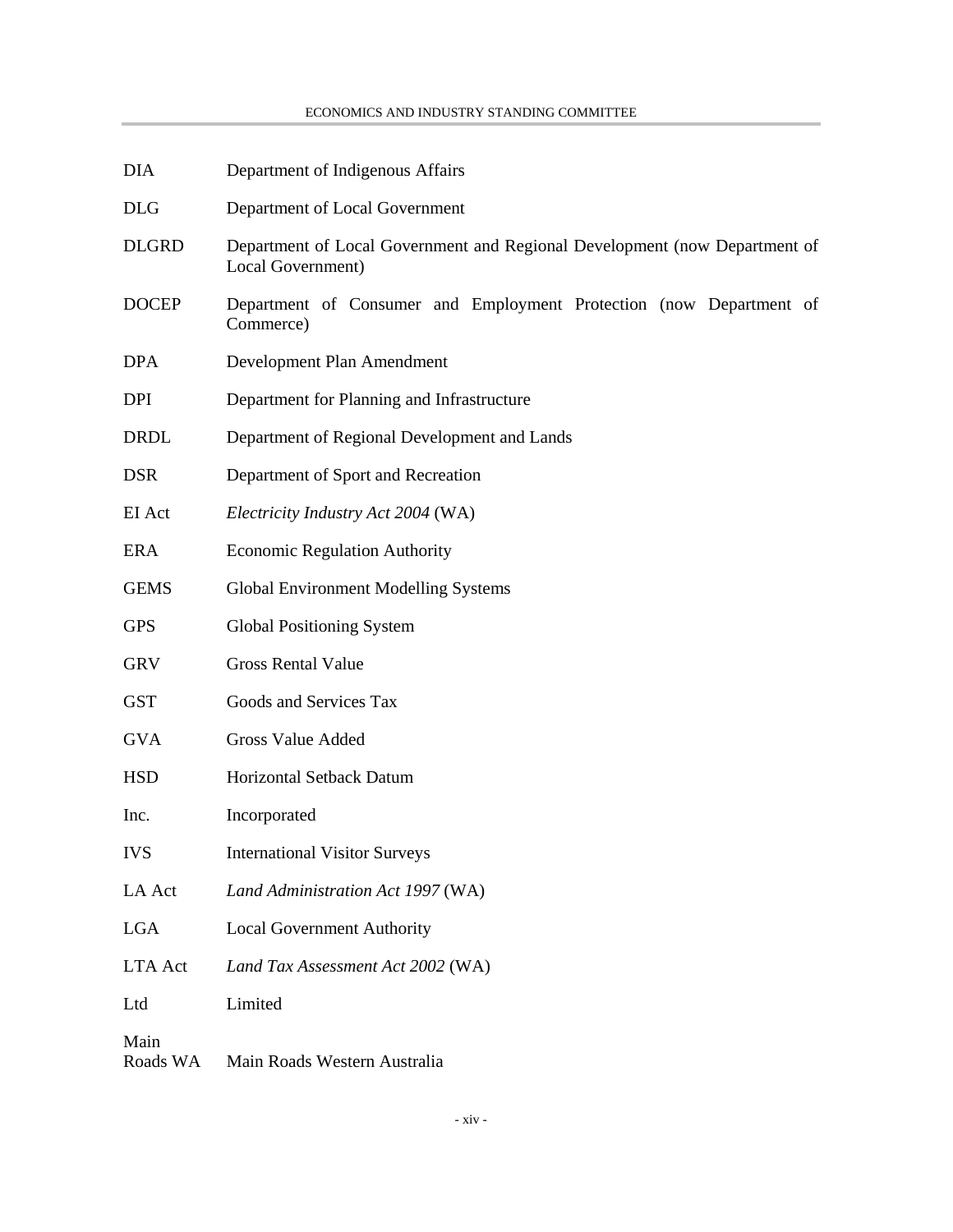| | |
|---|---|
| DIA | Department of Indigenous Affairs |
| DLG | Department of Local Government |
| DLGRD | Department of Local Government and Regional Development (now Department of Local Government) |
| DOCEP | Department of Consumer and Employment Protection (now Department of Commerce) |
| DPA | Development Plan Amendment |
| DPI | Department for Planning and Infrastructure |
| DRDL | Department of Regional Development and Lands |
| DSR | Department of Sport and Recreation |
| EI Act | *Electricity Industry Act 2004* (WA) |
| ERA | Economic Regulation Authority |
| GEMS | Global Environment Modelling Systems |
| GPS | Global Positioning System |
| GRV | Gross Rental Value |
| GST | Goods and Services Tax |
| GVA | Gross Value Added |
| HSD | Horizontal Setback Datum |
| Inc. | Incorporated |
| IVS | International Visitor Surveys |
| LA Act | *Land Administration Act 1997* (WA) |
| LGA | Local Government Authority |
| LTA Act | *Land Tax Assessment Act 2002* (WA) |
| Ltd | Limited |
| Main Roads WA | Main Roads Western Australia |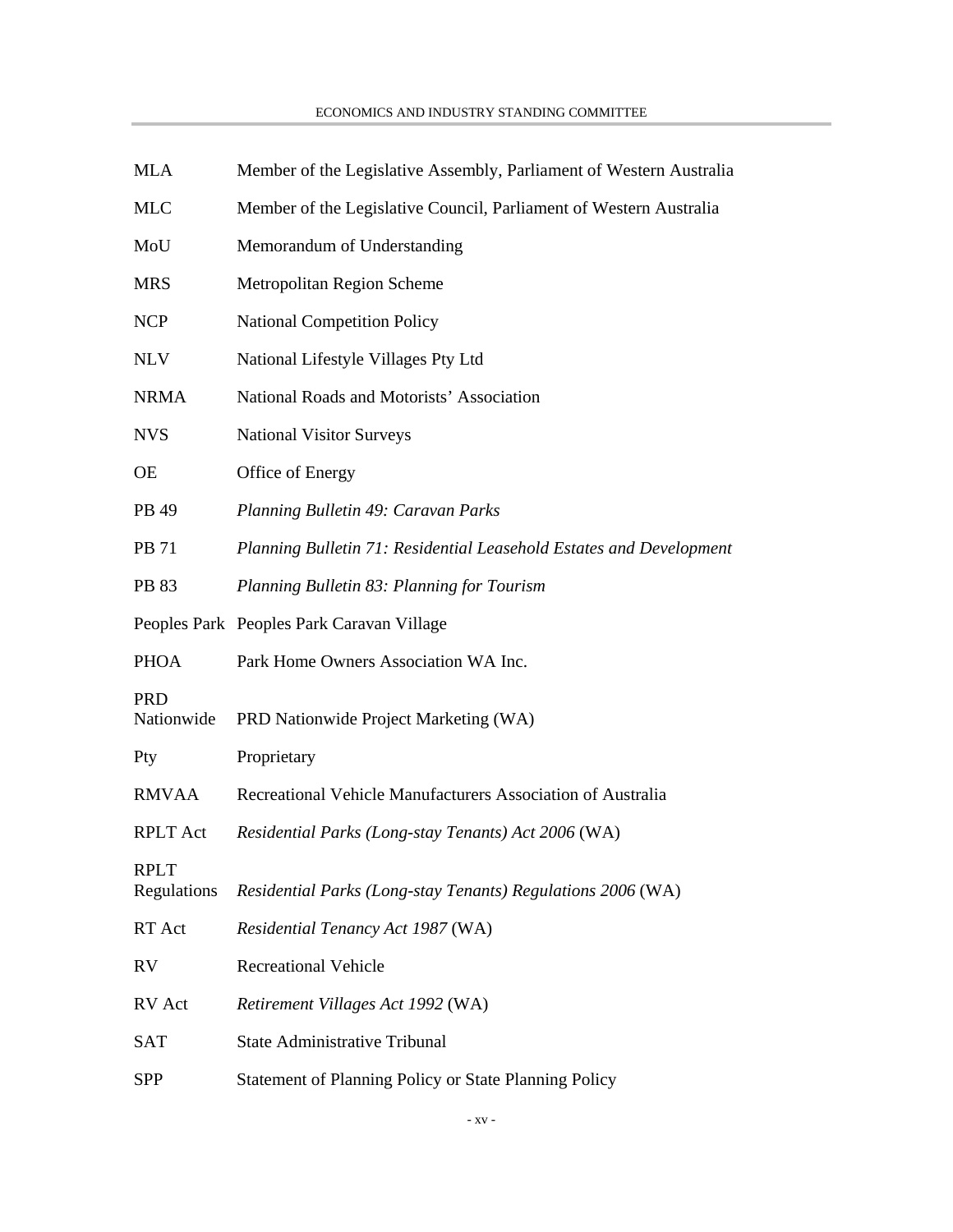| | |
|---|---|
| MLA | Member of the Legislative Assembly, Parliament of Western Australia |
| MLC | Member of the Legislative Council, Parliament of Western Australia |
| MoU | Memorandum of Understanding |
| MRS | Metropolitan Region Scheme |
| NCP | National Competition Policy |
| NLV | National Lifestyle Villages Pty Ltd |
| NRMA | National Roads and Motorists' Association |
| NVS | National Visitor Surveys |
| OE | Office of Energy |
| PB 49 | *Planning Bulletin 49: Caravan Parks* |
| PB 71 | *Planning Bulletin 71: Residential Leasehold Estates and Development* |
| PB 83 | *Planning Bulletin 83: Planning for Tourism* |
| Peoples Park | Peoples Park Caravan Village |
| PHOA | Park Home Owners Association WA Inc. |
| PRD Nationwide | PRD Nationwide Project Marketing (WA) |
| Pty | Proprietary |
| RMVAA | Recreational Vehicle Manufacturers Association of Australia |
| RPLT Act | *Residential Parks (Long-stay Tenants) Act 2006* (WA) |
| RPLT Regulations | *Residential Parks (Long-stay Tenants) Regulations 2006* (WA) |
| RT Act | *Residential Tenancy Act 1987* (WA) |
| RV | Recreational Vehicle |
| RV Act | *Retirement Villages Act 1992* (WA) |
| SAT | State Administrative Tribunal |
| SPP | Statement of Planning Policy or State Planning Policy |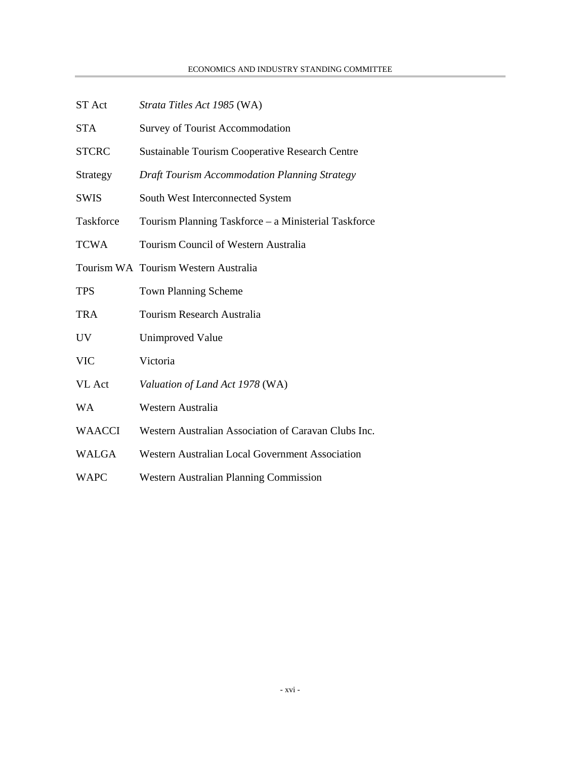| | |
|---|---|
| ST Act | *Strata Titles Act 1985* (WA) |
| STA | Survey of Tourist Accommodation |
| STCRC | Sustainable Tourism Cooperative Research Centre |
| Strategy | *Draft Tourism Accommodation Planning Strategy* |
| SWIS | South West Interconnected System |
| Taskforce | Tourism Planning Taskforce – a Ministerial Taskforce |
| TCWA | Tourism Council of Western Australia |
| Tourism WA | Tourism Western Australia |
| TPS | Town Planning Scheme |
| TRA | Tourism Research Australia |
| UV | Unimproved Value |
| VIC | Victoria |
| VL Act | *Valuation of Land Act 1978* (WA) |
| WA | Western Australia |
| WAACCI | Western Australian Association of Caravan Clubs Inc. |
| WALGA | Western Australian Local Government Association |
| WAPC | Western Australian Planning Commission |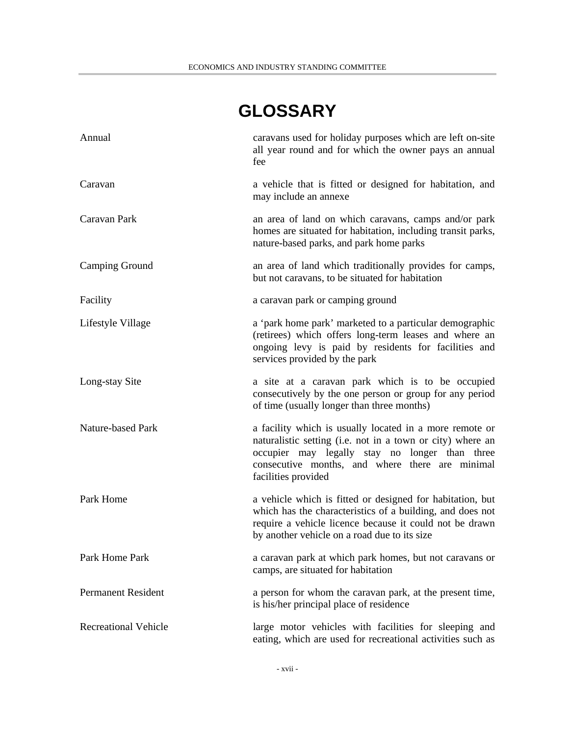# GLOSSARY

| | |
|---|---|
| Annual | caravans used for holiday purposes which are left on-site all year round and for which the owner pays an annual fee |
| Caravan | a vehicle that is fitted or designed for habitation, and may include an annexe |
| Caravan Park | an area of land on which caravans, camps and/or park homes are situated for habitation, including transit parks, nature-based parks, and park home parks |
| Camping Ground | an area of land which traditionally provides for camps, but not caravans, to be situated for habitation |
| Facility | a caravan park or camping ground |
| Lifestyle Village | a 'park home park' marketed to a particular demographic (retirees) which offers long-term leases and where an ongoing levy is paid by residents for facilities and services provided by the park |
| Long-stay Site | a site at a caravan park which is to be occupied consecutively by the one person or group for any period of time (usually longer than three months) |
| Nature-based Park | a facility which is usually located in a more remote or naturalistic setting (i.e. not in a town or city) where an occupier may legally stay no longer than three consecutive months, and where there are minimal facilities provided |
| Park Home | a vehicle which is fitted or designed for habitation, but which has the characteristics of a building, and does not require a vehicle licence because it could not be drawn by another vehicle on a road due to its size |
| Park Home Park | a caravan park at which park homes, but not caravans or camps, are situated for habitation |
| Permanent Resident | a person for whom the caravan park, at the present time, is his/her principal place of residence |
| Recreational Vehicle | large motor vehicles with facilities for sleeping and eating, which are used for recreational activities such as |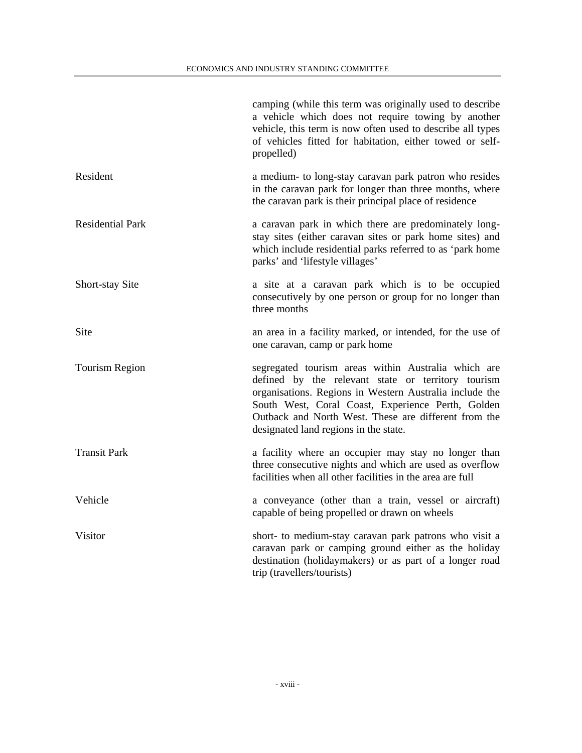| | |
|---|---|
| | camping (while this term was originally used to describe a vehicle which does not require towing by another vehicle, this term is now often used to describe all types of vehicles fitted for habitation, either towed or self-propelled) |
| Resident | a medium- to long-stay caravan park patron who resides in the caravan park for longer than three months, where the caravan park is their principal place of residence |
| Residential Park | a caravan park in which there are predominately long-stay sites (either caravan sites or park home sites) and which include residential parks referred to as 'park home parks' and 'lifestyle villages' |
| Short-stay Site | a site at a caravan park which is to be occupied consecutively by one person or group for no longer than three months |
| Site | an area in a facility marked, or intended, for the use of one caravan, camp or park home |
| Tourism Region | segregated tourism areas within Australia which are defined by the relevant state or territory tourism organisations. Regions in Western Australia include the South West, Coral Coast, Experience Perth, Golden Outback and North West. These are different from the designated land regions in the state. |
| Transit Park | a facility where an occupier may stay no longer than three consecutive nights and which are used as overflow facilities when all other facilities in the area are full |
| Vehicle | a conveyance (other than a train, vessel or aircraft) capable of being propelled or drawn on wheels |
| Visitor | short- to medium-stay caravan park patrons who visit a caravan park or camping ground either as the holiday destination (holidaymakers) or as part of a longer road trip (travellers/tourists) |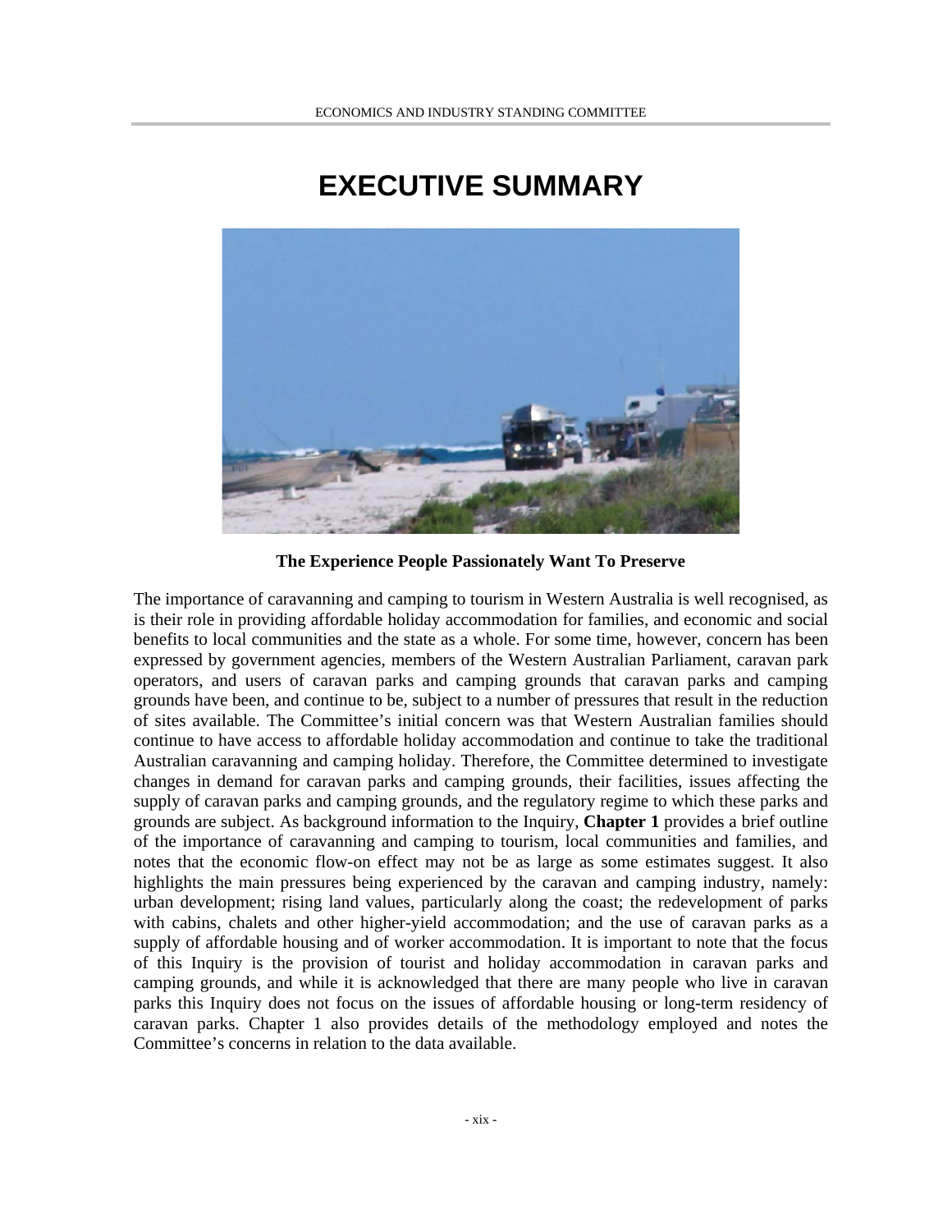# EXECUTIVE SUMMARY

**The Experience People Passionately Want To Preserve**

The importance of caravanning and camping to tourism in Western Australia is well recognised, as is their role in providing affordable holiday accommodation for families, and economic and social benefits to local communities and the state as a whole. For some time, however, concern has been expressed by government agencies, members of the Western Australian Parliament, caravan park operators, and users of caravan parks and camping grounds that caravan parks and camping grounds have been, and continue to be, subject to a number of pressures that result in the reduction of sites available. The Committee's initial concern was that Western Australian families should continue to have access to affordable holiday accommodation and continue to take the traditional Australian caravanning and camping holiday. Therefore, the Committee determined to investigate changes in demand for caravan parks and camping grounds, their facilities, issues affecting the supply of caravan parks and camping grounds, and the regulatory regime to which these parks and grounds are subject. As background information to the Inquiry, **Chapter 1** provides a brief outline of the importance of caravanning and camping to tourism, local communities and families, and notes that the economic flow-on effect may not be as large as some estimates suggest. It also highlights the main pressures being experienced by the caravan and camping industry, namely: urban development; rising land values, particularly along the coast; the redevelopment of parks with cabins, chalets and other higher-yield accommodation; and the use of caravan parks as a supply of affordable housing and of worker accommodation. It is important to note that the focus of this Inquiry is the provision of tourist and holiday accommodation in caravan parks and camping grounds, and while it is acknowledged that there are many people who live in caravan parks this Inquiry does not focus on the issues of affordable housing or long-term residency of caravan parks. Chapter 1 also provides details of the methodology employed and notes the Committee's concerns in relation to the data available.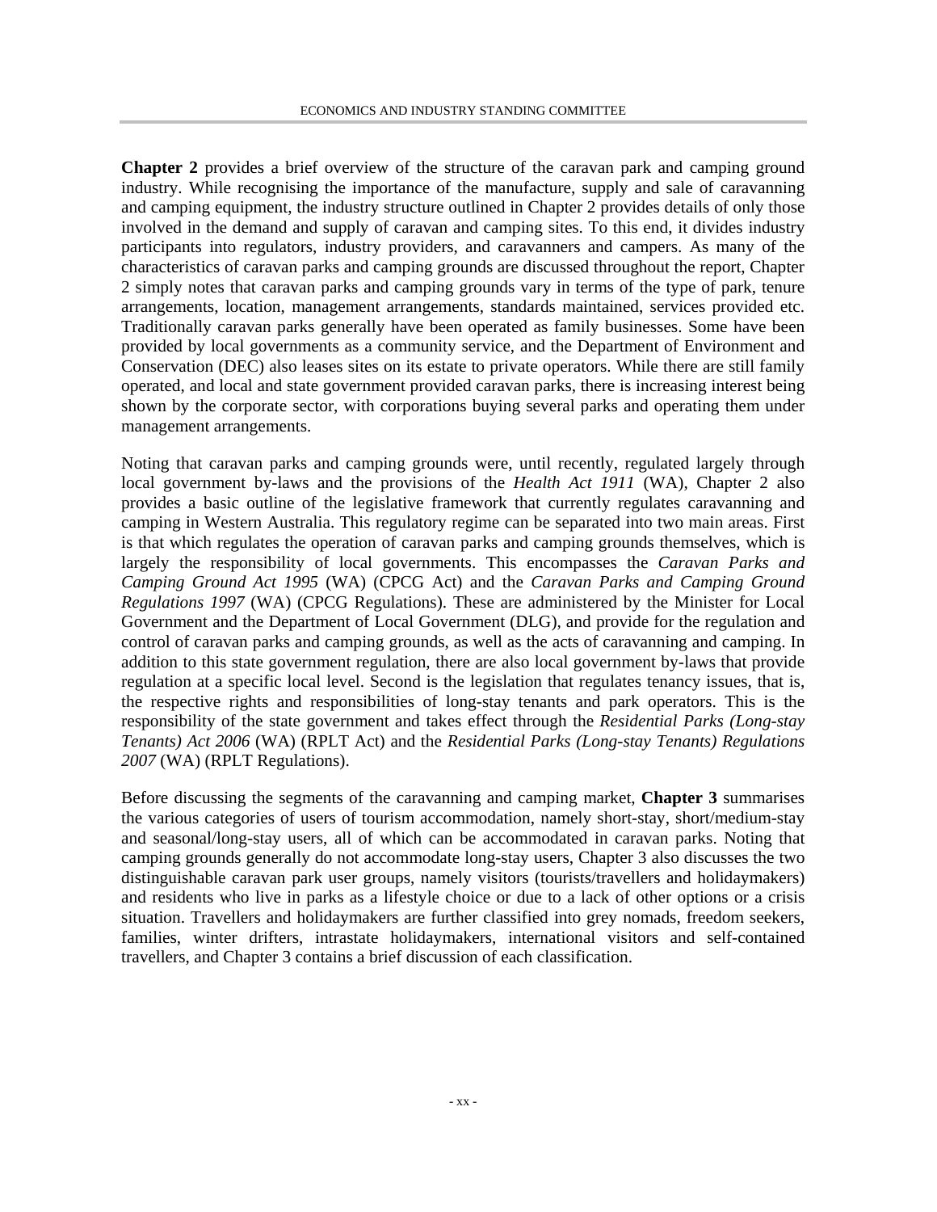**Chapter 2** provides a brief overview of the structure of the caravan park and camping ground industry. While recognising the importance of the manufacture, supply and sale of caravanning and camping equipment, the industry structure outlined in Chapter 2 provides details of only those involved in the demand and supply of caravan and camping sites. To this end, it divides industry participants into regulators, industry providers, and caravanners and campers. As many of the characteristics of caravan parks and camping grounds are discussed throughout the report, Chapter 2 simply notes that caravan parks and camping grounds vary in terms of the type of park, tenure arrangements, location, management arrangements, standards maintained, services provided etc. Traditionally caravan parks generally have been operated as family businesses. Some have been provided by local governments as a community service, and the Department of Environment and Conservation (DEC) also leases sites on its estate to private operators. While there are still family operated, and local and state government provided caravan parks, there is increasing interest being shown by the corporate sector, with corporations buying several parks and operating them under management arrangements.

Noting that caravan parks and camping grounds were, until recently, regulated largely through local government by-laws and the provisions of the *Health Act 1911* (WA), Chapter 2 also provides a basic outline of the legislative framework that currently regulates caravanning and camping in Western Australia. This regulatory regime can be separated into two main areas. First is that which regulates the operation of caravan parks and camping grounds themselves, which is largely the responsibility of local governments. This encompasses the *Caravan Parks and Camping Ground Act 1995* (WA) (CPCG Act) and the *Caravan Parks and Camping Ground Regulations 1997* (WA) (CPCG Regulations). These are administered by the Minister for Local Government and the Department of Local Government (DLG), and provide for the regulation and control of caravan parks and camping grounds, as well as the acts of caravanning and camping. In addition to this state government regulation, there are also local government by-laws that provide regulation at a specific local level. Second is the legislation that regulates tenancy issues, that is, the respective rights and responsibilities of long-stay tenants and park operators. This is the responsibility of the state government and takes effect through the *Residential Parks (Long-stay Tenants) Act 2006* (WA) (RPLT Act) and the *Residential Parks (Long-stay Tenants) Regulations 2007* (WA) (RPLT Regulations).

Before discussing the segments of the caravanning and camping market, **Chapter 3** summarises the various categories of users of tourism accommodation, namely short-stay, short/medium-stay and seasonal/long-stay users, all of which can be accommodated in caravan parks. Noting that camping grounds generally do not accommodate long-stay users, Chapter 3 also discusses the two distinguishable caravan park user groups, namely visitors (tourists/travellers and holidaymakers) and residents who live in parks as a lifestyle choice or due to a lack of other options or a crisis situation. Travellers and holidaymakers are further classified into grey nomads, freedom seekers, families, winter drifters, intrastate holidaymakers, international visitors and self-contained travellers, and Chapter 3 contains a brief discussion of each classification.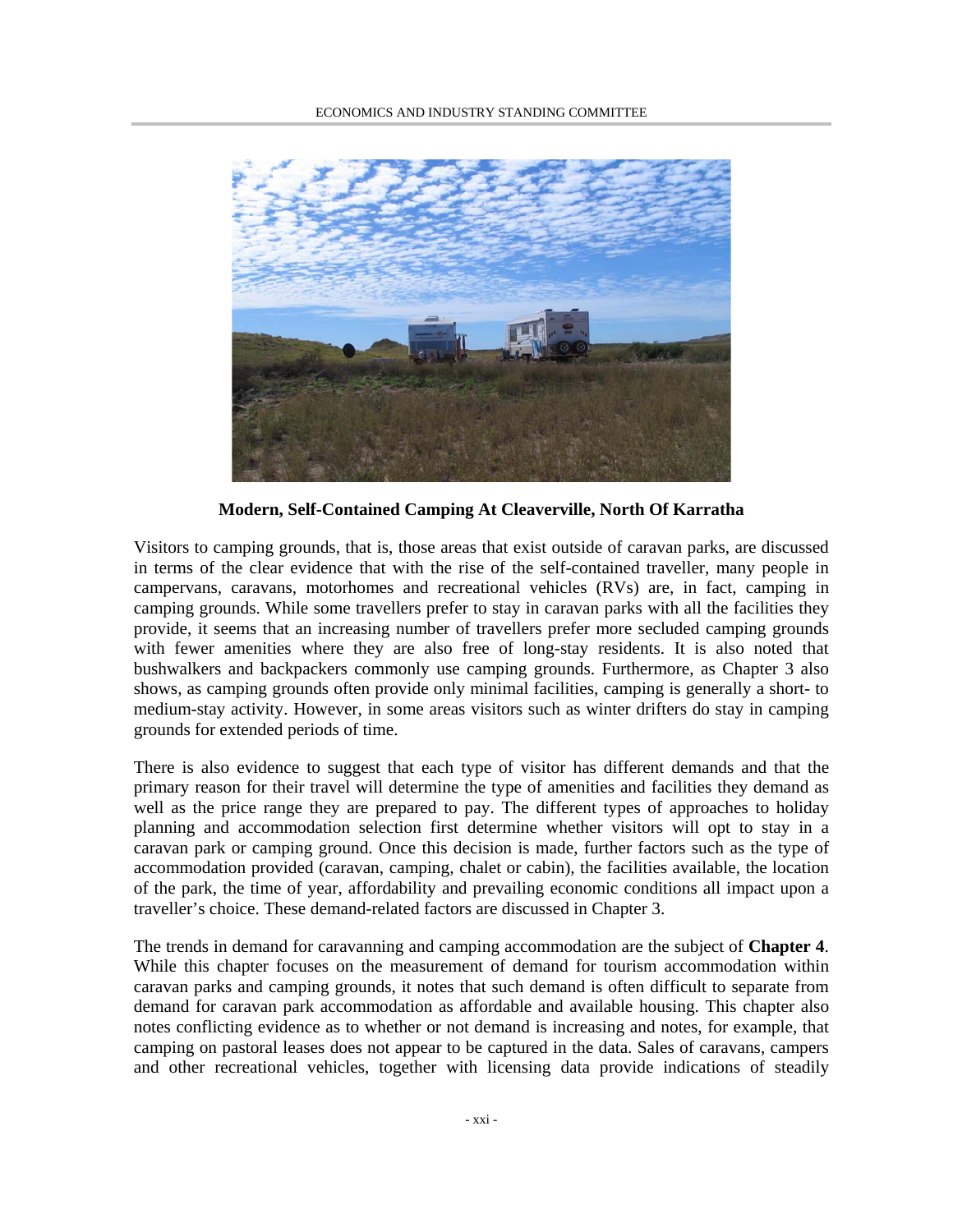**Modern, Self-Contained Camping At Cleaverville, North Of Karratha**

Visitors to camping grounds, that is, those areas that exist outside of caravan parks, are discussed in terms of the clear evidence that with the rise of the self-contained traveller, many people in campervans, caravans, motorhomes and recreational vehicles (RVs) are, in fact, camping in camping grounds. While some travellers prefer to stay in caravan parks with all the facilities they provide, it seems that an increasing number of travellers prefer more secluded camping grounds with fewer amenities where they are also free of long-stay residents. It is also noted that bushwalkers and backpackers commonly use camping grounds. Furthermore, as Chapter 3 also shows, as camping grounds often provide only minimal facilities, camping is generally a short- to medium-stay activity. However, in some areas visitors such as winter drifters do stay in camping grounds for extended periods of time.

There is also evidence to suggest that each type of visitor has different demands and that the primary reason for their travel will determine the type of amenities and facilities they demand as well as the price range they are prepared to pay. The different types of approaches to holiday planning and accommodation selection first determine whether visitors will opt to stay in a caravan park or camping ground. Once this decision is made, further factors such as the type of accommodation provided (caravan, camping, chalet or cabin), the facilities available, the location of the park, the time of year, affordability and prevailing economic conditions all impact upon a traveller's choice. These demand-related factors are discussed in Chapter 3.

The trends in demand for caravanning and camping accommodation are the subject of **Chapter 4**. While this chapter focuses on the measurement of demand for tourism accommodation within caravan parks and camping grounds, it notes that such demand is often difficult to separate from demand for caravan park accommodation as affordable and available housing. This chapter also notes conflicting evidence as to whether or not demand is increasing and notes, for example, that camping on pastoral leases does not appear to be captured in the data. Sales of caravans, campers and other recreational vehicles, together with licensing data provide indications of steadily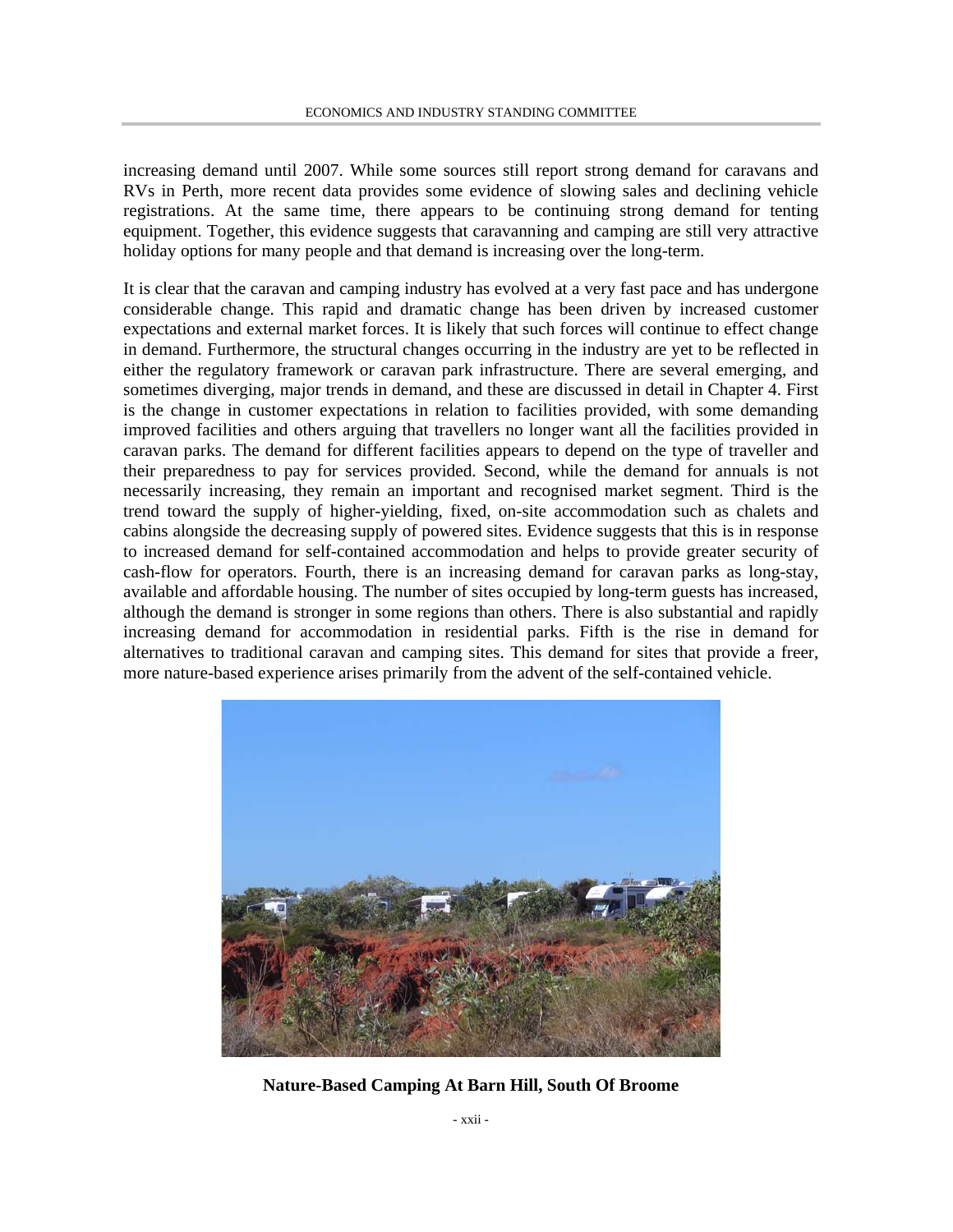increasing demand until 2007. While some sources still report strong demand for caravans and RVs in Perth, more recent data provides some evidence of slowing sales and declining vehicle registrations. At the same time, there appears to be continuing strong demand for tenting equipment. Together, this evidence suggests that caravanning and camping are still very attractive holiday options for many people and that demand is increasing over the long-term.

It is clear that the caravan and camping industry has evolved at a very fast pace and has undergone considerable change. This rapid and dramatic change has been driven by increased customer expectations and external market forces. It is likely that such forces will continue to effect change in demand. Furthermore, the structural changes occurring in the industry are yet to be reflected in either the regulatory framework or caravan park infrastructure. There are several emerging, and sometimes diverging, major trends in demand, and these are discussed in detail in Chapter 4. First is the change in customer expectations in relation to facilities provided, with some demanding improved facilities and others arguing that travellers no longer want all the facilities provided in caravan parks. The demand for different facilities appears to depend on the type of traveller and their preparedness to pay for services provided. Second, while the demand for annuals is not necessarily increasing, they remain an important and recognised market segment. Third is the trend toward the supply of higher-yielding, fixed, on-site accommodation such as chalets and cabins alongside the decreasing supply of powered sites. Evidence suggests that this is in response to increased demand for self-contained accommodation and helps to provide greater security of cash-flow for operators. Fourth, there is an increasing demand for caravan parks as long-stay, available and affordable housing. The number of sites occupied by long-term guests has increased, although the demand is stronger in some regions than others. There is also substantial and rapidly increasing demand for accommodation in residential parks. Fifth is the rise in demand for alternatives to traditional caravan and camping sites. This demand for sites that provide a freer, more nature-based experience arises primarily from the advent of the self-contained vehicle.

**Nature-Based Camping At Barn Hill, South Of Broome**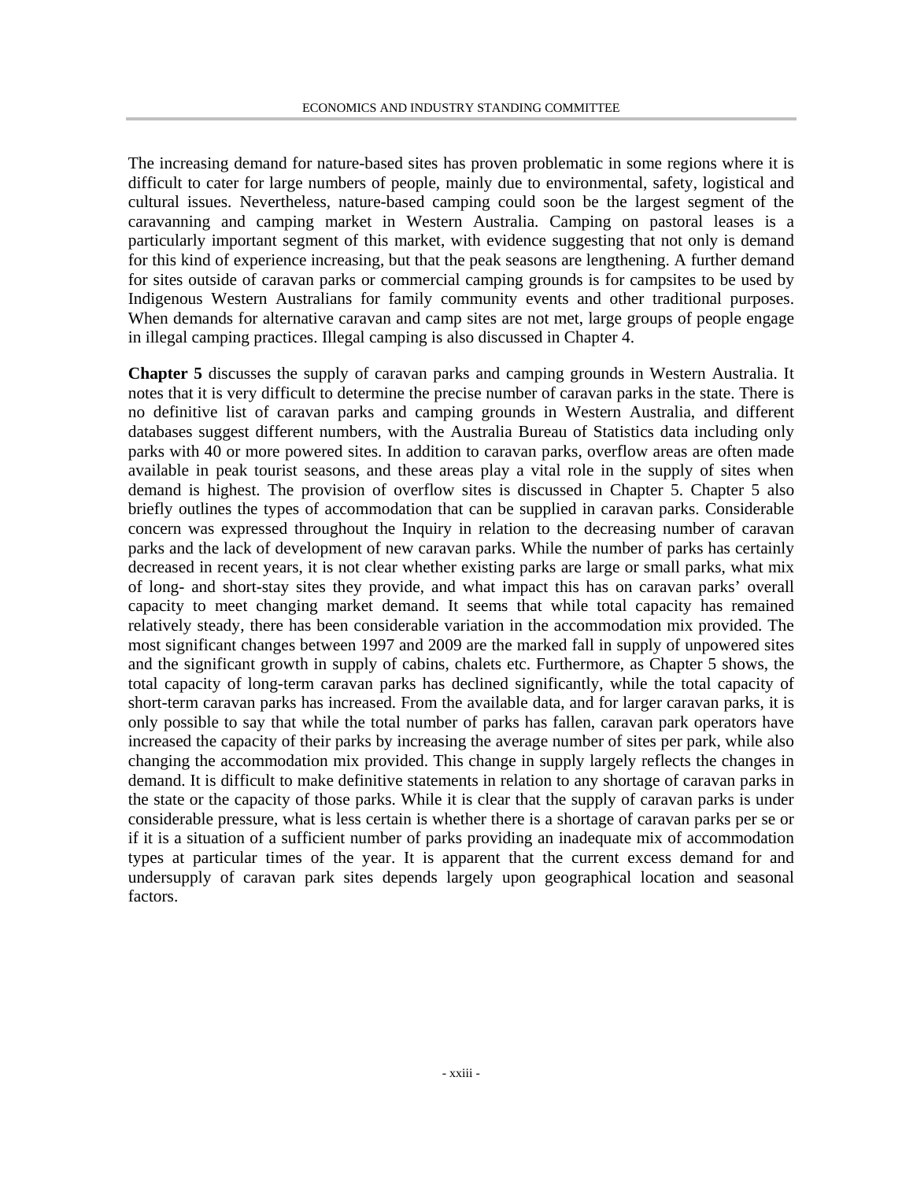The increasing demand for nature-based sites has proven problematic in some regions where it is difficult to cater for large numbers of people, mainly due to environmental, safety, logistical and cultural issues. Nevertheless, nature-based camping could soon be the largest segment of the caravanning and camping market in Western Australia. Camping on pastoral leases is a particularly important segment of this market, with evidence suggesting that not only is demand for this kind of experience increasing, but that the peak seasons are lengthening. A further demand for sites outside of caravan parks or commercial camping grounds is for campsites to be used by Indigenous Western Australians for family community events and other traditional purposes. When demands for alternative caravan and camp sites are not met, large groups of people engage in illegal camping practices. Illegal camping is also discussed in Chapter 4.

**Chapter 5** discusses the supply of caravan parks and camping grounds in Western Australia. It notes that it is very difficult to determine the precise number of caravan parks in the state. There is no definitive list of caravan parks and camping grounds in Western Australia, and different databases suggest different numbers, with the Australia Bureau of Statistics data including only parks with 40 or more powered sites. In addition to caravan parks, overflow areas are often made available in peak tourist seasons, and these areas play a vital role in the supply of sites when demand is highest. The provision of overflow sites is discussed in Chapter 5. Chapter 5 also briefly outlines the types of accommodation that can be supplied in caravan parks. Considerable concern was expressed throughout the Inquiry in relation to the decreasing number of caravan parks and the lack of development of new caravan parks. While the number of parks has certainly decreased in recent years, it is not clear whether existing parks are large or small parks, what mix of long- and short-stay sites they provide, and what impact this has on caravan parks' overall capacity to meet changing market demand. It seems that while total capacity has remained relatively steady, there has been considerable variation in the accommodation mix provided. The most significant changes between 1997 and 2009 are the marked fall in supply of unpowered sites and the significant growth in supply of cabins, chalets etc. Furthermore, as Chapter 5 shows, the total capacity of long-term caravan parks has declined significantly, while the total capacity of short-term caravan parks has increased. From the available data, and for larger caravan parks, it is only possible to say that while the total number of parks has fallen, caravan park operators have increased the capacity of their parks by increasing the average number of sites per park, while also changing the accommodation mix provided. This change in supply largely reflects the changes in demand. It is difficult to make definitive statements in relation to any shortage of caravan parks in the state or the capacity of those parks. While it is clear that the supply of caravan parks is under considerable pressure, what is less certain is whether there is a shortage of caravan parks per se or if it is a situation of a sufficient number of parks providing an inadequate mix of accommodation types at particular times of the year. It is apparent that the current excess demand for and undersupply of caravan park sites depends largely upon geographical location and seasonal factors.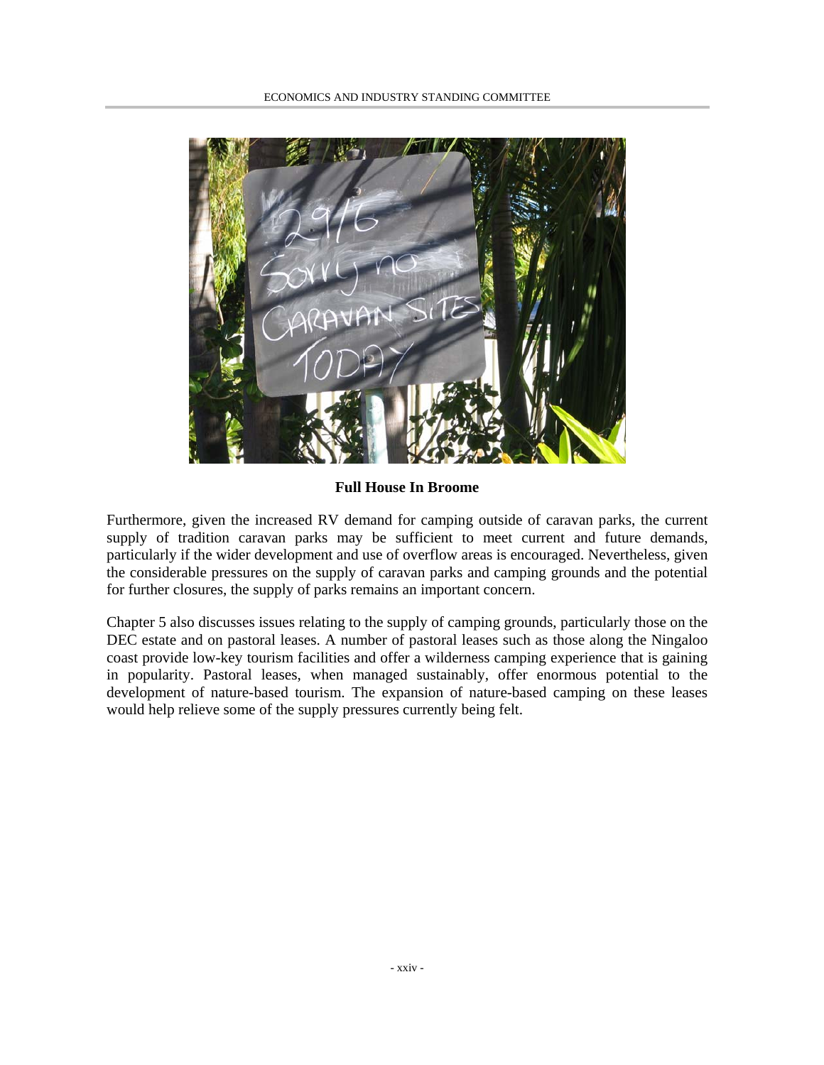**Full House In Broome**

Furthermore, given the increased RV demand for camping outside of caravan parks, the current supply of tradition caravan parks may be sufficient to meet current and future demands, particularly if the wider development and use of overflow areas is encouraged. Nevertheless, given the considerable pressures on the supply of caravan parks and camping grounds and the potential for further closures, the supply of parks remains an important concern.

Chapter 5 also discusses issues relating to the supply of camping grounds, particularly those on the DEC estate and on pastoral leases. A number of pastoral leases such as those along the Ningaloo coast provide low-key tourism facilities and offer a wilderness camping experience that is gaining in popularity. Pastoral leases, when managed sustainably, offer enormous potential to the development of nature-based tourism. The expansion of nature-based camping on these leases would help relieve some of the supply pressures currently being felt.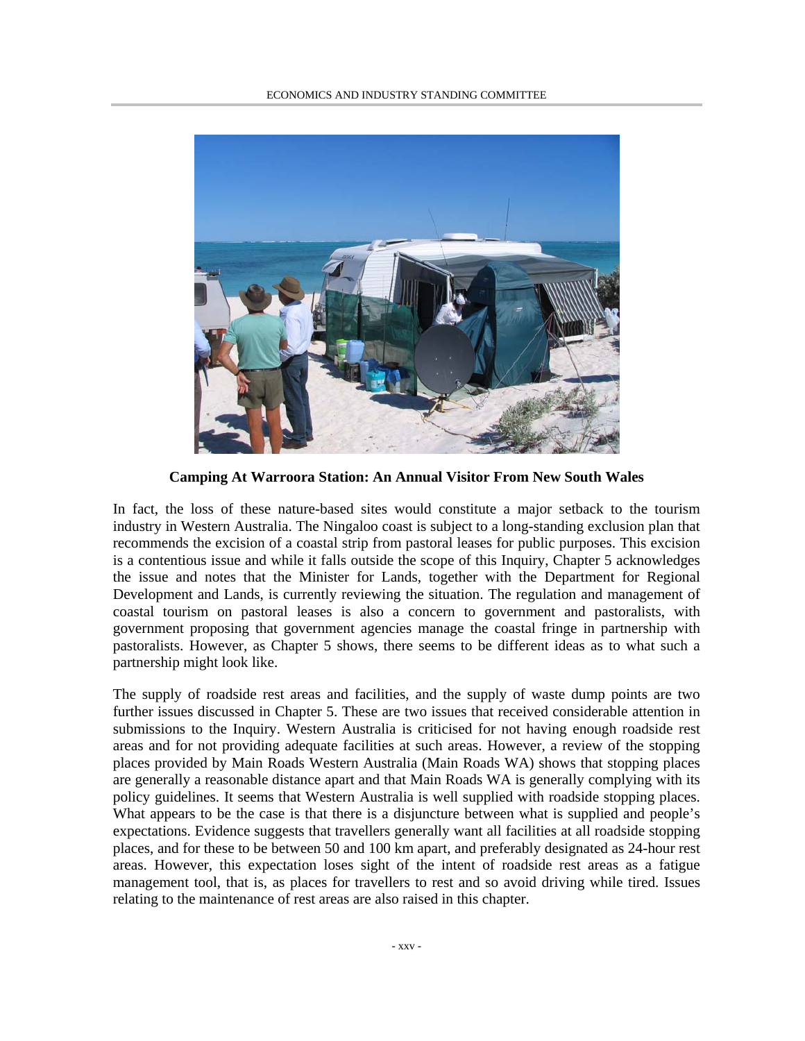**Camping At Warroora Station: An Annual Visitor From New South Wales**

In fact, the loss of these nature-based sites would constitute a major setback to the tourism industry in Western Australia. The Ningaloo coast is subject to a long-standing exclusion plan that recommends the excision of a coastal strip from pastoral leases for public purposes. This excision is a contentious issue and while it falls outside the scope of this Inquiry, Chapter 5 acknowledges the issue and notes that the Minister for Lands, together with the Department for Regional Development and Lands, is currently reviewing the situation. The regulation and management of coastal tourism on pastoral leases is also a concern to government and pastoralists, with government proposing that government agencies manage the coastal fringe in partnership with pastoralists. However, as Chapter 5 shows, there seems to be different ideas as to what such a partnership might look like.

The supply of roadside rest areas and facilities, and the supply of waste dump points are two further issues discussed in Chapter 5. These are two issues that received considerable attention in submissions to the Inquiry. Western Australia is criticised for not having enough roadside rest areas and for not providing adequate facilities at such areas. However, a review of the stopping places provided by Main Roads Western Australia (Main Roads WA) shows that stopping places are generally a reasonable distance apart and that Main Roads WA is generally complying with its policy guidelines. It seems that Western Australia is well supplied with roadside stopping places. What appears to be the case is that there is a disjuncture between what is supplied and people's expectations. Evidence suggests that travellers generally want all facilities at all roadside stopping places, and for these to be between 50 and 100 km apart, and preferably designated as 24-hour rest areas. However, this expectation loses sight of the intent of roadside rest areas as a fatigue management tool, that is, as places for travellers to rest and so avoid driving while tired. Issues relating to the maintenance of rest areas are also raised in this chapter.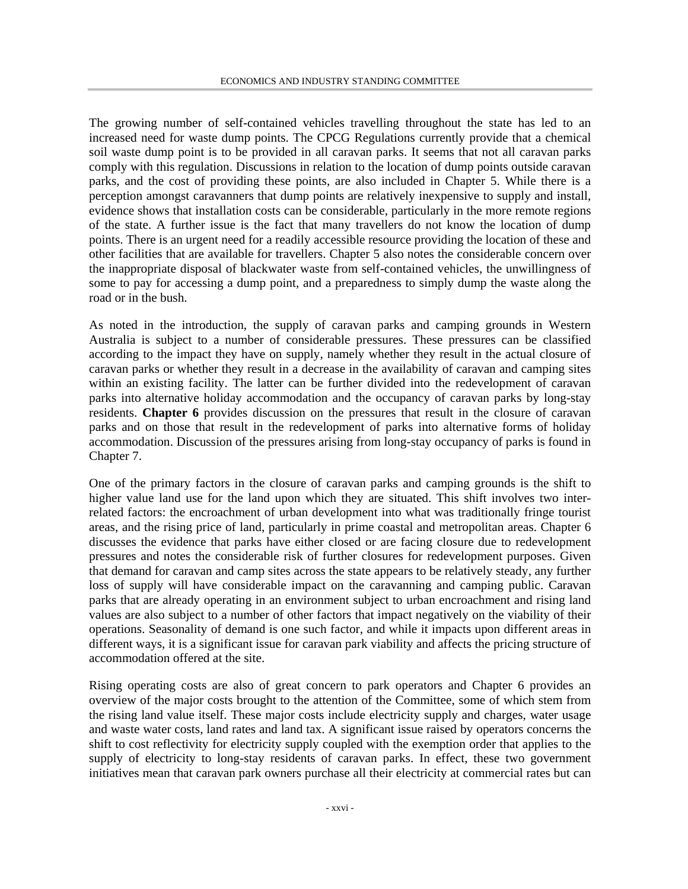The growing number of self-contained vehicles travelling throughout the state has led to an increased need for waste dump points. The CPCG Regulations currently provide that a chemical soil waste dump point is to be provided in all caravan parks. It seems that not all caravan parks comply with this regulation. Discussions in relation to the location of dump points outside caravan parks, and the cost of providing these points, are also included in Chapter 5. While there is a perception amongst caravanners that dump points are relatively inexpensive to supply and install, evidence shows that installation costs can be considerable, particularly in the more remote regions of the state. A further issue is the fact that many travellers do not know the location of dump points. There is an urgent need for a readily accessible resource providing the location of these and other facilities that are available for travellers. Chapter 5 also notes the considerable concern over the inappropriate disposal of blackwater waste from self-contained vehicles, the unwillingness of some to pay for accessing a dump point, and a preparedness to simply dump the waste along the road or in the bush.

As noted in the introduction, the supply of caravan parks and camping grounds in Western Australia is subject to a number of considerable pressures. These pressures can be classified according to the impact they have on supply, namely whether they result in the actual closure of caravan parks or whether they result in a decrease in the availability of caravan and camping sites within an existing facility. The latter can be further divided into the redevelopment of caravan parks into alternative holiday accommodation and the occupancy of caravan parks by long-stay residents. **Chapter 6** provides discussion on the pressures that result in the closure of caravan parks and on those that result in the redevelopment of parks into alternative forms of holiday accommodation. Discussion of the pressures arising from long-stay occupancy of parks is found in Chapter 7.

One of the primary factors in the closure of caravan parks and camping grounds is the shift to higher value land use for the land upon which they are situated. This shift involves two inter-related factors: the encroachment of urban development into what was traditionally fringe tourist areas, and the rising price of land, particularly in prime coastal and metropolitan areas. Chapter 6 discusses the evidence that parks have either closed or are facing closure due to redevelopment pressures and notes the considerable risk of further closures for redevelopment purposes. Given that demand for caravan and camp sites across the state appears to be relatively steady, any further loss of supply will have considerable impact on the caravanning and camping public. Caravan parks that are already operating in an environment subject to urban encroachment and rising land values are also subject to a number of other factors that impact negatively on the viability of their operations. Seasonality of demand is one such factor, and while it impacts upon different areas in different ways, it is a significant issue for caravan park viability and affects the pricing structure of accommodation offered at the site.

Rising operating costs are also of great concern to park operators and Chapter 6 provides an overview of the major costs brought to the attention of the Committee, some of which stem from the rising land value itself. These major costs include electricity supply and charges, water usage and waste water costs, land rates and land tax. A significant issue raised by operators concerns the shift to cost reflectivity for electricity supply coupled with the exemption order that applies to the supply of electricity to long-stay residents of caravan parks. In effect, these two government initiatives mean that caravan park owners purchase all their electricity at commercial rates but can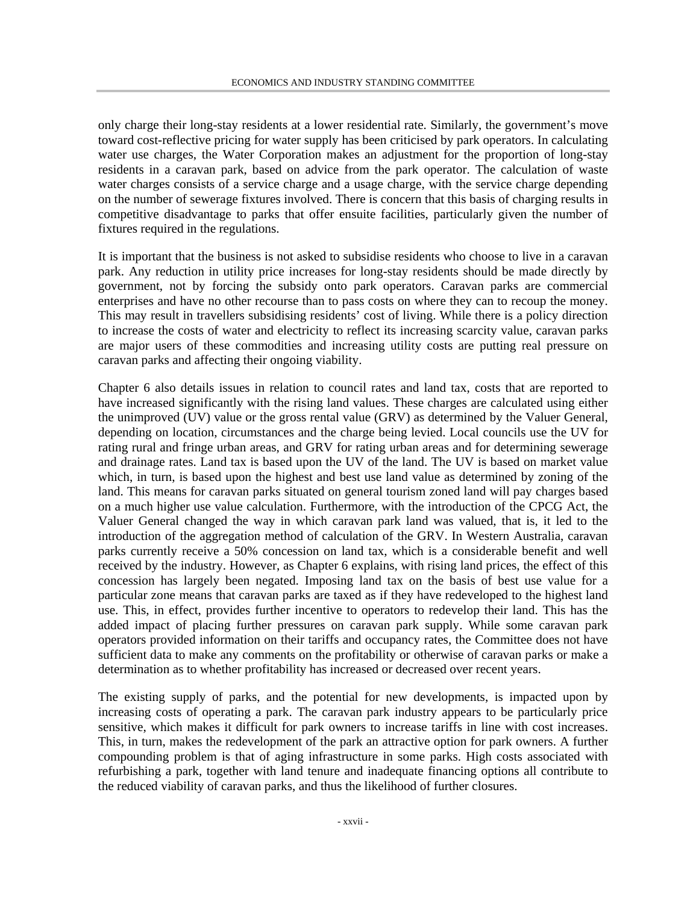only charge their long-stay residents at a lower residential rate. Similarly, the government's move toward cost-reflective pricing for water supply has been criticised by park operators. In calculating water use charges, the Water Corporation makes an adjustment for the proportion of long-stay residents in a caravan park, based on advice from the park operator. The calculation of waste water charges consists of a service charge and a usage charge, with the service charge depending on the number of sewerage fixtures involved. There is concern that this basis of charging results in competitive disadvantage to parks that offer ensuite facilities, particularly given the number of fixtures required in the regulations.

It is important that the business is not asked to subsidise residents who choose to live in a caravan park. Any reduction in utility price increases for long-stay residents should be made directly by government, not by forcing the subsidy onto park operators. Caravan parks are commercial enterprises and have no other recourse than to pass costs on where they can to recoup the money. This may result in travellers subsidising residents' cost of living. While there is a policy direction to increase the costs of water and electricity to reflect its increasing scarcity value, caravan parks are major users of these commodities and increasing utility costs are putting real pressure on caravan parks and affecting their ongoing viability.

Chapter 6 also details issues in relation to council rates and land tax, costs that are reported to have increased significantly with the rising land values. These charges are calculated using either the unimproved (UV) value or the gross rental value (GRV) as determined by the Valuer General, depending on location, circumstances and the charge being levied. Local councils use the UV for rating rural and fringe urban areas, and GRV for rating urban areas and for determining sewerage and drainage rates. Land tax is based upon the UV of the land. The UV is based on market value which, in turn, is based upon the highest and best use land value as determined by zoning of the land. This means for caravan parks situated on general tourism zoned land will pay charges based on a much higher use value calculation. Furthermore, with the introduction of the CPCG Act, the Valuer General changed the way in which caravan park land was valued, that is, it led to the introduction of the aggregation method of calculation of the GRV. In Western Australia, caravan parks currently receive a 50% concession on land tax, which is a considerable benefit and well received by the industry. However, as Chapter 6 explains, with rising land prices, the effect of this concession has largely been negated. Imposing land tax on the basis of best use value for a particular zone means that caravan parks are taxed as if they have redeveloped to the highest land use. This, in effect, provides further incentive to operators to redevelop their land. This has the added impact of placing further pressures on caravan park supply. While some caravan park operators provided information on their tariffs and occupancy rates, the Committee does not have sufficient data to make any comments on the profitability or otherwise of caravan parks or make a determination as to whether profitability has increased or decreased over recent years.

The existing supply of parks, and the potential for new developments, is impacted upon by increasing costs of operating a park. The caravan park industry appears to be particularly price sensitive, which makes it difficult for park owners to increase tariffs in line with cost increases. This, in turn, makes the redevelopment of the park an attractive option for park owners. A further compounding problem is that of aging infrastructure in some parks. High costs associated with refurbishing a park, together with land tenure and inadequate financing options all contribute to the reduced viability of caravan parks, and thus the likelihood of further closures.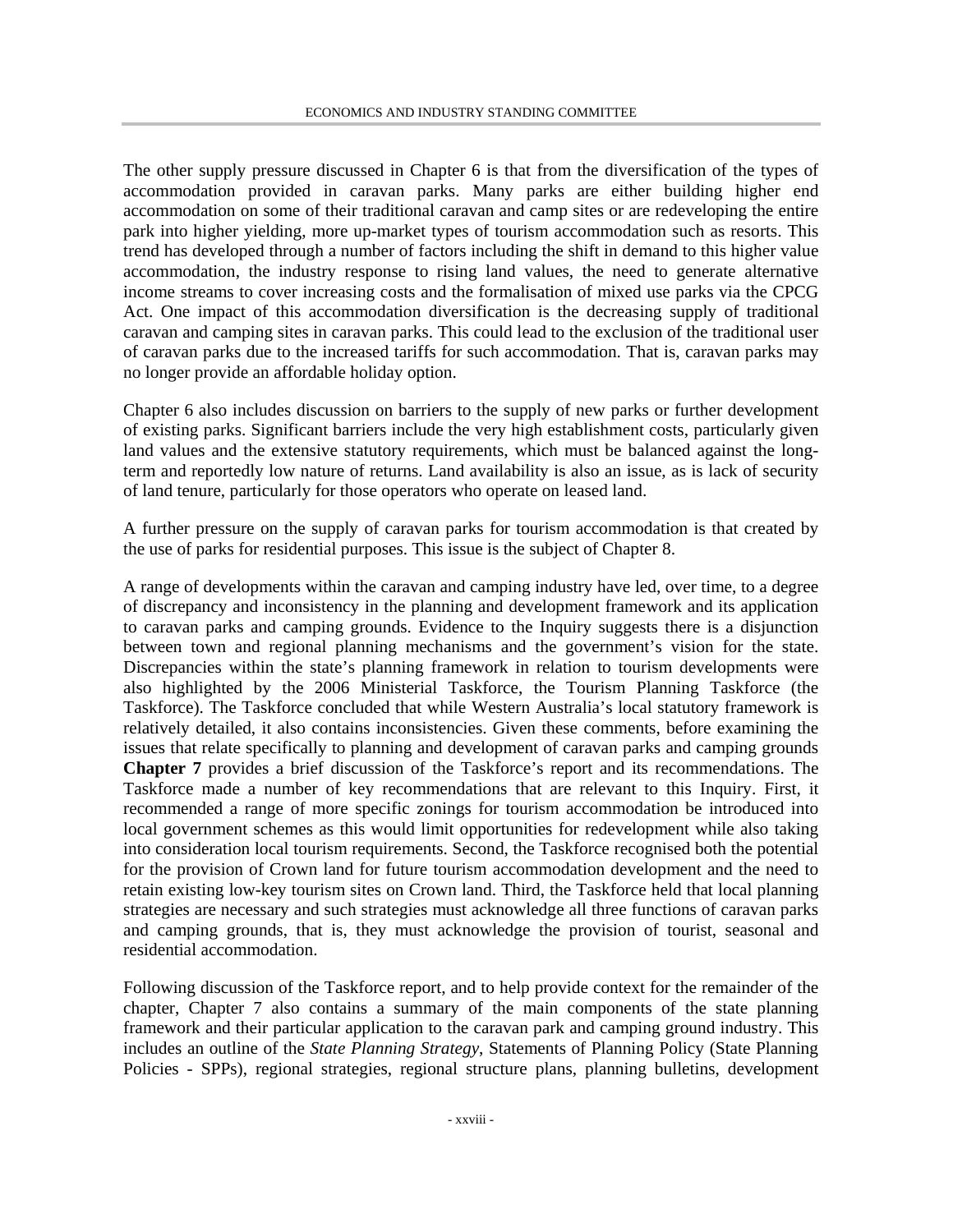The other supply pressure discussed in Chapter 6 is that from the diversification of the types of accommodation provided in caravan parks. Many parks are either building higher end accommodation on some of their traditional caravan and camp sites or are redeveloping the entire park into higher yielding, more up-market types of tourism accommodation such as resorts. This trend has developed through a number of factors including the shift in demand to this higher value accommodation, the industry response to rising land values, the need to generate alternative income streams to cover increasing costs and the formalisation of mixed use parks via the CPCG Act. One impact of this accommodation diversification is the decreasing supply of traditional caravan and camping sites in caravan parks. This could lead to the exclusion of the traditional user of caravan parks due to the increased tariffs for such accommodation. That is, caravan parks may no longer provide an affordable holiday option.

Chapter 6 also includes discussion on barriers to the supply of new parks or further development of existing parks. Significant barriers include the very high establishment costs, particularly given land values and the extensive statutory requirements, which must be balanced against the long-term and reportedly low nature of returns. Land availability is also an issue, as is lack of security of land tenure, particularly for those operators who operate on leased land.

A further pressure on the supply of caravan parks for tourism accommodation is that created by the use of parks for residential purposes. This issue is the subject of Chapter 8.

A range of developments within the caravan and camping industry have led, over time, to a degree of discrepancy and inconsistency in the planning and development framework and its application to caravan parks and camping grounds. Evidence to the Inquiry suggests there is a disjunction between town and regional planning mechanisms and the government's vision for the state. Discrepancies within the state's planning framework in relation to tourism developments were also highlighted by the 2006 Ministerial Taskforce, the Tourism Planning Taskforce (the Taskforce). The Taskforce concluded that while Western Australia's local statutory framework is relatively detailed, it also contains inconsistencies. Given these comments, before examining the issues that relate specifically to planning and development of caravan parks and camping grounds **Chapter 7** provides a brief discussion of the Taskforce's report and its recommendations. The Taskforce made a number of key recommendations that are relevant to this Inquiry. First, it recommended a range of more specific zonings for tourism accommodation be introduced into local government schemes as this would limit opportunities for redevelopment while also taking into consideration local tourism requirements. Second, the Taskforce recognised both the potential for the provision of Crown land for future tourism accommodation development and the need to retain existing low-key tourism sites on Crown land. Third, the Taskforce held that local planning strategies are necessary and such strategies must acknowledge all three functions of caravan parks and camping grounds, that is, they must acknowledge the provision of tourist, seasonal and residential accommodation.

Following discussion of the Taskforce report, and to help provide context for the remainder of the chapter, Chapter 7 also contains a summary of the main components of the state planning framework and their particular application to the caravan park and camping ground industry. This includes an outline of the *State Planning Strategy*, Statements of Planning Policy (State Planning Policies - SPPs), regional strategies, regional structure plans, planning bulletins, development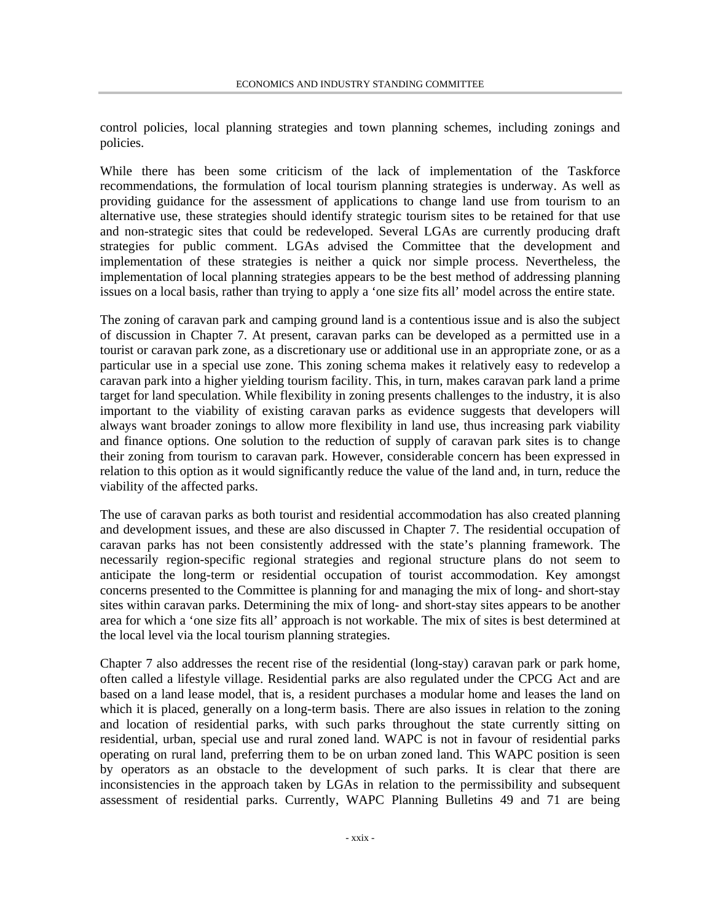control policies, local planning strategies and town planning schemes, including zonings and policies.

While there has been some criticism of the lack of implementation of the Taskforce recommendations, the formulation of local tourism planning strategies is underway. As well as providing guidance for the assessment of applications to change land use from tourism to an alternative use, these strategies should identify strategic tourism sites to be retained for that use and non-strategic sites that could be redeveloped. Several LGAs are currently producing draft strategies for public comment. LGAs advised the Committee that the development and implementation of these strategies is neither a quick nor simple process. Nevertheless, the implementation of local planning strategies appears to be the best method of addressing planning issues on a local basis, rather than trying to apply a 'one size fits all' model across the entire state.

The zoning of caravan park and camping ground land is a contentious issue and is also the subject of discussion in Chapter 7. At present, caravan parks can be developed as a permitted use in a tourist or caravan park zone, as a discretionary use or additional use in an appropriate zone, or as a particular use in a special use zone. This zoning schema makes it relatively easy to redevelop a caravan park into a higher yielding tourism facility. This, in turn, makes caravan park land a prime target for land speculation. While flexibility in zoning presents challenges to the industry, it is also important to the viability of existing caravan parks as evidence suggests that developers will always want broader zonings to allow more flexibility in land use, thus increasing park viability and finance options. One solution to the reduction of supply of caravan park sites is to change their zoning from tourism to caravan park. However, considerable concern has been expressed in relation to this option as it would significantly reduce the value of the land and, in turn, reduce the viability of the affected parks.

The use of caravan parks as both tourist and residential accommodation has also created planning and development issues, and these are also discussed in Chapter 7. The residential occupation of caravan parks has not been consistently addressed with the state's planning framework. The necessarily region-specific regional strategies and regional structure plans do not seem to anticipate the long-term or residential occupation of tourist accommodation. Key amongst concerns presented to the Committee is planning for and managing the mix of long- and short-stay sites within caravan parks. Determining the mix of long- and short-stay sites appears to be another area for which a 'one size fits all' approach is not workable. The mix of sites is best determined at the local level via the local tourism planning strategies.

Chapter 7 also addresses the recent rise of the residential (long-stay) caravan park or park home, often called a lifestyle village. Residential parks are also regulated under the CPCG Act and are based on a land lease model, that is, a resident purchases a modular home and leases the land on which it is placed, generally on a long-term basis. There are also issues in relation to the zoning and location of residential parks, with such parks throughout the state currently sitting on residential, urban, special use and rural zoned land. WAPC is not in favour of residential parks operating on rural land, preferring them to be on urban zoned land. This WAPC position is seen by operators as an obstacle to the development of such parks. It is clear that there are inconsistencies in the approach taken by LGAs in relation to the permissibility and subsequent assessment of residential parks. Currently, WAPC Planning Bulletins 49 and 71 are being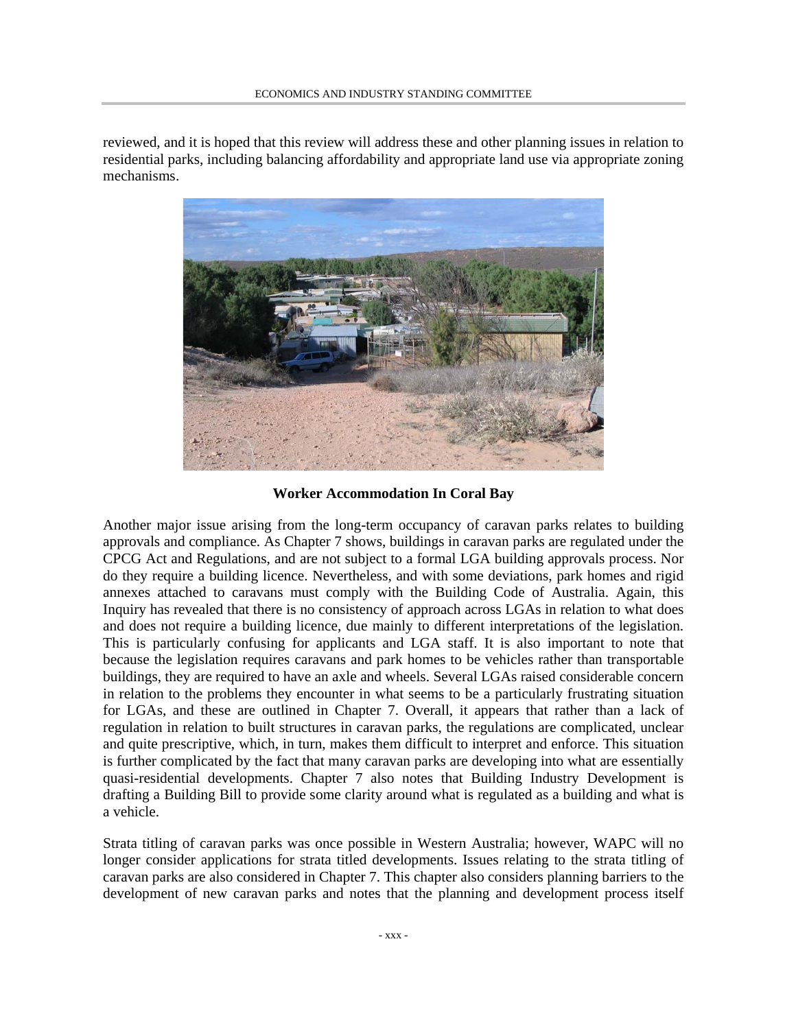reviewed, and it is hoped that this review will address these and other planning issues in relation to residential parks, including balancing affordability and appropriate land use via appropriate zoning mechanisms.

**Worker Accommodation In Coral Bay**

Another major issue arising from the long-term occupancy of caravan parks relates to building approvals and compliance. As Chapter 7 shows, buildings in caravan parks are regulated under the CPCG Act and Regulations, and are not subject to a formal LGA building approvals process. Nor do they require a building licence. Nevertheless, and with some deviations, park homes and rigid annexes attached to caravans must comply with the Building Code of Australia. Again, this Inquiry has revealed that there is no consistency of approach across LGAs in relation to what does and does not require a building licence, due mainly to different interpretations of the legislation. This is particularly confusing for applicants and LGA staff. It is also important to note that because the legislation requires caravans and park homes to be vehicles rather than transportable buildings, they are required to have an axle and wheels. Several LGAs raised considerable concern in relation to the problems they encounter in what seems to be a particularly frustrating situation for LGAs, and these are outlined in Chapter 7. Overall, it appears that rather than a lack of regulation in relation to built structures in caravan parks, the regulations are complicated, unclear and quite prescriptive, which, in turn, makes them difficult to interpret and enforce. This situation is further complicated by the fact that many caravan parks are developing into what are essentially quasi-residential developments. Chapter 7 also notes that Building Industry Development is drafting a Building Bill to provide some clarity around what is regulated as a building and what is a vehicle.

Strata titling of caravan parks was once possible in Western Australia; however, WAPC will no longer consider applications for strata titled developments. Issues relating to the strata titling of caravan parks are also considered in Chapter 7. This chapter also considers planning barriers to the development of new caravan parks and notes that the planning and development process itself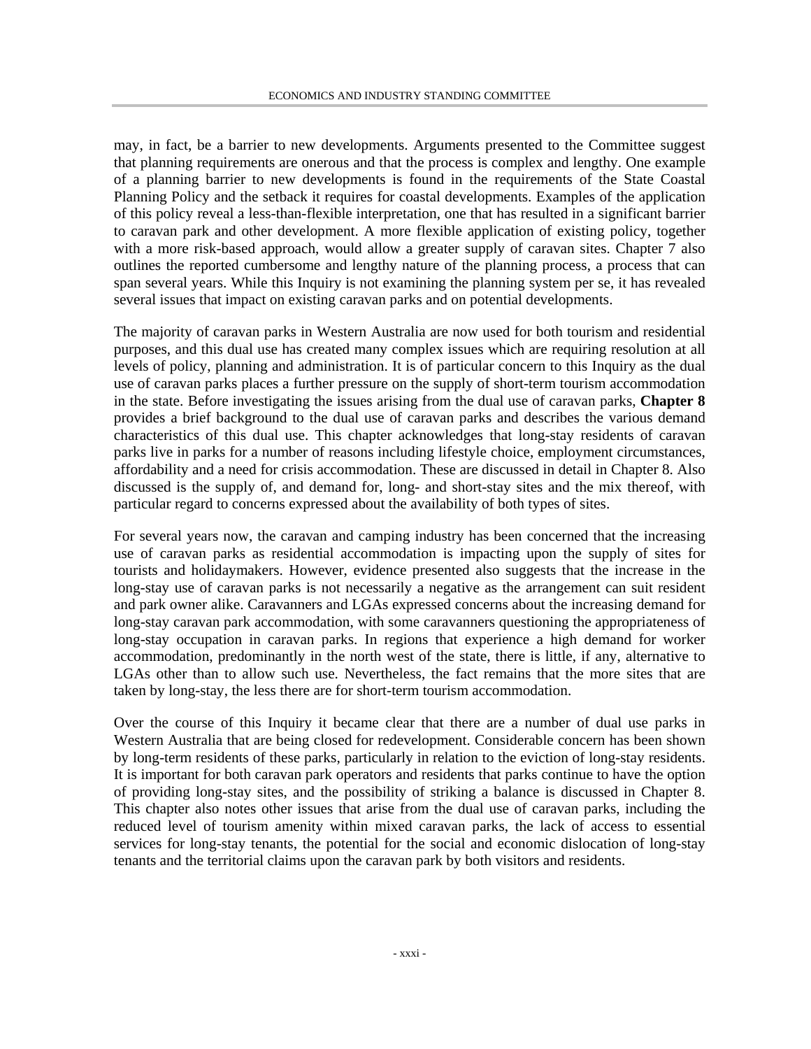may, in fact, be a barrier to new developments. Arguments presented to the Committee suggest that planning requirements are onerous and that the process is complex and lengthy. One example of a planning barrier to new developments is found in the requirements of the State Coastal Planning Policy and the setback it requires for coastal developments. Examples of the application of this policy reveal a less-than-flexible interpretation, one that has resulted in a significant barrier to caravan park and other development. A more flexible application of existing policy, together with a more risk-based approach, would allow a greater supply of caravan sites. Chapter 7 also outlines the reported cumbersome and lengthy nature of the planning process, a process that can span several years. While this Inquiry is not examining the planning system per se, it has revealed several issues that impact on existing caravan parks and on potential developments.

The majority of caravan parks in Western Australia are now used for both tourism and residential purposes, and this dual use has created many complex issues which are requiring resolution at all levels of policy, planning and administration. It is of particular concern to this Inquiry as the dual use of caravan parks places a further pressure on the supply of short-term tourism accommodation in the state. Before investigating the issues arising from the dual use of caravan parks, **Chapter 8** provides a brief background to the dual use of caravan parks and describes the various demand characteristics of this dual use. This chapter acknowledges that long-stay residents of caravan parks live in parks for a number of reasons including lifestyle choice, employment circumstances, affordability and a need for crisis accommodation. These are discussed in detail in Chapter 8. Also discussed is the supply of, and demand for, long- and short-stay sites and the mix thereof, with particular regard to concerns expressed about the availability of both types of sites.

For several years now, the caravan and camping industry has been concerned that the increasing use of caravan parks as residential accommodation is impacting upon the supply of sites for tourists and holidaymakers. However, evidence presented also suggests that the increase in the long-stay use of caravan parks is not necessarily a negative as the arrangement can suit resident and park owner alike. Caravanners and LGAs expressed concerns about the increasing demand for long-stay caravan park accommodation, with some caravanners questioning the appropriateness of long-stay occupation in caravan parks. In regions that experience a high demand for worker accommodation, predominantly in the north west of the state, there is little, if any, alternative to LGAs other than to allow such use. Nevertheless, the fact remains that the more sites that are taken by long-stay, the less there are for short-term tourism accommodation.

Over the course of this Inquiry it became clear that there are a number of dual use parks in Western Australia that are being closed for redevelopment. Considerable concern has been shown by long-term residents of these parks, particularly in relation to the eviction of long-stay residents. It is important for both caravan park operators and residents that parks continue to have the option of providing long-stay sites, and the possibility of striking a balance is discussed in Chapter 8. This chapter also notes other issues that arise from the dual use of caravan parks, including the reduced level of tourism amenity within mixed caravan parks, the lack of access to essential services for long-stay tenants, the potential for the social and economic dislocation of long-stay tenants and the territorial claims upon the caravan park by both visitors and residents.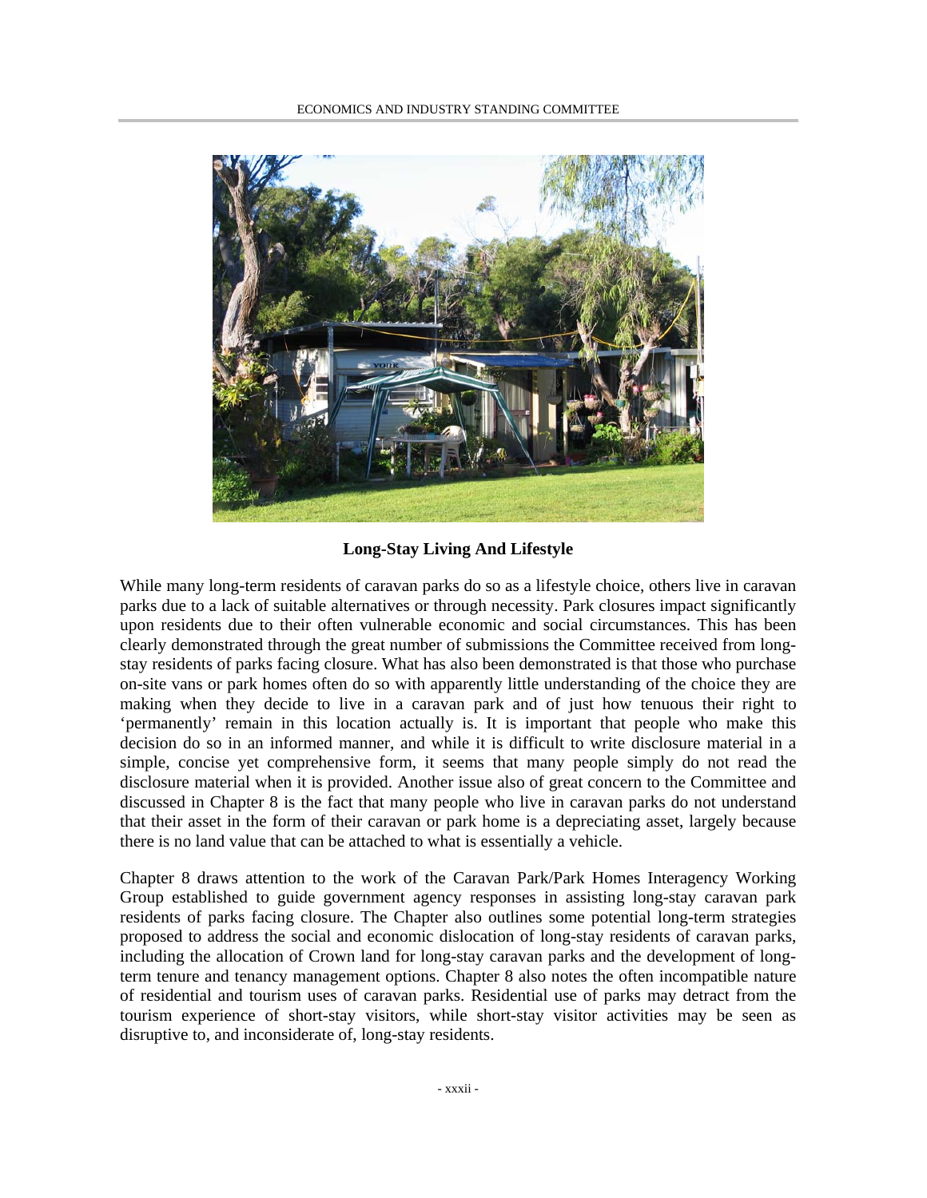**Long-Stay Living And Lifestyle**

While many long-term residents of caravan parks do so as a lifestyle choice, others live in caravan parks due to a lack of suitable alternatives or through necessity. Park closures impact significantly upon residents due to their often vulnerable economic and social circumstances. This has been clearly demonstrated through the great number of submissions the Committee received from long-stay residents of parks facing closure. What has also been demonstrated is that those who purchase on-site vans or park homes often do so with apparently little understanding of the choice they are making when they decide to live in a caravan park and of just how tenuous their right to 'permanently' remain in this location actually is. It is important that people who make this decision do so in an informed manner, and while it is difficult to write disclosure material in a simple, concise yet comprehensive form, it seems that many people simply do not read the disclosure material when it is provided. Another issue also of great concern to the Committee and discussed in Chapter 8 is the fact that many people who live in caravan parks do not understand that their asset in the form of their caravan or park home is a depreciating asset, largely because there is no land value that can be attached to what is essentially a vehicle.

Chapter 8 draws attention to the work of the Caravan Park/Park Homes Interagency Working Group established to guide government agency responses in assisting long-stay caravan park residents of parks facing closure. The Chapter also outlines some potential long-term strategies proposed to address the social and economic dislocation of long-stay residents of caravan parks, including the allocation of Crown land for long-stay caravan parks and the development of long-term tenure and tenancy management options. Chapter 8 also notes the often incompatible nature of residential and tourism uses of caravan parks. Residential use of parks may detract from the tourism experience of short-stay visitors, while short-stay visitor activities may be seen as disruptive to, and inconsiderate of, long-stay residents.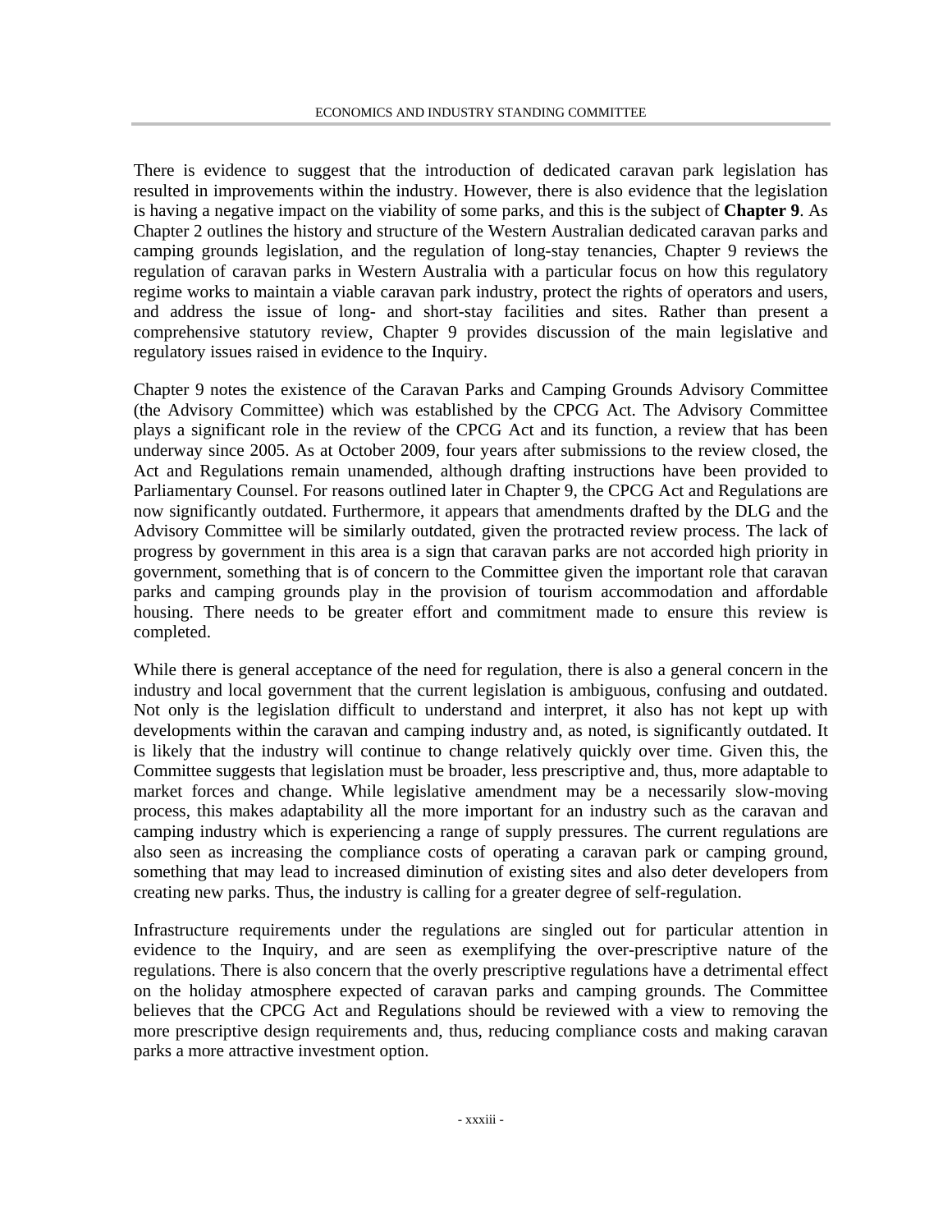There is evidence to suggest that the introduction of dedicated caravan park legislation has resulted in improvements within the industry. However, there is also evidence that the legislation is having a negative impact on the viability of some parks, and this is the subject of **Chapter 9**. As Chapter 2 outlines the history and structure of the Western Australian dedicated caravan parks and camping grounds legislation, and the regulation of long-stay tenancies, Chapter 9 reviews the regulation of caravan parks in Western Australia with a particular focus on how this regulatory regime works to maintain a viable caravan park industry, protect the rights of operators and users, and address the issue of long- and short-stay facilities and sites. Rather than present a comprehensive statutory review, Chapter 9 provides discussion of the main legislative and regulatory issues raised in evidence to the Inquiry.

Chapter 9 notes the existence of the Caravan Parks and Camping Grounds Advisory Committee (the Advisory Committee) which was established by the CPCG Act. The Advisory Committee plays a significant role in the review of the CPCG Act and its function, a review that has been underway since 2005. As at October 2009, four years after submissions to the review closed, the Act and Regulations remain unamended, although drafting instructions have been provided to Parliamentary Counsel. For reasons outlined later in Chapter 9, the CPCG Act and Regulations are now significantly outdated. Furthermore, it appears that amendments drafted by the DLG and the Advisory Committee will be similarly outdated, given the protracted review process. The lack of progress by government in this area is a sign that caravan parks are not accorded high priority in government, something that is of concern to the Committee given the important role that caravan parks and camping grounds play in the provision of tourism accommodation and affordable housing. There needs to be greater effort and commitment made to ensure this review is completed.

While there is general acceptance of the need for regulation, there is also a general concern in the industry and local government that the current legislation is ambiguous, confusing and outdated. Not only is the legislation difficult to understand and interpret, it also has not kept up with developments within the caravan and camping industry and, as noted, is significantly outdated. It is likely that the industry will continue to change relatively quickly over time. Given this, the Committee suggests that legislation must be broader, less prescriptive and, thus, more adaptable to market forces and change. While legislative amendment may be a necessarily slow-moving process, this makes adaptability all the more important for an industry such as the caravan and camping industry which is experiencing a range of supply pressures. The current regulations are also seen as increasing the compliance costs of operating a caravan park or camping ground, something that may lead to increased diminution of existing sites and also deter developers from creating new parks. Thus, the industry is calling for a greater degree of self-regulation.

Infrastructure requirements under the regulations are singled out for particular attention in evidence to the Inquiry, and are seen as exemplifying the over-prescriptive nature of the regulations. There is also concern that the overly prescriptive regulations have a detrimental effect on the holiday atmosphere expected of caravan parks and camping grounds. The Committee believes that the CPCG Act and Regulations should be reviewed with a view to removing the more prescriptive design requirements and, thus, reducing compliance costs and making caravan parks a more attractive investment option.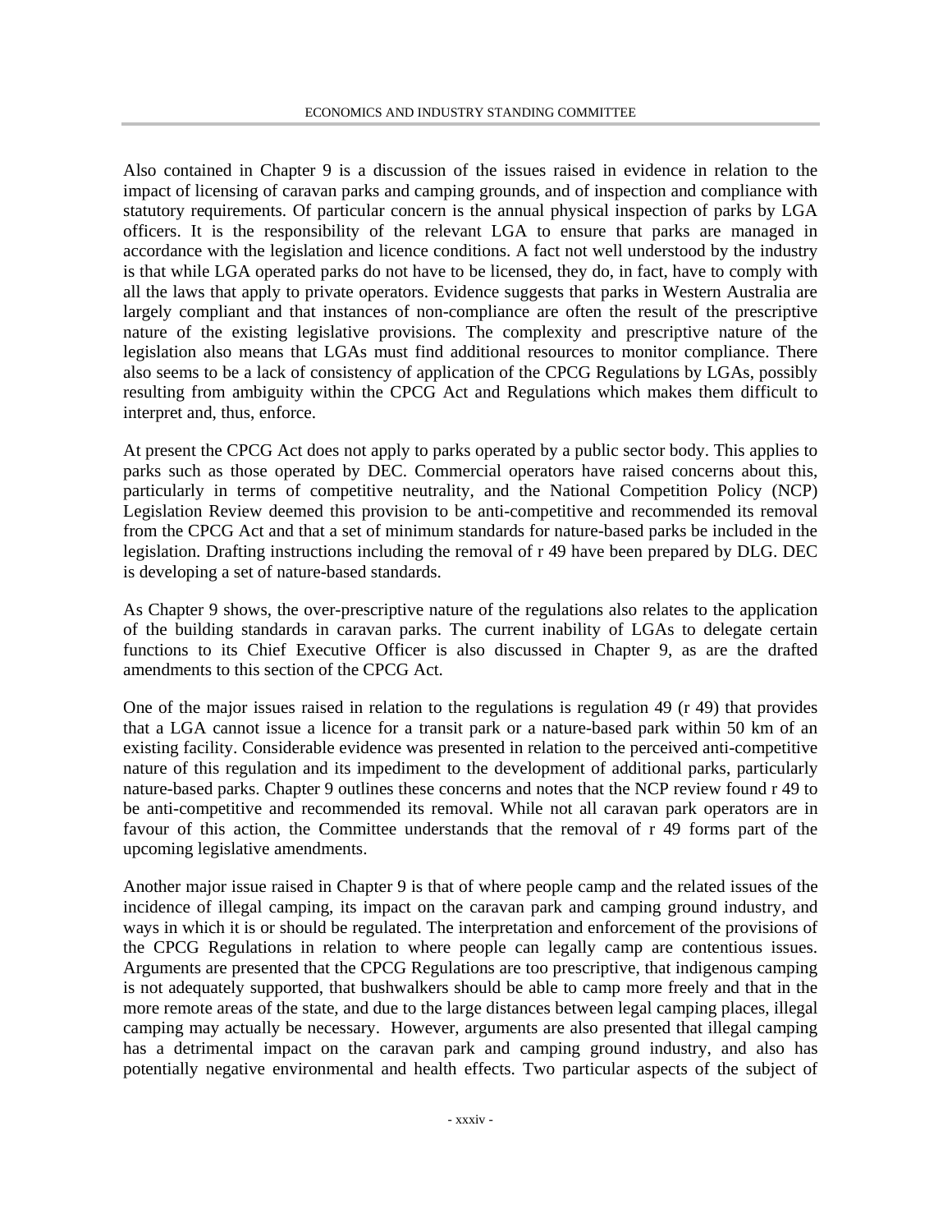Also contained in Chapter 9 is a discussion of the issues raised in evidence in relation to the impact of licensing of caravan parks and camping grounds, and of inspection and compliance with statutory requirements. Of particular concern is the annual physical inspection of parks by LGA officers. It is the responsibility of the relevant LGA to ensure that parks are managed in accordance with the legislation and licence conditions. A fact not well understood by the industry is that while LGA operated parks do not have to be licensed, they do, in fact, have to comply with all the laws that apply to private operators. Evidence suggests that parks in Western Australia are largely compliant and that instances of non-compliance are often the result of the prescriptive nature of the existing legislative provisions. The complexity and prescriptive nature of the legislation also means that LGAs must find additional resources to monitor compliance. There also seems to be a lack of consistency of application of the CPCG Regulations by LGAs, possibly resulting from ambiguity within the CPCG Act and Regulations which makes them difficult to interpret and, thus, enforce.

At present the CPCG Act does not apply to parks operated by a public sector body. This applies to parks such as those operated by DEC. Commercial operators have raised concerns about this, particularly in terms of competitive neutrality, and the National Competition Policy (NCP) Legislation Review deemed this provision to be anti-competitive and recommended its removal from the CPCG Act and that a set of minimum standards for nature-based parks be included in the legislation. Drafting instructions including the removal of r 49 have been prepared by DLG. DEC is developing a set of nature-based standards.

As Chapter 9 shows, the over-prescriptive nature of the regulations also relates to the application of the building standards in caravan parks. The current inability of LGAs to delegate certain functions to its Chief Executive Officer is also discussed in Chapter 9, as are the drafted amendments to this section of the CPCG Act.

One of the major issues raised in relation to the regulations is regulation 49 (r 49) that provides that a LGA cannot issue a licence for a transit park or a nature-based park within 50 km of an existing facility. Considerable evidence was presented in relation to the perceived anti-competitive nature of this regulation and its impediment to the development of additional parks, particularly nature-based parks. Chapter 9 outlines these concerns and notes that the NCP review found r 49 to be anti-competitive and recommended its removal. While not all caravan park operators are in favour of this action, the Committee understands that the removal of r 49 forms part of the upcoming legislative amendments.

Another major issue raised in Chapter 9 is that of where people camp and the related issues of the incidence of illegal camping, its impact on the caravan park and camping ground industry, and ways in which it is or should be regulated. The interpretation and enforcement of the provisions of the CPCG Regulations in relation to where people can legally camp are contentious issues. Arguments are presented that the CPCG Regulations are too prescriptive, that indigenous camping is not adequately supported, that bushwalkers should be able to camp more freely and that in the more remote areas of the state, and due to the large distances between legal camping places, illegal camping may actually be necessary. However, arguments are also presented that illegal camping has a detrimental impact on the caravan park and camping ground industry, and also has potentially negative environmental and health effects. Two particular aspects of the subject of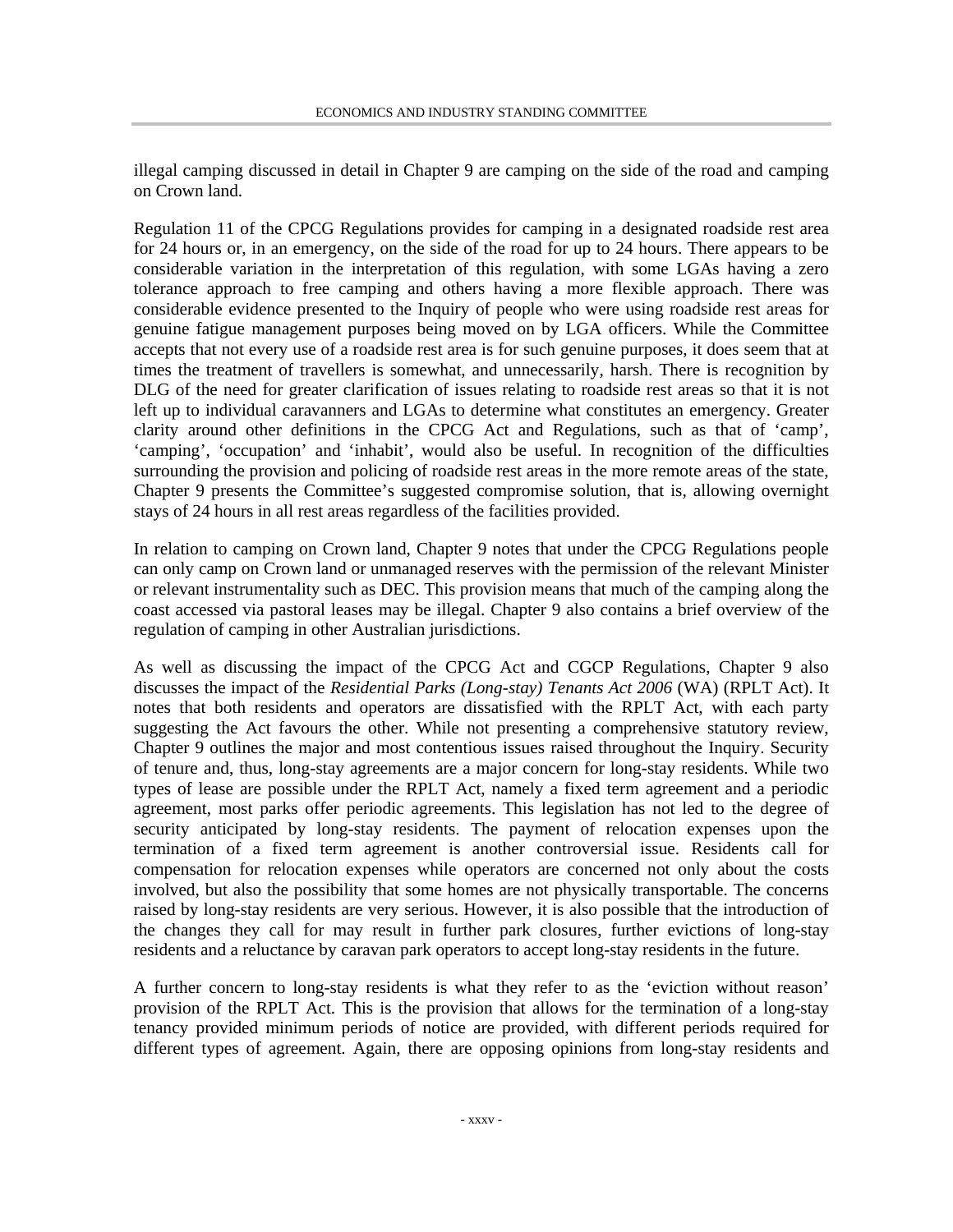illegal camping discussed in detail in Chapter 9 are camping on the side of the road and camping on Crown land.

Regulation 11 of the CPCG Regulations provides for camping in a designated roadside rest area for 24 hours or, in an emergency, on the side of the road for up to 24 hours. There appears to be considerable variation in the interpretation of this regulation, with some LGAs having a zero tolerance approach to free camping and others having a more flexible approach. There was considerable evidence presented to the Inquiry of people who were using roadside rest areas for genuine fatigue management purposes being moved on by LGA officers. While the Committee accepts that not every use of a roadside rest area is for such genuine purposes, it does seem that at times the treatment of travellers is somewhat, and unnecessarily, harsh. There is recognition by DLG of the need for greater clarification of issues relating to roadside rest areas so that it is not left up to individual caravanners and LGAs to determine what constitutes an emergency. Greater clarity around other definitions in the CPCG Act and Regulations, such as that of 'camp', 'camping', 'occupation' and 'inhabit', would also be useful. In recognition of the difficulties surrounding the provision and policing of roadside rest areas in the more remote areas of the state, Chapter 9 presents the Committee's suggested compromise solution, that is, allowing overnight stays of 24 hours in all rest areas regardless of the facilities provided.

In relation to camping on Crown land, Chapter 9 notes that under the CPCG Regulations people can only camp on Crown land or unmanaged reserves with the permission of the relevant Minister or relevant instrumentality such as DEC. This provision means that much of the camping along the coast accessed via pastoral leases may be illegal. Chapter 9 also contains a brief overview of the regulation of camping in other Australian jurisdictions.

As well as discussing the impact of the CPCG Act and CGCP Regulations, Chapter 9 also discusses the impact of the *Residential Parks (Long-stay) Tenants Act 2006* (WA) (RPLT Act). It notes that both residents and operators are dissatisfied with the RPLT Act, with each party suggesting the Act favours the other. While not presenting a comprehensive statutory review, Chapter 9 outlines the major and most contentious issues raised throughout the Inquiry. Security of tenure and, thus, long-stay agreements are a major concern for long-stay residents. While two types of lease are possible under the RPLT Act, namely a fixed term agreement and a periodic agreement, most parks offer periodic agreements. This legislation has not led to the degree of security anticipated by long-stay residents. The payment of relocation expenses upon the termination of a fixed term agreement is another controversial issue. Residents call for compensation for relocation expenses while operators are concerned not only about the costs involved, but also the possibility that some homes are not physically transportable. The concerns raised by long-stay residents are very serious. However, it is also possible that the introduction of the changes they call for may result in further park closures, further evictions of long-stay residents and a reluctance by caravan park operators to accept long-stay residents in the future.

A further concern to long-stay residents is what they refer to as the 'eviction without reason' provision of the RPLT Act. This is the provision that allows for the termination of a long-stay tenancy provided minimum periods of notice are provided, with different periods required for different types of agreement. Again, there are opposing opinions from long-stay residents and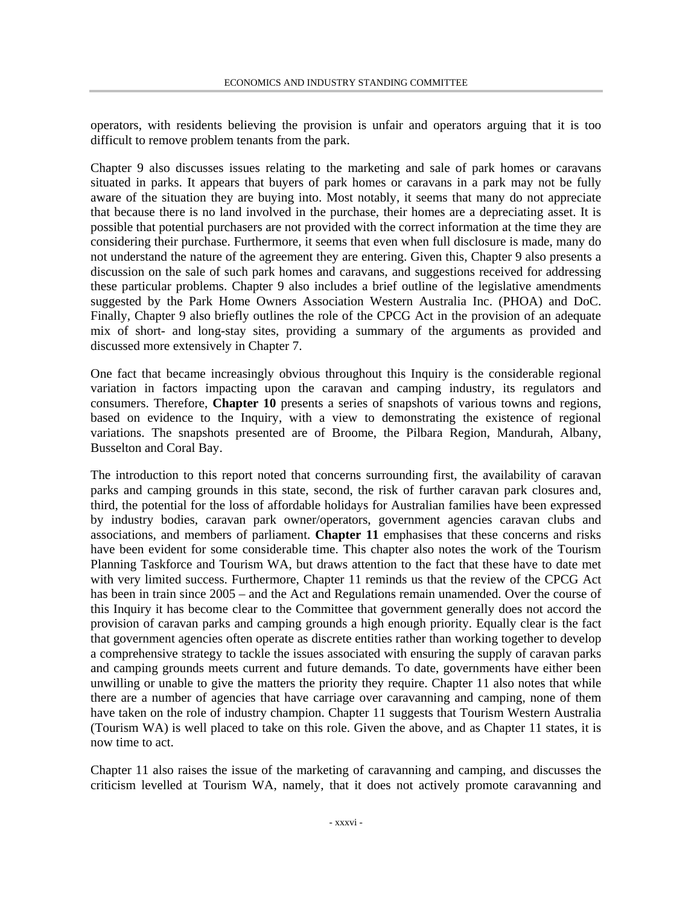operators, with residents believing the provision is unfair and operators arguing that it is too difficult to remove problem tenants from the park.

Chapter 9 also discusses issues relating to the marketing and sale of park homes or caravans situated in parks. It appears that buyers of park homes or caravans in a park may not be fully aware of the situation they are buying into. Most notably, it seems that many do not appreciate that because there is no land involved in the purchase, their homes are a depreciating asset. It is possible that potential purchasers are not provided with the correct information at the time they are considering their purchase. Furthermore, it seems that even when full disclosure is made, many do not understand the nature of the agreement they are entering. Given this, Chapter 9 also presents a discussion on the sale of such park homes and caravans, and suggestions received for addressing these particular problems. Chapter 9 also includes a brief outline of the legislative amendments suggested by the Park Home Owners Association Western Australia Inc. (PHOA) and DoC. Finally, Chapter 9 also briefly outlines the role of the CPCG Act in the provision of an adequate mix of short- and long-stay sites, providing a summary of the arguments as provided and discussed more extensively in Chapter 7.

One fact that became increasingly obvious throughout this Inquiry is the considerable regional variation in factors impacting upon the caravan and camping industry, its regulators and consumers. Therefore, **Chapter 10** presents a series of snapshots of various towns and regions, based on evidence to the Inquiry, with a view to demonstrating the existence of regional variations. The snapshots presented are of Broome, the Pilbara Region, Mandurah, Albany, Busselton and Coral Bay.

The introduction to this report noted that concerns surrounding first, the availability of caravan parks and camping grounds in this state, second, the risk of further caravan park closures and, third, the potential for the loss of affordable holidays for Australian families have been expressed by industry bodies, caravan park owner/operators, government agencies caravan clubs and associations, and members of parliament. **Chapter 11** emphasises that these concerns and risks have been evident for some considerable time. This chapter also notes the work of the Tourism Planning Taskforce and Tourism WA, but draws attention to the fact that these have to date met with very limited success. Furthermore, Chapter 11 reminds us that the review of the CPCG Act has been in train since 2005 – and the Act and Regulations remain unamended. Over the course of this Inquiry it has become clear to the Committee that government generally does not accord the provision of caravan parks and camping grounds a high enough priority. Equally clear is the fact that government agencies often operate as discrete entities rather than working together to develop a comprehensive strategy to tackle the issues associated with ensuring the supply of caravan parks and camping grounds meets current and future demands. To date, governments have either been unwilling or unable to give the matters the priority they require. Chapter 11 also notes that while there are a number of agencies that have carriage over caravanning and camping, none of them have taken on the role of industry champion. Chapter 11 suggests that Tourism Western Australia (Tourism WA) is well placed to take on this role. Given the above, and as Chapter 11 states, it is now time to act.

Chapter 11 also raises the issue of the marketing of caravanning and camping, and discusses the criticism levelled at Tourism WA, namely, that it does not actively promote caravanning and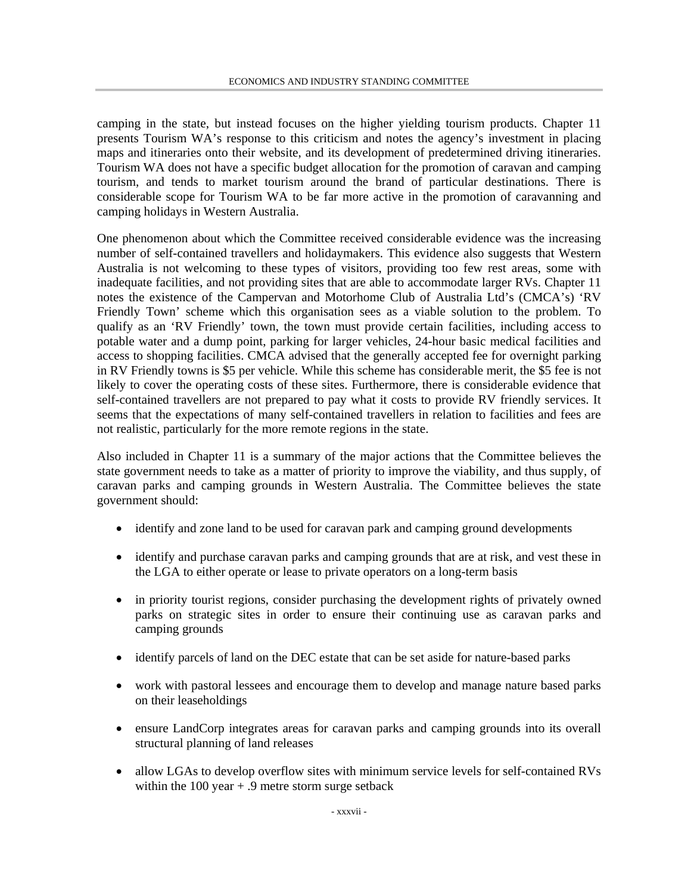camping in the state, but instead focuses on the higher yielding tourism products. Chapter 11 presents Tourism WA's response to this criticism and notes the agency's investment in placing maps and itineraries onto their website, and its development of predetermined driving itineraries. Tourism WA does not have a specific budget allocation for the promotion of caravan and camping tourism, and tends to market tourism around the brand of particular destinations. There is considerable scope for Tourism WA to be far more active in the promotion of caravanning and camping holidays in Western Australia.

One phenomenon about which the Committee received considerable evidence was the increasing number of self-contained travellers and holidaymakers. This evidence also suggests that Western Australia is not welcoming to these types of visitors, providing too few rest areas, some with inadequate facilities, and not providing sites that are able to accommodate larger RVs. Chapter 11 notes the existence of the Campervan and Motorhome Club of Australia Ltd's (CMCA's) 'RV Friendly Town' scheme which this organisation sees as a viable solution to the problem. To qualify as an 'RV Friendly' town, the town must provide certain facilities, including access to potable water and a dump point, parking for larger vehicles, 24-hour basic medical facilities and access to shopping facilities. CMCA advised that the generally accepted fee for overnight parking in RV Friendly towns is $5 per vehicle. While this scheme has considerable merit, the $5 fee is not likely to cover the operating costs of these sites. Furthermore, there is considerable evidence that self-contained travellers are not prepared to pay what it costs to provide RV friendly services. It seems that the expectations of many self-contained travellers in relation to facilities and fees are not realistic, particularly for the more remote regions in the state.

Also included in Chapter 11 is a summary of the major actions that the Committee believes the state government needs to take as a matter of priority to improve the viability, and thus supply, of caravan parks and camping grounds in Western Australia. The Committee believes the state government should:

- identify and zone land to be used for caravan park and camping ground developments
- identify and purchase caravan parks and camping grounds that are at risk, and vest these in the LGA to either operate or lease to private operators on a long-term basis
- in priority tourist regions, consider purchasing the development rights of privately owned parks on strategic sites in order to ensure their continuing use as caravan parks and camping grounds
- identify parcels of land on the DEC estate that can be set aside for nature-based parks
- work with pastoral lessees and encourage them to develop and manage nature based parks on their leaseholdings
- ensure LandCorp integrates areas for caravan parks and camping grounds into its overall structural planning of land releases
- allow LGAs to develop overflow sites with minimum service levels for self-contained RVs within the 100 year + .9 metre storm surge setback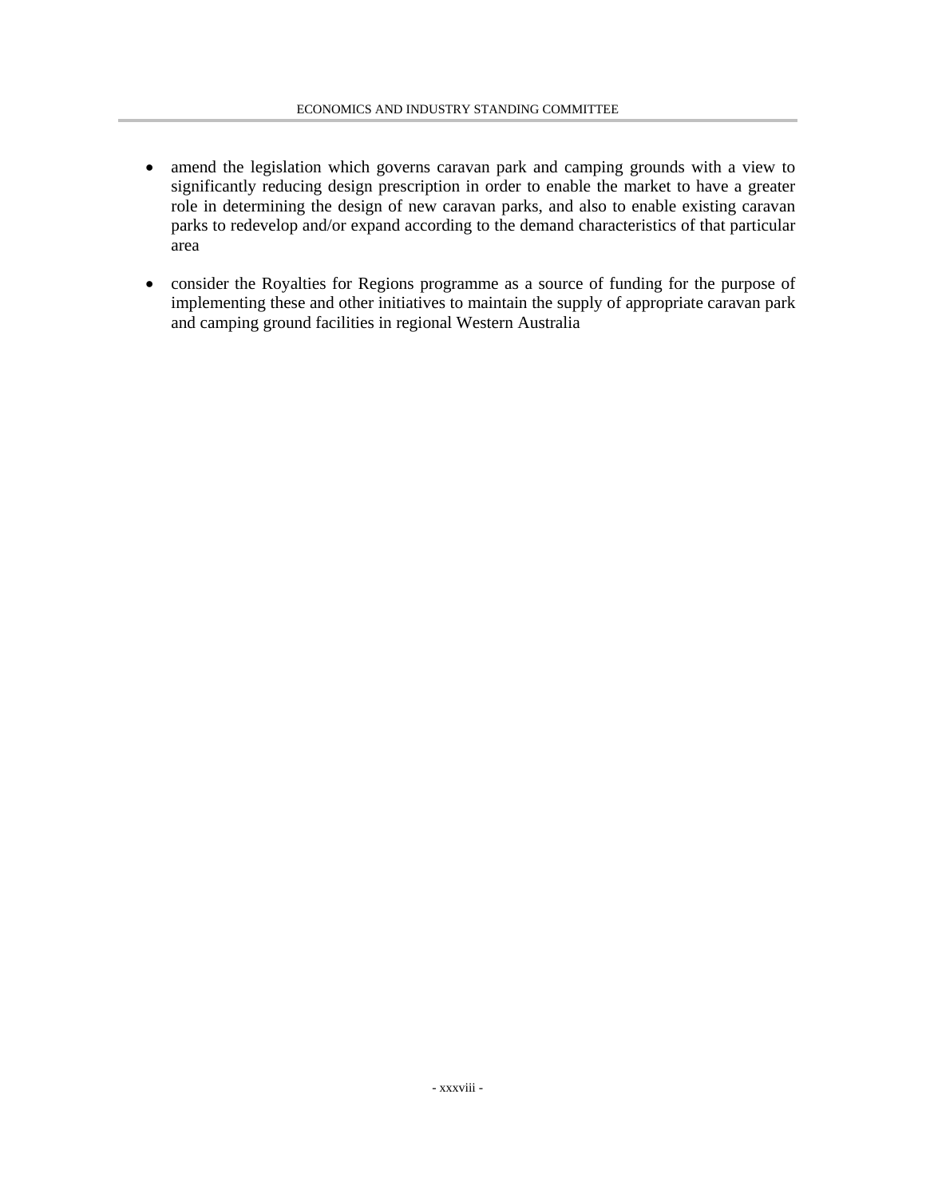- amend the legislation which governs caravan park and camping grounds with a view to significantly reducing design prescription in order to enable the market to have a greater role in determining the design of new caravan parks, and also to enable existing caravan parks to redevelop and/or expand according to the demand characteristics of that particular area

- consider the Royalties for Regions programme as a source of funding for the purpose of implementing these and other initiatives to maintain the supply of appropriate caravan park and camping ground facilities in regional Western Australia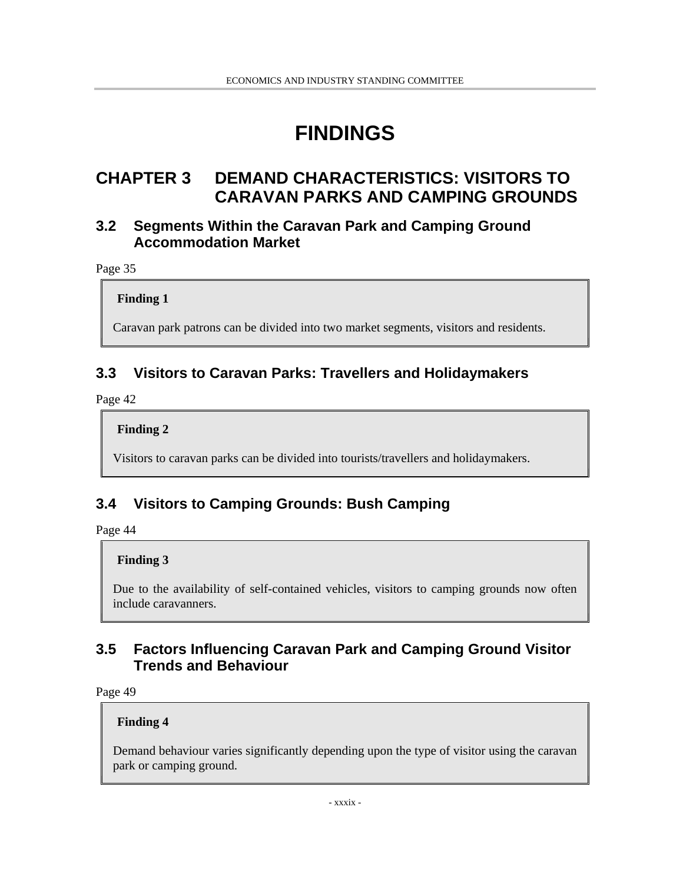# FINDINGS

## CHAPTER 3 DEMAND CHARACTERISTICS: VISITORS TO CARAVAN PARKS AND CAMPING GROUNDS

### 3.2 Segments Within the Caravan Park and Camping Ground Accommodation Market

Page 35

**Finding 1**

Caravan park patrons can be divided into two market segments, visitors and residents.

### 3.3 Visitors to Caravan Parks: Travellers and Holidaymakers

Page 42

**Finding 2**

Visitors to caravan parks can be divided into tourists/travellers and holidaymakers.

### 3.4 Visitors to Camping Grounds: Bush Camping

Page 44

**Finding 3**

Due to the availability of self-contained vehicles, visitors to camping grounds now often include caravanners.

### 3.5 Factors Influencing Caravan Park and Camping Ground Visitor Trends and Behaviour

Page 49

**Finding 4**

Demand behaviour varies significantly depending upon the type of visitor using the caravan park or camping ground.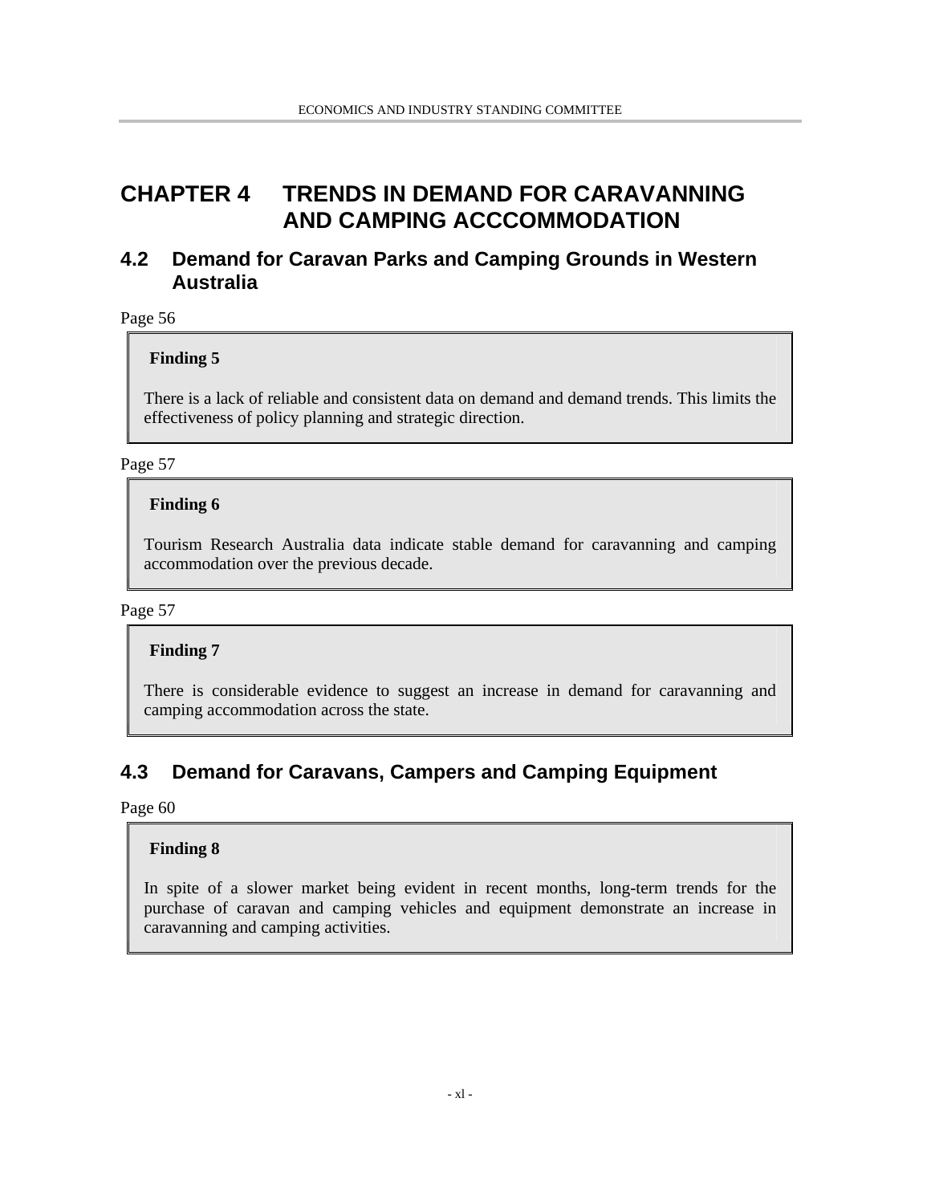# CHAPTER 4 TRENDS IN DEMAND FOR CARAVANNING AND CAMPING ACCCOMMODATION

## 4.2 Demand for Caravan Parks and Camping Grounds in Western Australia

Page 56

> **Finding 5**
>
> There is a lack of reliable and consistent data on demand and demand trends. This limits the effectiveness of policy planning and strategic direction.

Page 57

> **Finding 6**
>
> Tourism Research Australia data indicate stable demand for caravanning and camping accommodation over the previous decade.

Page 57

> **Finding 7**
>
> There is considerable evidence to suggest an increase in demand for caravanning and camping accommodation across the state.

## 4.3 Demand for Caravans, Campers and Camping Equipment

Page 60

> **Finding 8**
>
> In spite of a slower market being evident in recent months, long-term trends for the purchase of caravan and camping vehicles and equipment demonstrate an increase in caravanning and camping activities.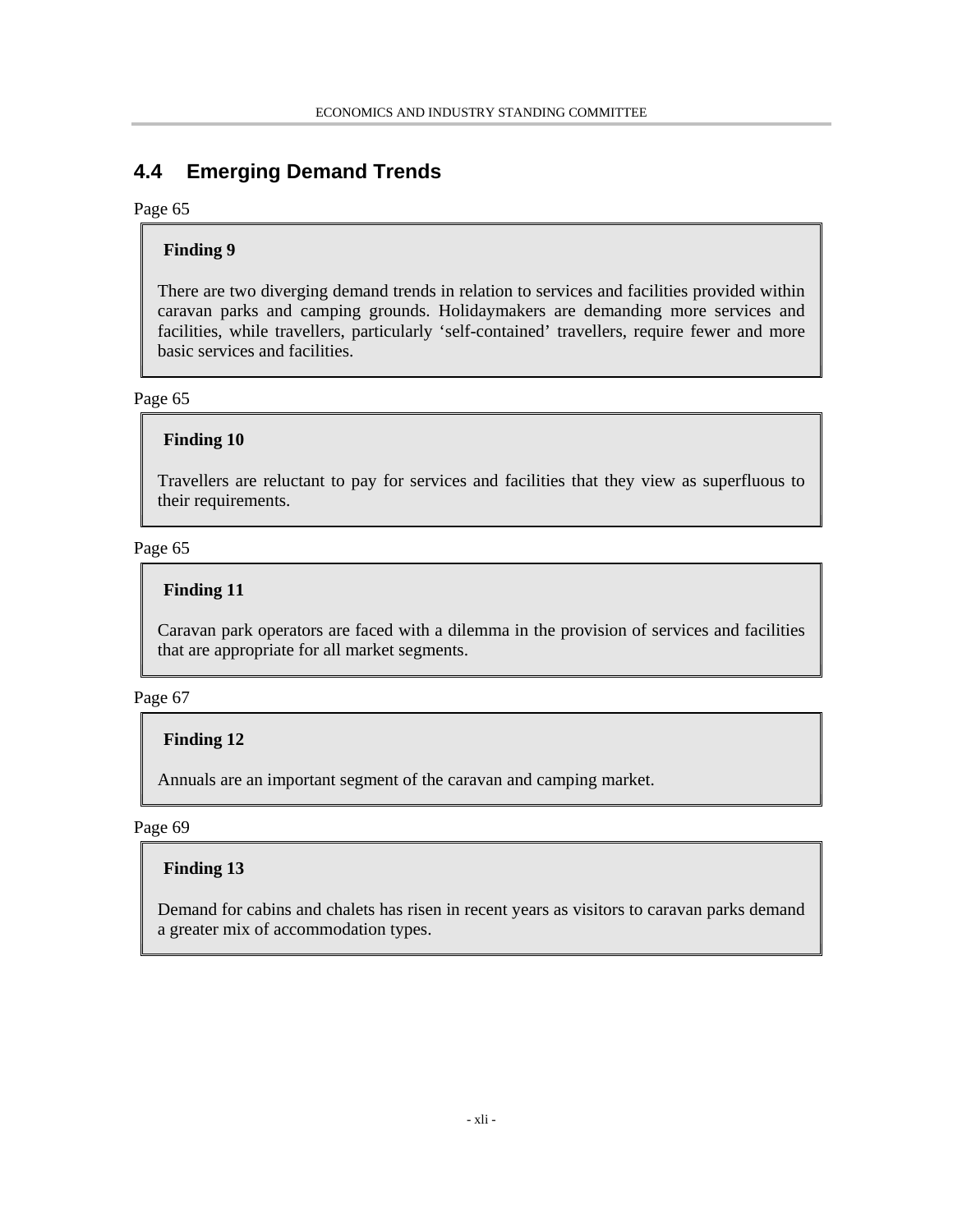## 4.4 Emerging Demand Trends

Page 65

**Finding 9**

There are two diverging demand trends in relation to services and facilities provided within caravan parks and camping grounds. Holidaymakers are demanding more services and facilities, while travellers, particularly 'self-contained' travellers, require fewer and more basic services and facilities.

Page 65

**Finding 10**

Travellers are reluctant to pay for services and facilities that they view as superfluous to their requirements.

Page 65

**Finding 11**

Caravan park operators are faced with a dilemma in the provision of services and facilities that are appropriate for all market segments.

Page 67

**Finding 12**

Annuals are an important segment of the caravan and camping market.

Page 69

**Finding 13**

Demand for cabins and chalets has risen in recent years as visitors to caravan parks demand a greater mix of accommodation types.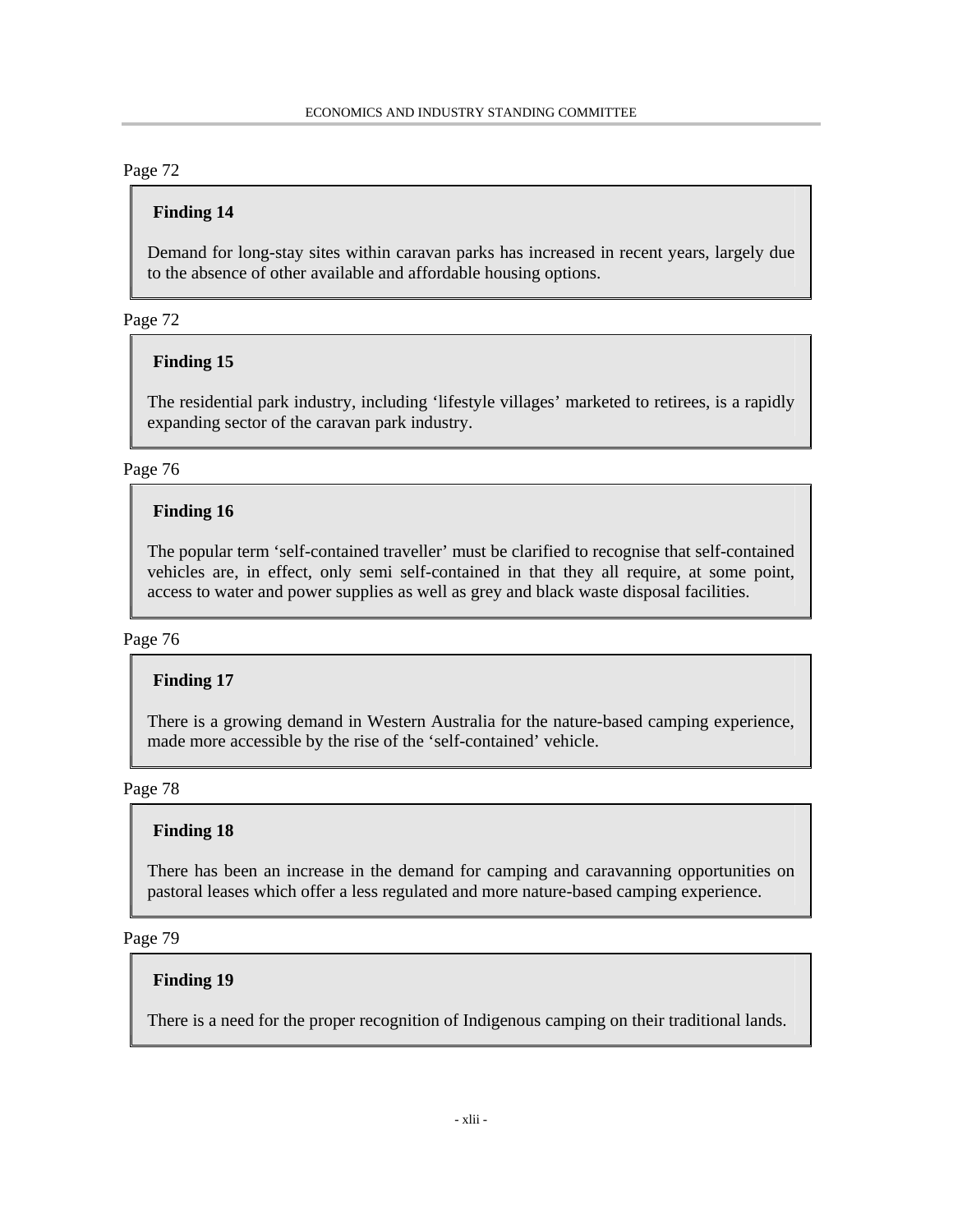Page 72

**Finding 14**

Demand for long-stay sites within caravan parks has increased in recent years, largely due to the absence of other available and affordable housing options.

Page 72

**Finding 15**

The residential park industry, including 'lifestyle villages' marketed to retirees, is a rapidly expanding sector of the caravan park industry.

Page 76

**Finding 16**

The popular term 'self-contained traveller' must be clarified to recognise that self-contained vehicles are, in effect, only semi self-contained in that they all require, at some point, access to water and power supplies as well as grey and black waste disposal facilities.

Page 76

**Finding 17**

There is a growing demand in Western Australia for the nature-based camping experience, made more accessible by the rise of the 'self-contained' vehicle.

Page 78

**Finding 18**

There has been an increase in the demand for camping and caravanning opportunities on pastoral leases which offer a less regulated and more nature-based camping experience.

Page 79

**Finding 19**

There is a need for the proper recognition of Indigenous camping on their traditional lands.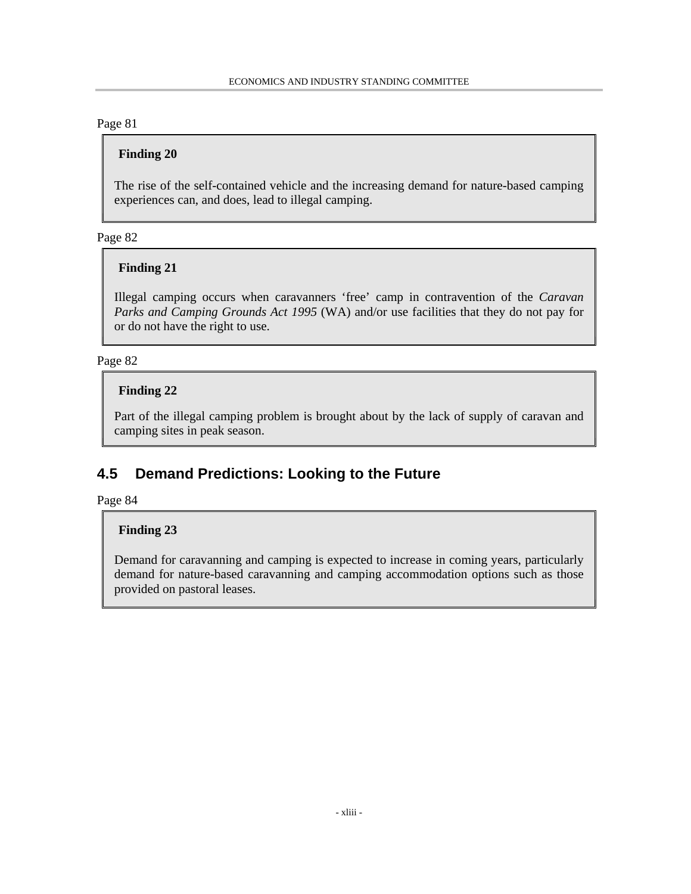Page 81

> **Finding 20**
>
> The rise of the self-contained vehicle and the increasing demand for nature-based camping experiences can, and does, lead to illegal camping.

Page 82

> **Finding 21**
>
> Illegal camping occurs when caravanners 'free' camp in contravention of the *Caravan Parks and Camping Grounds Act 1995* (WA) and/or use facilities that they do not pay for or do not have the right to use.

Page 82

> **Finding 22**
>
> Part of the illegal camping problem is brought about by the lack of supply of caravan and camping sites in peak season.

## 4.5 Demand Predictions: Looking to the Future

Page 84

> **Finding 23**
>
> Demand for caravanning and camping is expected to increase in coming years, particularly demand for nature-based caravanning and camping accommodation options such as those provided on pastoral leases.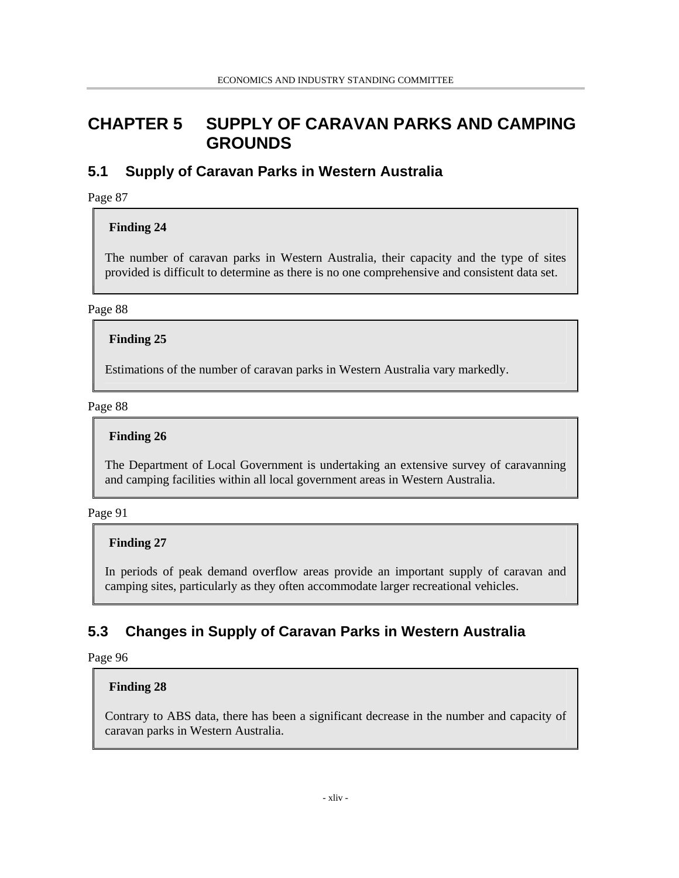# CHAPTER 5 SUPPLY OF CARAVAN PARKS AND CAMPING GROUNDS

## 5.1 Supply of Caravan Parks in Western Australia

Page 87

**Finding 24**

The number of caravan parks in Western Australia, their capacity and the type of sites provided is difficult to determine as there is no one comprehensive and consistent data set.

Page 88

**Finding 25**

Estimations of the number of caravan parks in Western Australia vary markedly.

Page 88

**Finding 26**

The Department of Local Government is undertaking an extensive survey of caravanning and camping facilities within all local government areas in Western Australia.

Page 91

**Finding 27**

In periods of peak demand overflow areas provide an important supply of caravan and camping sites, particularly as they often accommodate larger recreational vehicles.

## 5.3 Changes in Supply of Caravan Parks in Western Australia

Page 96

**Finding 28**

Contrary to ABS data, there has been a significant decrease in the number and capacity of caravan parks in Western Australia.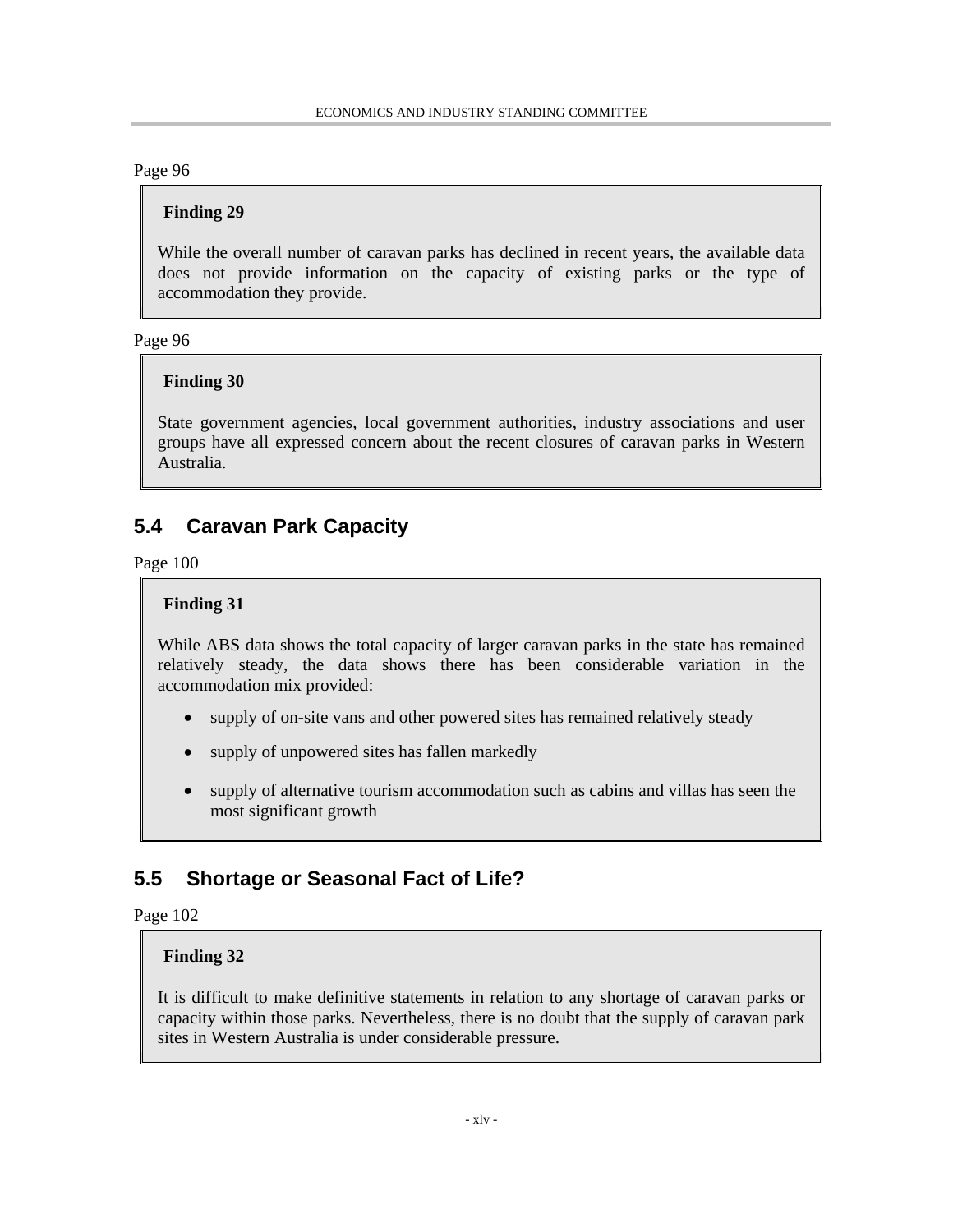Page 96

**Finding 29**

While the overall number of caravan parks has declined in recent years, the available data does not provide information on the capacity of existing parks or the type of accommodation they provide.

Page 96

**Finding 30**

State government agencies, local government authorities, industry associations and user groups have all expressed concern about the recent closures of caravan parks in Western Australia.

## 5.4 Caravan Park Capacity

Page 100

**Finding 31**

While ABS data shows the total capacity of larger caravan parks in the state has remained relatively steady, the data shows there has been considerable variation in the accommodation mix provided:

- supply of on-site vans and other powered sites has remained relatively steady
- supply of unpowered sites has fallen markedly
- supply of alternative tourism accommodation such as cabins and villas has seen the most significant growth

## 5.5 Shortage or Seasonal Fact of Life?

Page 102

**Finding 32**

It is difficult to make definitive statements in relation to any shortage of caravan parks or capacity within those parks. Nevertheless, there is no doubt that the supply of caravan park sites in Western Australia is under considerable pressure.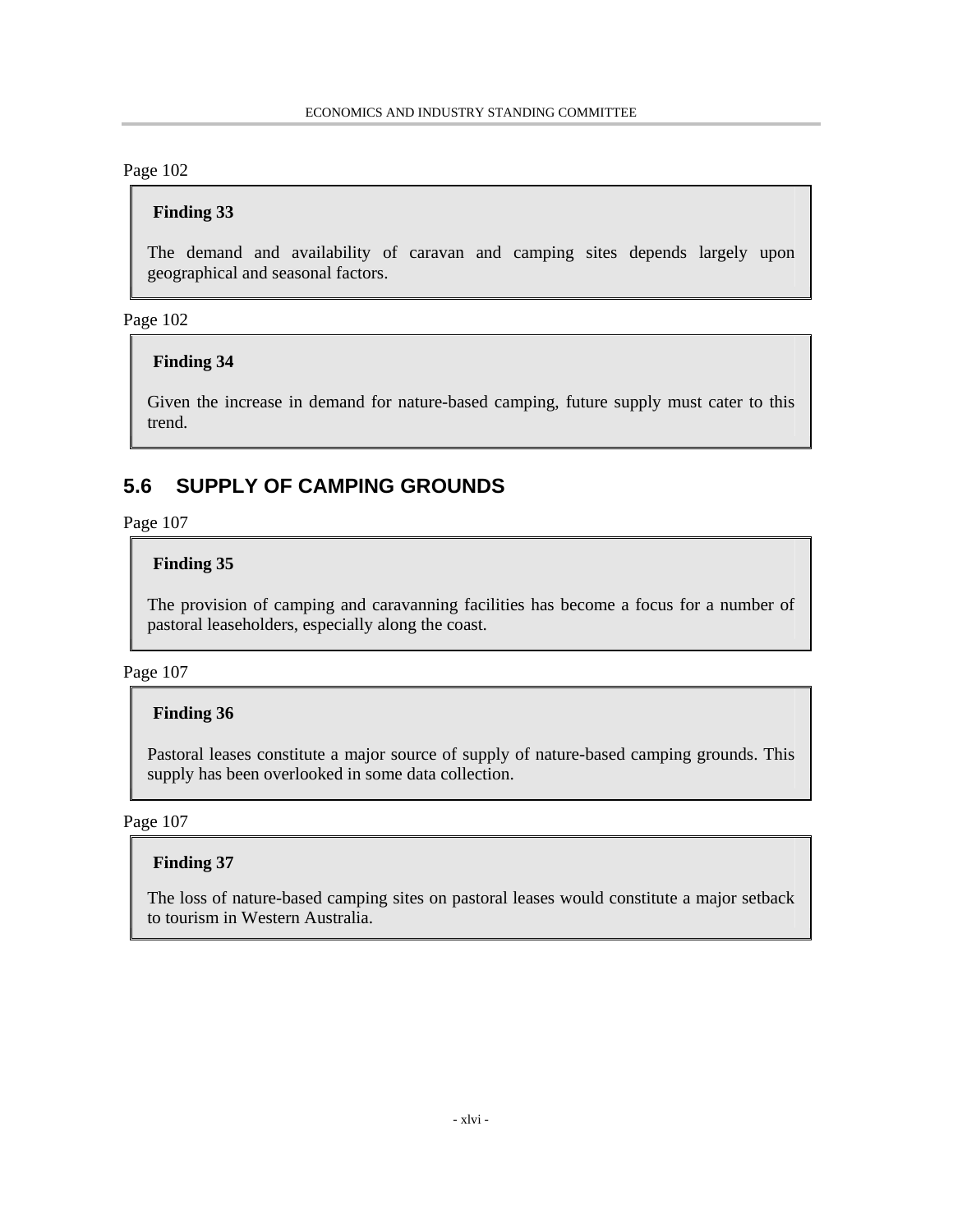Page 102

> **Finding 33**
>
> The demand and availability of caravan and camping sites depends largely upon geographical and seasonal factors.

Page 102

> **Finding 34**
>
> Given the increase in demand for nature-based camping, future supply must cater to this trend.

## 5.6 SUPPLY OF CAMPING GROUNDS

Page 107

> **Finding 35**
>
> The provision of camping and caravanning facilities has become a focus for a number of pastoral leaseholders, especially along the coast.

Page 107

> **Finding 36**
>
> Pastoral leases constitute a major source of supply of nature-based camping grounds. This supply has been overlooked in some data collection.

Page 107

> **Finding 37**
>
> The loss of nature-based camping sites on pastoral leases would constitute a major setback to tourism in Western Australia.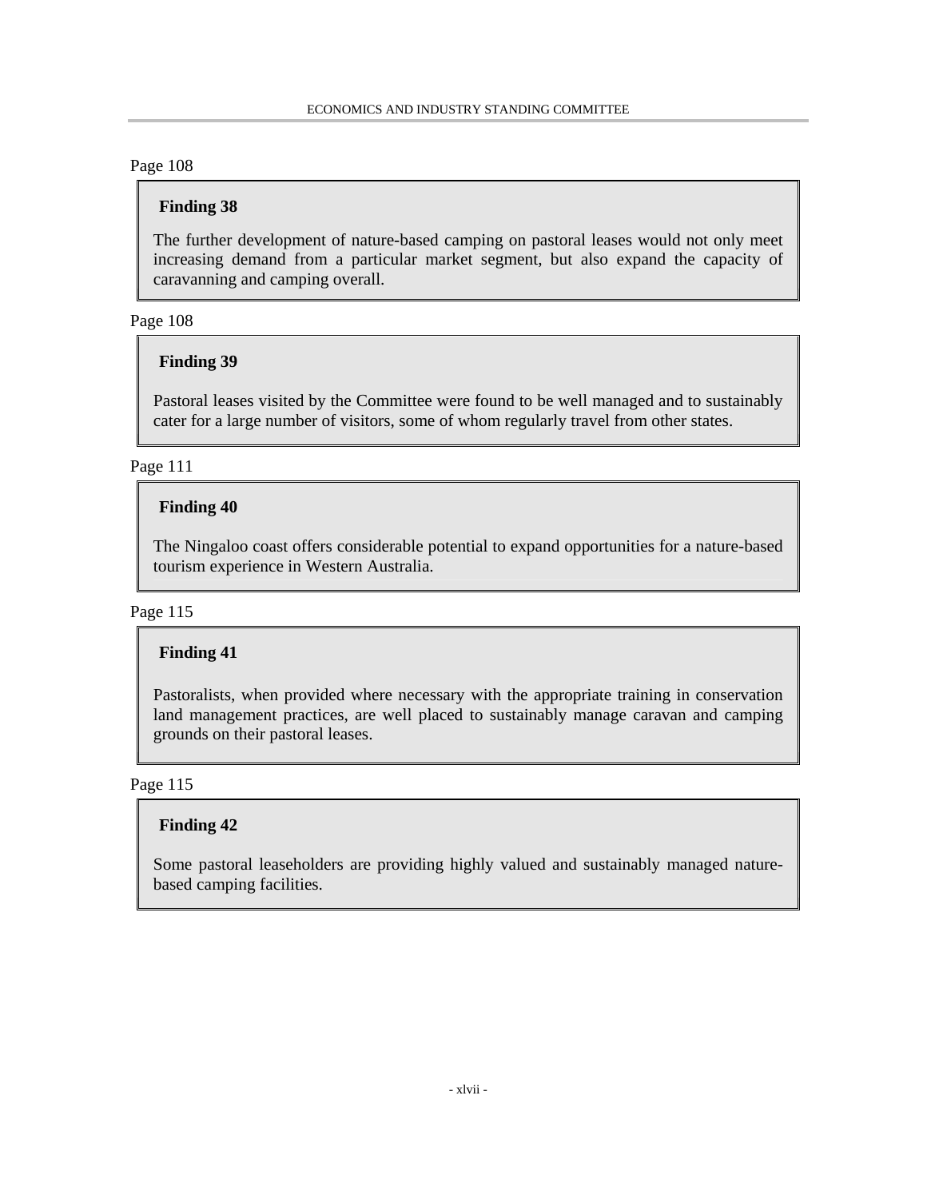Page 108

**Finding 38**

The further development of nature-based camping on pastoral leases would not only meet increasing demand from a particular market segment, but also expand the capacity of caravanning and camping overall.

Page 108

**Finding 39**

Pastoral leases visited by the Committee were found to be well managed and to sustainably cater for a large number of visitors, some of whom regularly travel from other states.

Page 111

**Finding 40**

The Ningaloo coast offers considerable potential to expand opportunities for a nature-based tourism experience in Western Australia.

Page 115

**Finding 41**

Pastoralists, when provided where necessary with the appropriate training in conservation land management practices, are well placed to sustainably manage caravan and camping grounds on their pastoral leases.

Page 115

**Finding 42**

Some pastoral leaseholders are providing highly valued and sustainably managed nature-based camping facilities.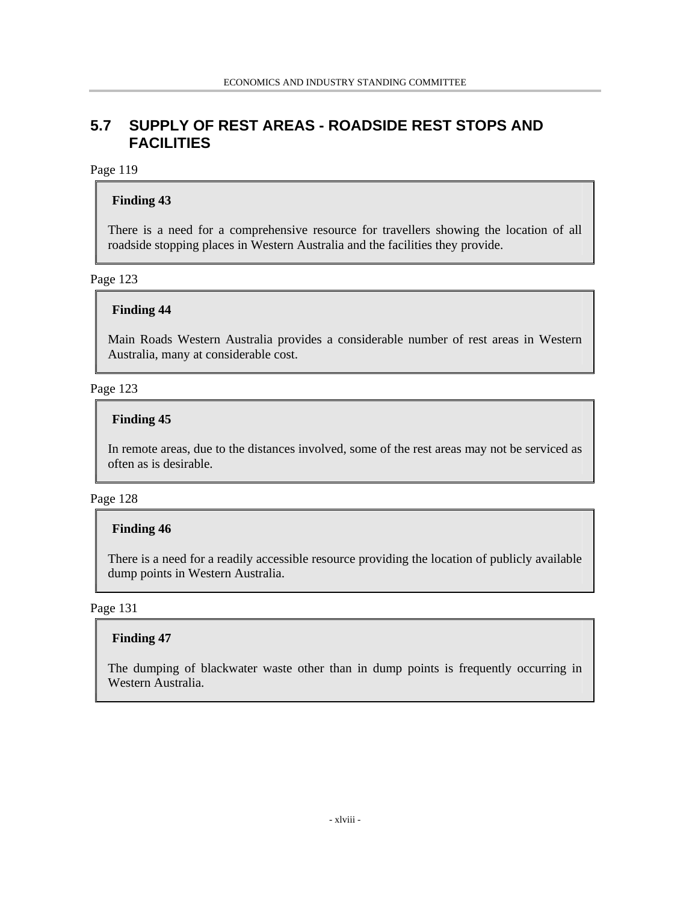## 5.7 SUPPLY OF REST AREAS - ROADSIDE REST STOPS AND FACILITIES

Page 119

**Finding 43**

There is a need for a comprehensive resource for travellers showing the location of all roadside stopping places in Western Australia and the facilities they provide.

Page 123

**Finding 44**

Main Roads Western Australia provides a considerable number of rest areas in Western Australia, many at considerable cost.

Page 123

**Finding 45**

In remote areas, due to the distances involved, some of the rest areas may not be serviced as often as is desirable.

Page 128

**Finding 46**

There is a need for a readily accessible resource providing the location of publicly available dump points in Western Australia.

Page 131

**Finding 47**

The dumping of blackwater waste other than in dump points is frequently occurring in Western Australia.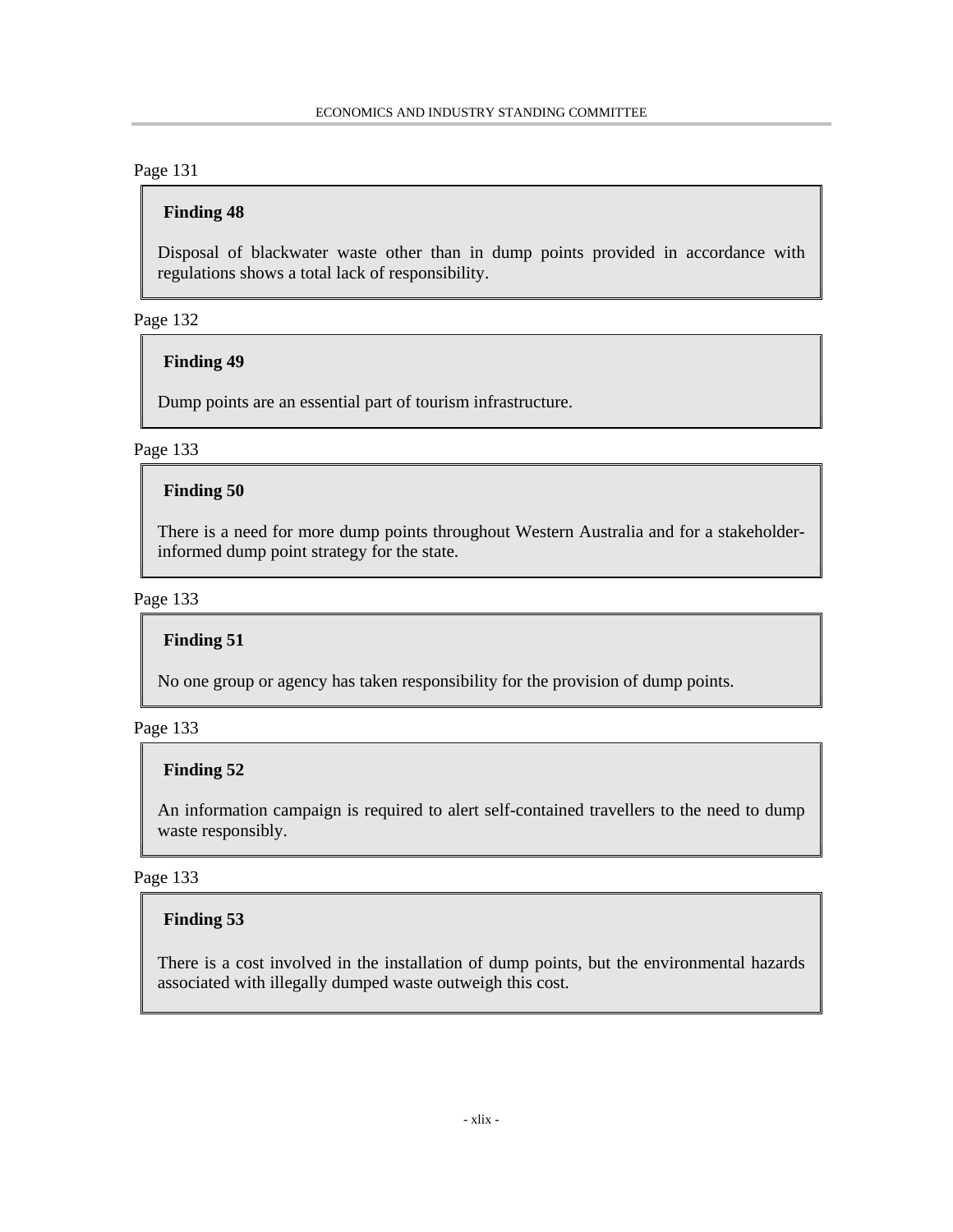Page 131

**Finding 48**

Disposal of blackwater waste other than in dump points provided in accordance with regulations shows a total lack of responsibility.

Page 132

**Finding 49**

Dump points are an essential part of tourism infrastructure.

Page 133

**Finding 50**

There is a need for more dump points throughout Western Australia and for a stakeholder-informed dump point strategy for the state.

Page 133

**Finding 51**

No one group or agency has taken responsibility for the provision of dump points.

Page 133

**Finding 52**

An information campaign is required to alert self-contained travellers to the need to dump waste responsibly.

Page 133

**Finding 53**

There is a cost involved in the installation of dump points, but the environmental hazards associated with illegally dumped waste outweigh this cost.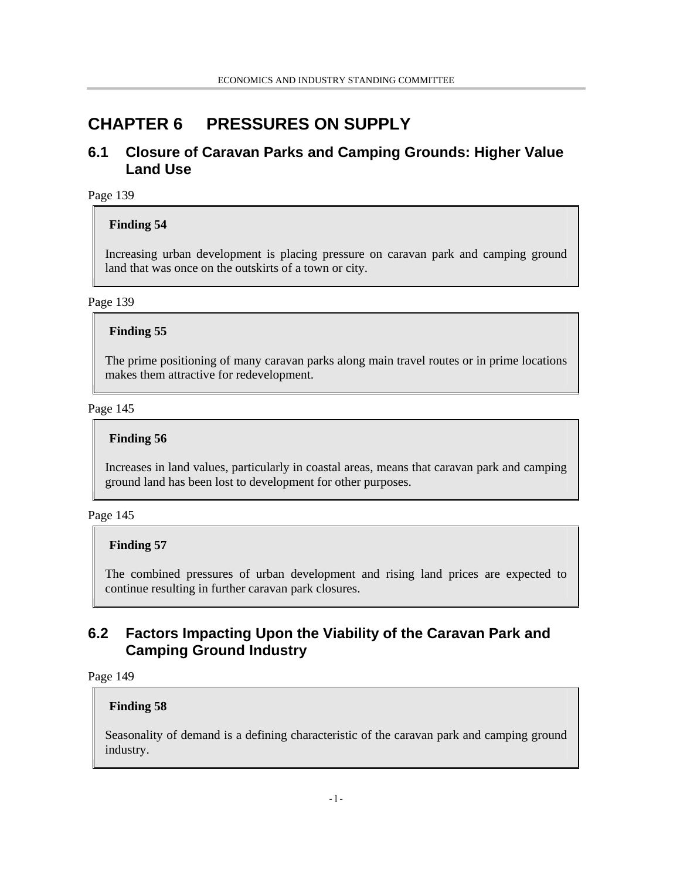# CHAPTER 6 PRESSURES ON SUPPLY

## 6.1 Closure of Caravan Parks and Camping Grounds: Higher Value Land Use

Page 139

**Finding 54**

Increasing urban development is placing pressure on caravan park and camping ground land that was once on the outskirts of a town or city.

Page 139

**Finding 55**

The prime positioning of many caravan parks along main travel routes or in prime locations makes them attractive for redevelopment.

Page 145

**Finding 56**

Increases in land values, particularly in coastal areas, means that caravan park and camping ground land has been lost to development for other purposes.

Page 145

**Finding 57**

The combined pressures of urban development and rising land prices are expected to continue resulting in further caravan park closures.

## 6.2 Factors Impacting Upon the Viability of the Caravan Park and Camping Ground Industry

Page 149

**Finding 58**

Seasonality of demand is a defining characteristic of the caravan park and camping ground industry.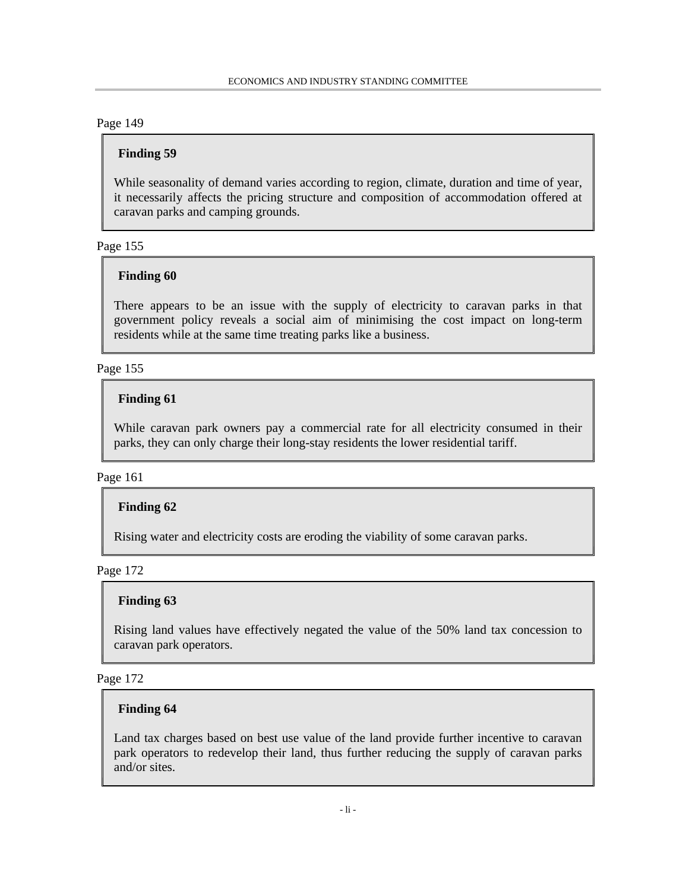Page 149

> **Finding 59**
>
> While seasonality of demand varies according to region, climate, duration and time of year, it necessarily affects the pricing structure and composition of accommodation offered at caravan parks and camping grounds.

Page 155

> **Finding 60**
>
> There appears to be an issue with the supply of electricity to caravan parks in that government policy reveals a social aim of minimising the cost impact on long-term residents while at the same time treating parks like a business.

Page 155

> **Finding 61**
>
> While caravan park owners pay a commercial rate for all electricity consumed in their parks, they can only charge their long-stay residents the lower residential tariff.

Page 161

> **Finding 62**
>
> Rising water and electricity costs are eroding the viability of some caravan parks.

Page 172

> **Finding 63**
>
> Rising land values have effectively negated the value of the 50% land tax concession to caravan park operators.

Page 172

> **Finding 64**
>
> Land tax charges based on best use value of the land provide further incentive to caravan park operators to redevelop their land, thus further reducing the supply of caravan parks and/or sites.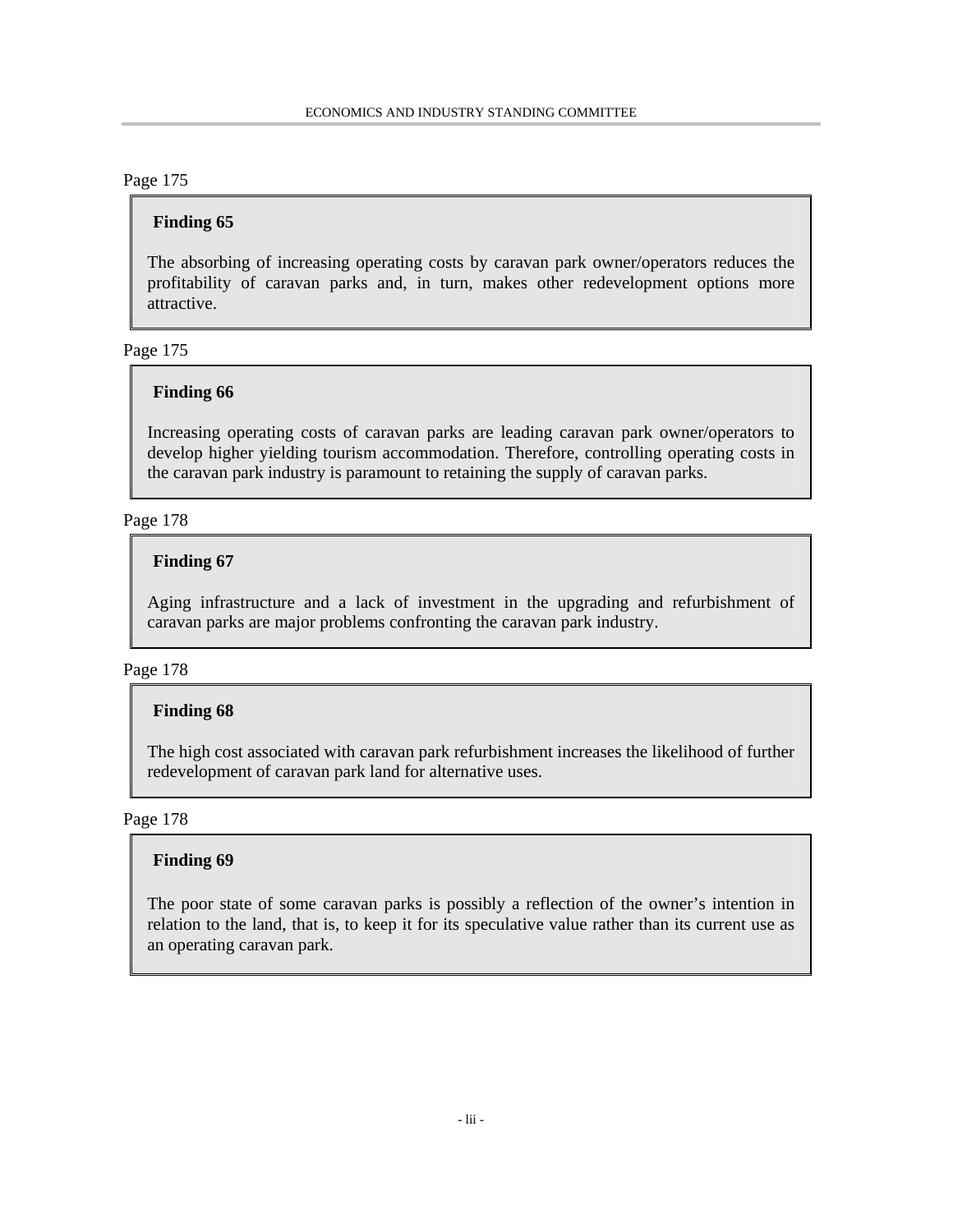Page 175

**Finding 65**

The absorbing of increasing operating costs by caravan park owner/operators reduces the profitability of caravan parks and, in turn, makes other redevelopment options more attractive.

Page 175

**Finding 66**

Increasing operating costs of caravan parks are leading caravan park owner/operators to develop higher yielding tourism accommodation. Therefore, controlling operating costs in the caravan park industry is paramount to retaining the supply of caravan parks.

Page 178

**Finding 67**

Aging infrastructure and a lack of investment in the upgrading and refurbishment of caravan parks are major problems confronting the caravan park industry.

Page 178

**Finding 68**

The high cost associated with caravan park refurbishment increases the likelihood of further redevelopment of caravan park land for alternative uses.

Page 178

**Finding 69**

The poor state of some caravan parks is possibly a reflection of the owner's intention in relation to the land, that is, to keep it for its speculative value rather than its current use as an operating caravan park.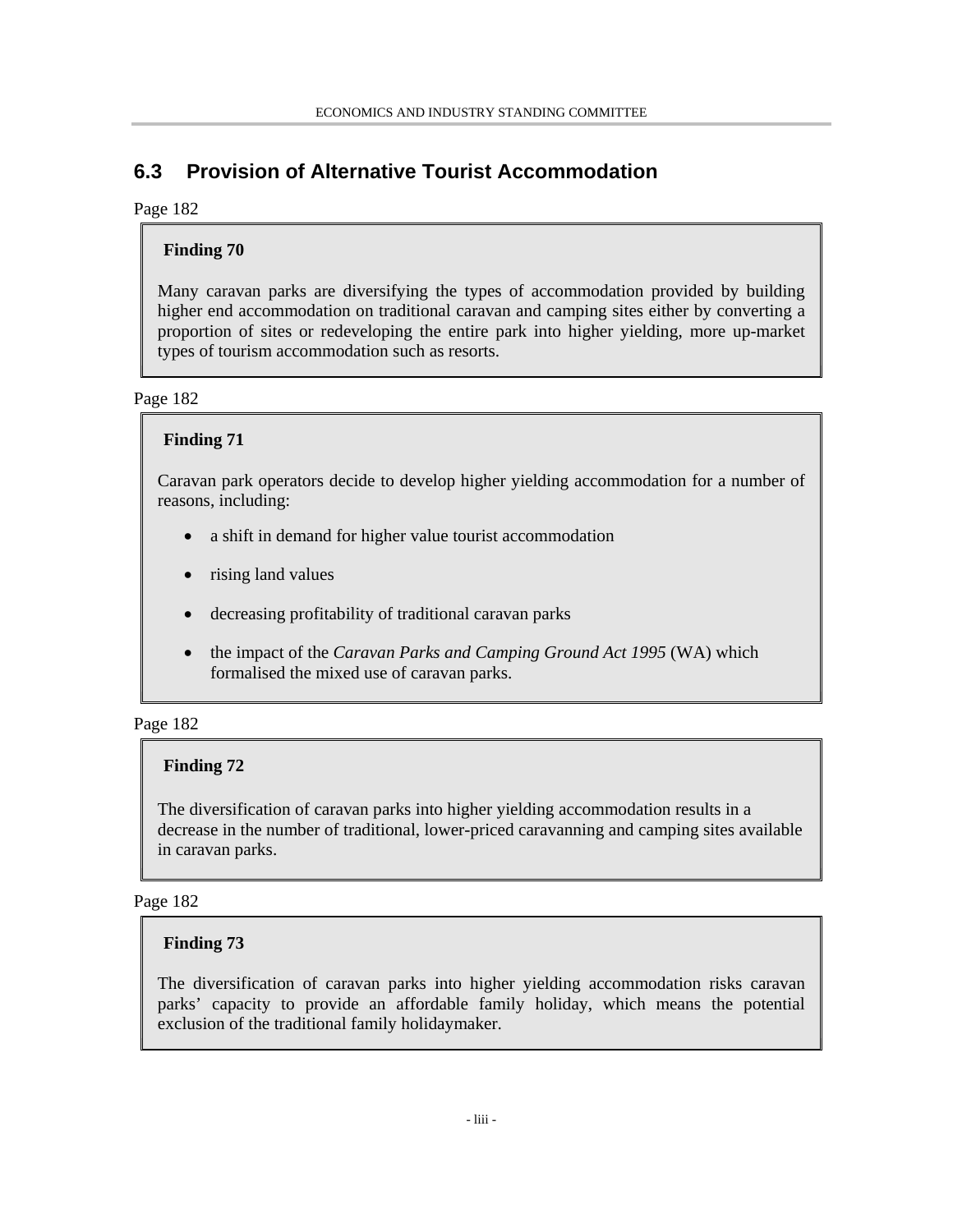## 6.3 Provision of Alternative Tourist Accommodation

Page 182

**Finding 70**

Many caravan parks are diversifying the types of accommodation provided by building higher end accommodation on traditional caravan and camping sites either by converting a proportion of sites or redeveloping the entire park into higher yielding, more up-market types of tourism accommodation such as resorts.

Page 182

**Finding 71**

Caravan park operators decide to develop higher yielding accommodation for a number of reasons, including:

- a shift in demand for higher value tourist accommodation
- rising land values
- decreasing profitability of traditional caravan parks
- the impact of the *Caravan Parks and Camping Ground Act 1995* (WA) which formalised the mixed use of caravan parks.

Page 182

**Finding 72**

The diversification of caravan parks into higher yielding accommodation results in a decrease in the number of traditional, lower-priced caravanning and camping sites available in caravan parks.

Page 182

**Finding 73**

The diversification of caravan parks into higher yielding accommodation risks caravan parks' capacity to provide an affordable family holiday, which means the potential exclusion of the traditional family holidaymaker.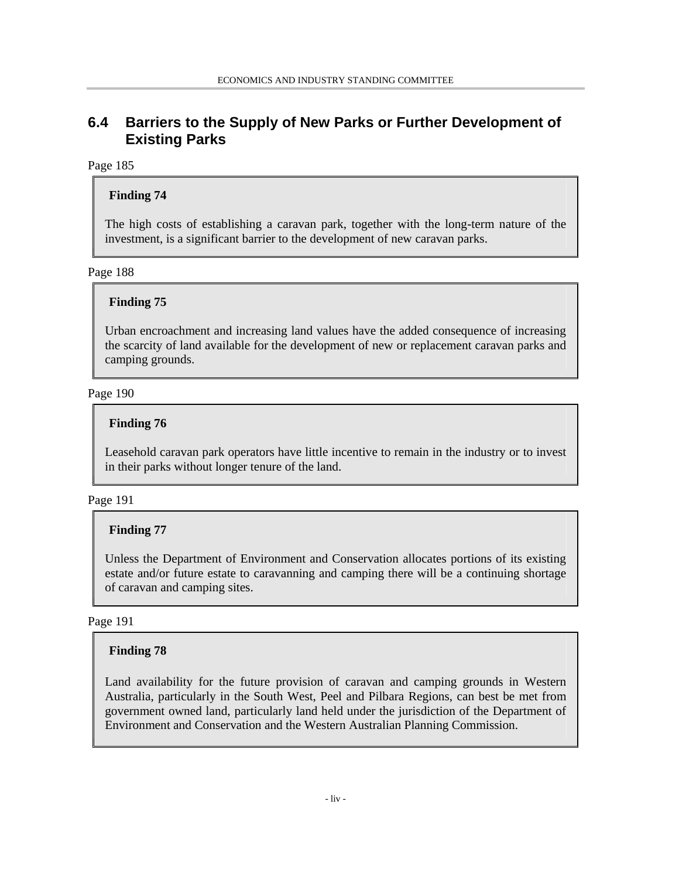## 6.4 Barriers to the Supply of New Parks or Further Development of Existing Parks

Page 185

**Finding 74**

The high costs of establishing a caravan park, together with the long-term nature of the investment, is a significant barrier to the development of new caravan parks.

Page 188

**Finding 75**

Urban encroachment and increasing land values have the added consequence of increasing the scarcity of land available for the development of new or replacement caravan parks and camping grounds.

Page 190

**Finding 76**

Leasehold caravan park operators have little incentive to remain in the industry or to invest in their parks without longer tenure of the land.

Page 191

**Finding 77**

Unless the Department of Environment and Conservation allocates portions of its existing estate and/or future estate to caravanning and camping there will be a continuing shortage of caravan and camping sites.

Page 191

**Finding 78**

Land availability for the future provision of caravan and camping grounds in Western Australia, particularly in the South West, Peel and Pilbara Regions, can best be met from government owned land, particularly land held under the jurisdiction of the Department of Environment and Conservation and the Western Australian Planning Commission.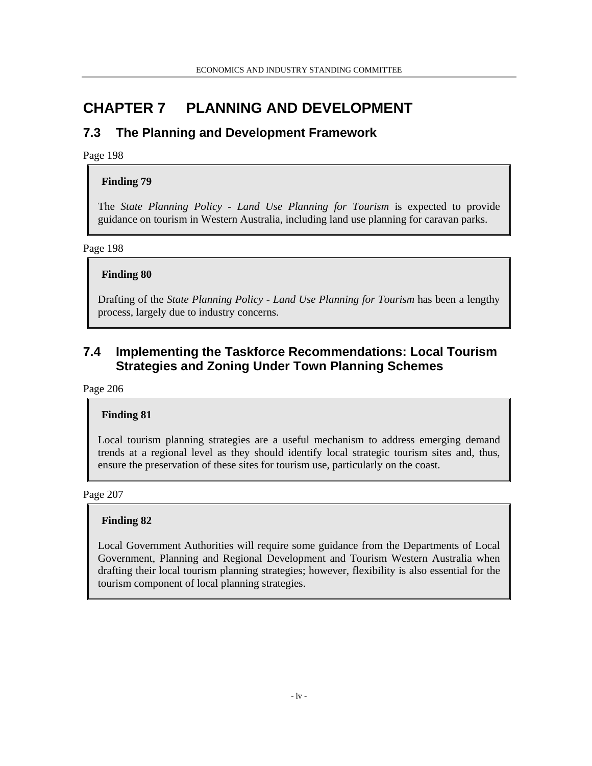# CHAPTER 7 PLANNING AND DEVELOPMENT

## 7.3 The Planning and Development Framework

Page 198

**Finding 79**

The *State Planning Policy - Land Use Planning for Tourism* is expected to provide guidance on tourism in Western Australia, including land use planning for caravan parks.

Page 198

**Finding 80**

Drafting of the *State Planning Policy - Land Use Planning for Tourism* has been a lengthy process, largely due to industry concerns.

## 7.4 Implementing the Taskforce Recommendations: Local Tourism Strategies and Zoning Under Town Planning Schemes

Page 206

**Finding 81**

Local tourism planning strategies are a useful mechanism to address emerging demand trends at a regional level as they should identify local strategic tourism sites and, thus, ensure the preservation of these sites for tourism use, particularly on the coast.

Page 207

**Finding 82**

Local Government Authorities will require some guidance from the Departments of Local Government, Planning and Regional Development and Tourism Western Australia when drafting their local tourism planning strategies; however, flexibility is also essential for the tourism component of local planning strategies.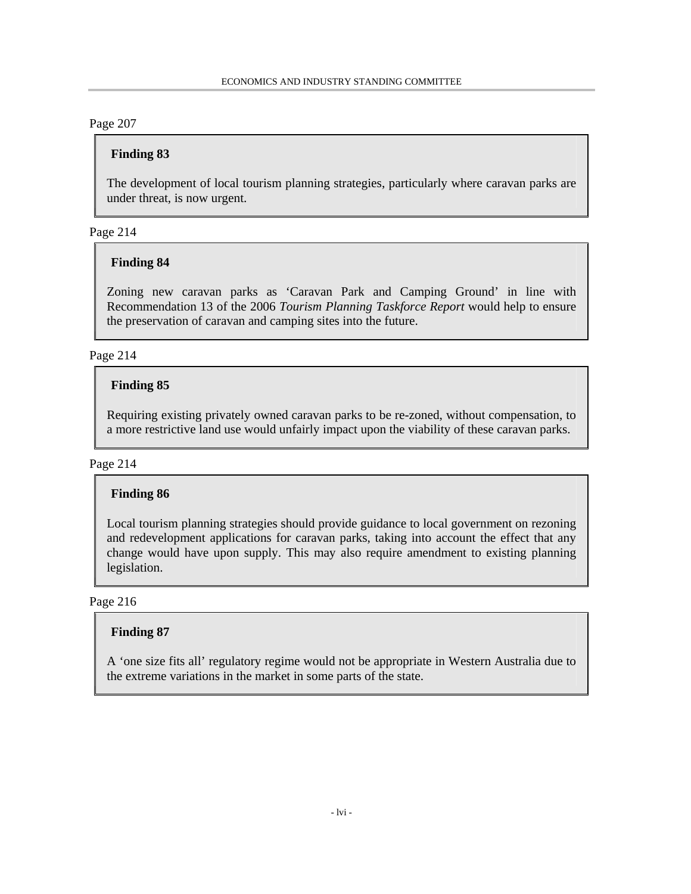Page 207

**Finding 83**

The development of local tourism planning strategies, particularly where caravan parks are under threat, is now urgent.

Page 214

**Finding 84**

Zoning new caravan parks as 'Caravan Park and Camping Ground' in line with Recommendation 13 of the 2006 *Tourism Planning Taskforce Report* would help to ensure the preservation of caravan and camping sites into the future.

Page 214

**Finding 85**

Requiring existing privately owned caravan parks to be re-zoned, without compensation, to a more restrictive land use would unfairly impact upon the viability of these caravan parks.

Page 214

**Finding 86**

Local tourism planning strategies should provide guidance to local government on rezoning and redevelopment applications for caravan parks, taking into account the effect that any change would have upon supply. This may also require amendment to existing planning legislation.

Page 216

**Finding 87**

A 'one size fits all' regulatory regime would not be appropriate in Western Australia due to the extreme variations in the market in some parts of the state.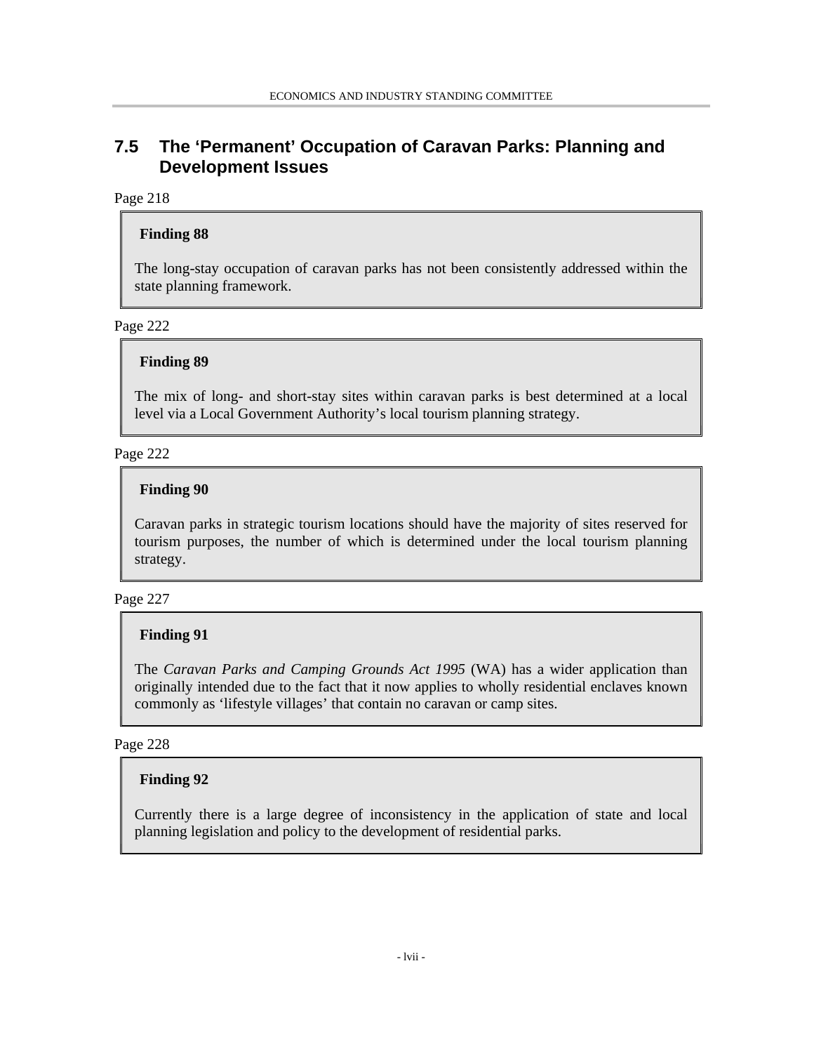## 7.5 The 'Permanent' Occupation of Caravan Parks: Planning and Development Issues

Page 218

**Finding 88**

The long-stay occupation of caravan parks has not been consistently addressed within the state planning framework.

Page 222

**Finding 89**

The mix of long- and short-stay sites within caravan parks is best determined at a local level via a Local Government Authority's local tourism planning strategy.

Page 222

**Finding 90**

Caravan parks in strategic tourism locations should have the majority of sites reserved for tourism purposes, the number of which is determined under the local tourism planning strategy.

Page 227

**Finding 91**

The *Caravan Parks and Camping Grounds Act 1995* (WA) has a wider application than originally intended due to the fact that it now applies to wholly residential enclaves known commonly as 'lifestyle villages' that contain no caravan or camp sites.

Page 228

**Finding 92**

Currently there is a large degree of inconsistency in the application of state and local planning legislation and policy to the development of residential parks.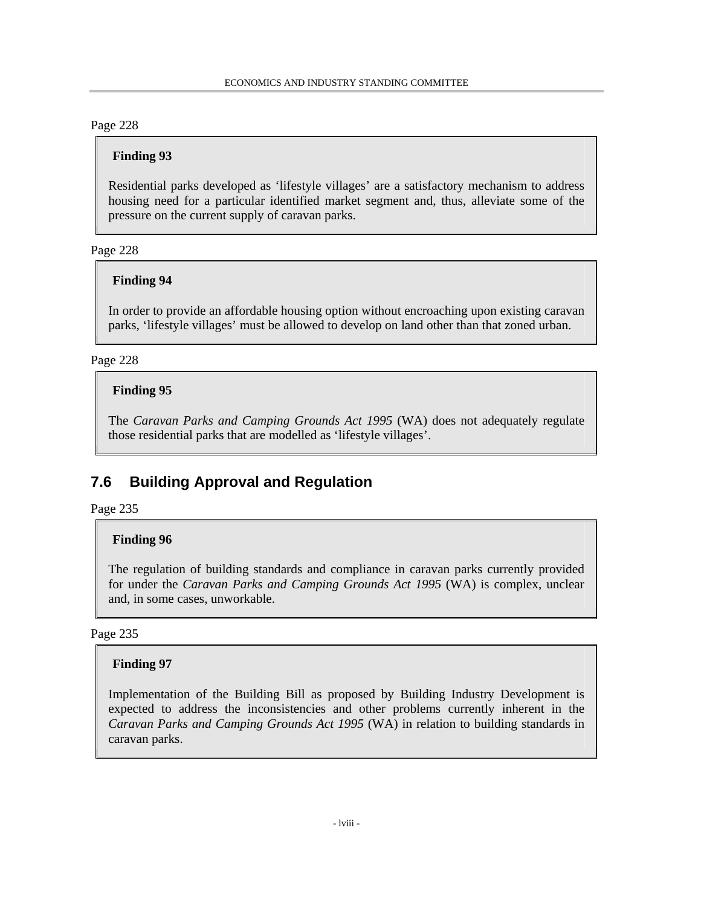Page 228

**Finding 93**

Residential parks developed as 'lifestyle villages' are a satisfactory mechanism to address housing need for a particular identified market segment and, thus, alleviate some of the pressure on the current supply of caravan parks.

Page 228

**Finding 94**

In order to provide an affordable housing option without encroaching upon existing caravan parks, 'lifestyle villages' must be allowed to develop on land other than that zoned urban.

Page 228

**Finding 95**

The *Caravan Parks and Camping Grounds Act 1995* (WA) does not adequately regulate those residential parks that are modelled as 'lifestyle villages'.

## 7.6 Building Approval and Regulation

Page 235

**Finding 96**

The regulation of building standards and compliance in caravan parks currently provided for under the *Caravan Parks and Camping Grounds Act 1995* (WA) is complex, unclear and, in some cases, unworkable.

Page 235

**Finding 97**

Implementation of the Building Bill as proposed by Building Industry Development is expected to address the inconsistencies and other problems currently inherent in the *Caravan Parks and Camping Grounds Act 1995* (WA) in relation to building standards in caravan parks.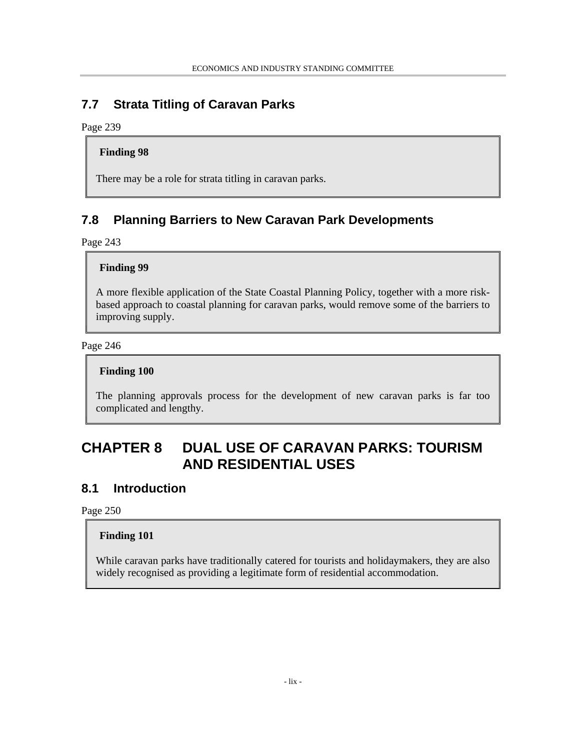## 7.7 Strata Titling of Caravan Parks

Page 239

> **Finding 98**
>
> There may be a role for strata titling in caravan parks.

## 7.8 Planning Barriers to New Caravan Park Developments

Page 243

> **Finding 99**
>
> A more flexible application of the State Coastal Planning Policy, together with a more risk-based approach to coastal planning for caravan parks, would remove some of the barriers to improving supply.

Page 246

> **Finding 100**
>
> The planning approvals process for the development of new caravan parks is far too complicated and lengthy.

# CHAPTER 8 DUAL USE OF CARAVAN PARKS: TOURISM AND RESIDENTIAL USES

## 8.1 Introduction

Page 250

> **Finding 101**
>
> While caravan parks have traditionally catered for tourists and holidaymakers, they are also widely recognised as providing a legitimate form of residential accommodation.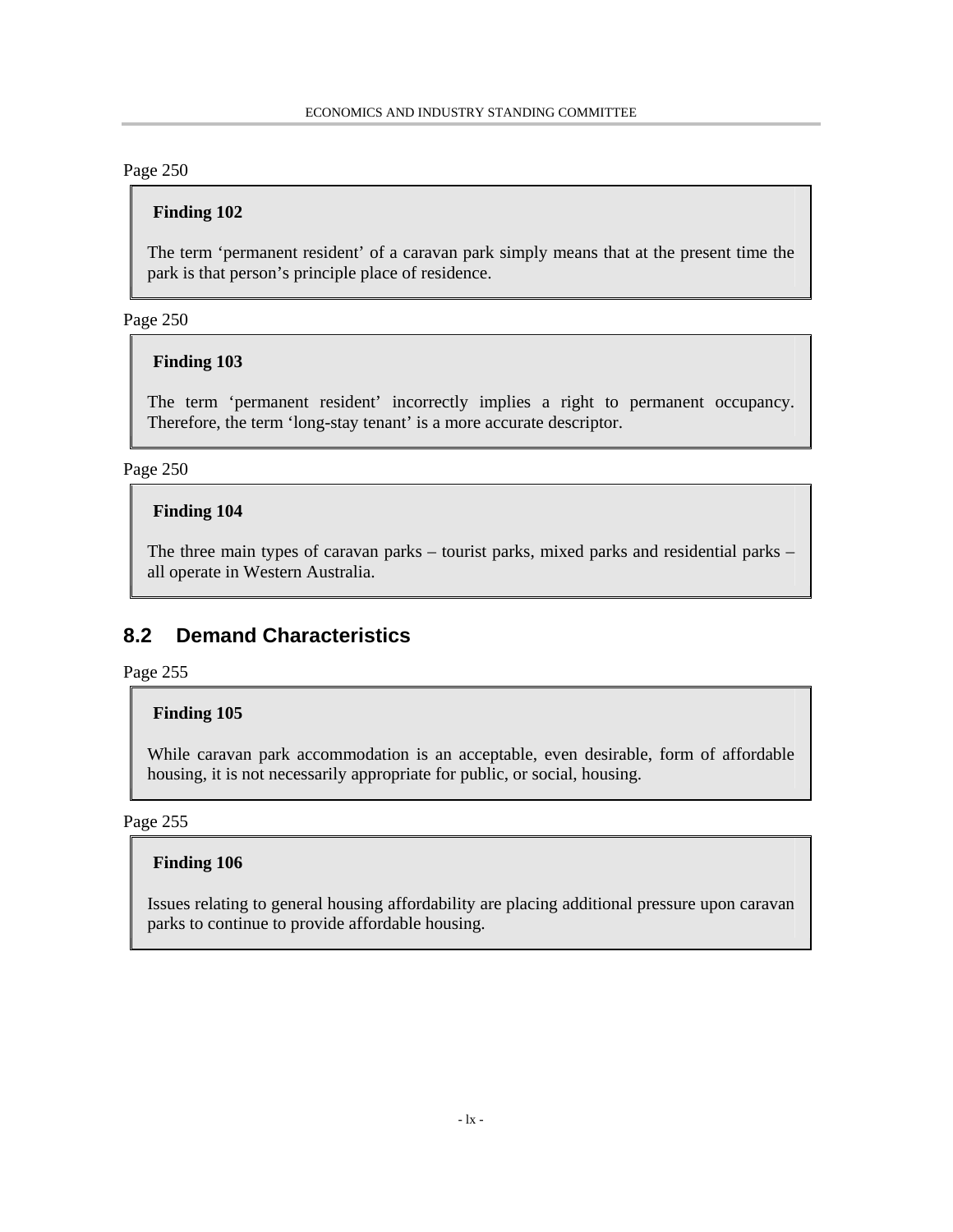Page 250

> **Finding 102**
>
> The term 'permanent resident' of a caravan park simply means that at the present time the park is that person's principle place of residence.

Page 250

> **Finding 103**
>
> The term 'permanent resident' incorrectly implies a right to permanent occupancy. Therefore, the term 'long-stay tenant' is a more accurate descriptor.

Page 250

> **Finding 104**
>
> The three main types of caravan parks – tourist parks, mixed parks and residential parks – all operate in Western Australia.

## 8.2 Demand Characteristics

Page 255

> **Finding 105**
>
> While caravan park accommodation is an acceptable, even desirable, form of affordable housing, it is not necessarily appropriate for public, or social, housing.

Page 255

> **Finding 106**
>
> Issues relating to general housing affordability are placing additional pressure upon caravan parks to continue to provide affordable housing.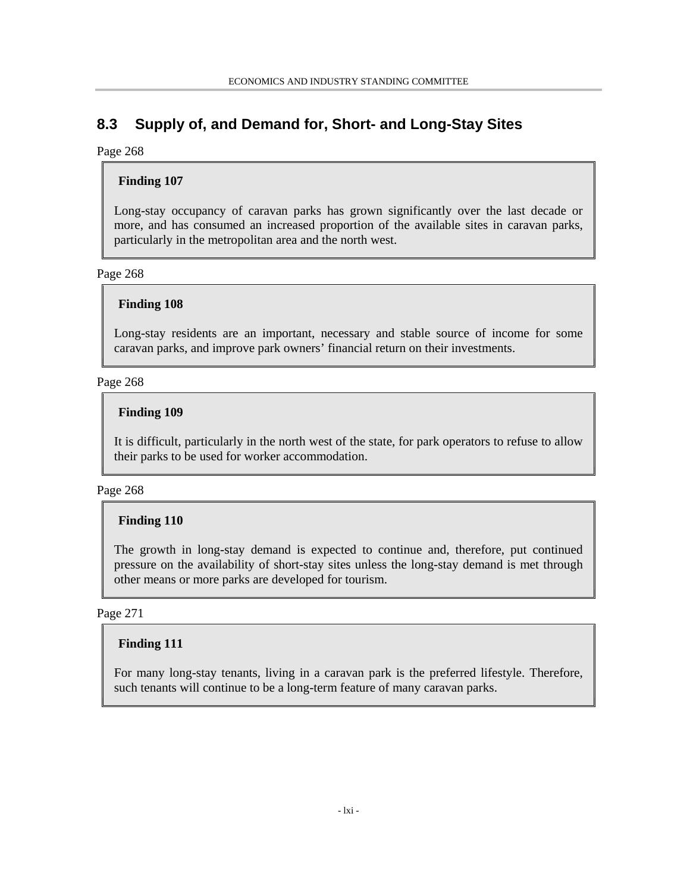## 8.3 Supply of, and Demand for, Short- and Long-Stay Sites

Page 268

**Finding 107**

Long-stay occupancy of caravan parks has grown significantly over the last decade or more, and has consumed an increased proportion of the available sites in caravan parks, particularly in the metropolitan area and the north west.

Page 268

**Finding 108**

Long-stay residents are an important, necessary and stable source of income for some caravan parks, and improve park owners' financial return on their investments.

Page 268

**Finding 109**

It is difficult, particularly in the north west of the state, for park operators to refuse to allow their parks to be used for worker accommodation.

Page 268

**Finding 110**

The growth in long-stay demand is expected to continue and, therefore, put continued pressure on the availability of short-stay sites unless the long-stay demand is met through other means or more parks are developed for tourism.

Page 271

**Finding 111**

For many long-stay tenants, living in a caravan park is the preferred lifestyle. Therefore, such tenants will continue to be a long-term feature of many caravan parks.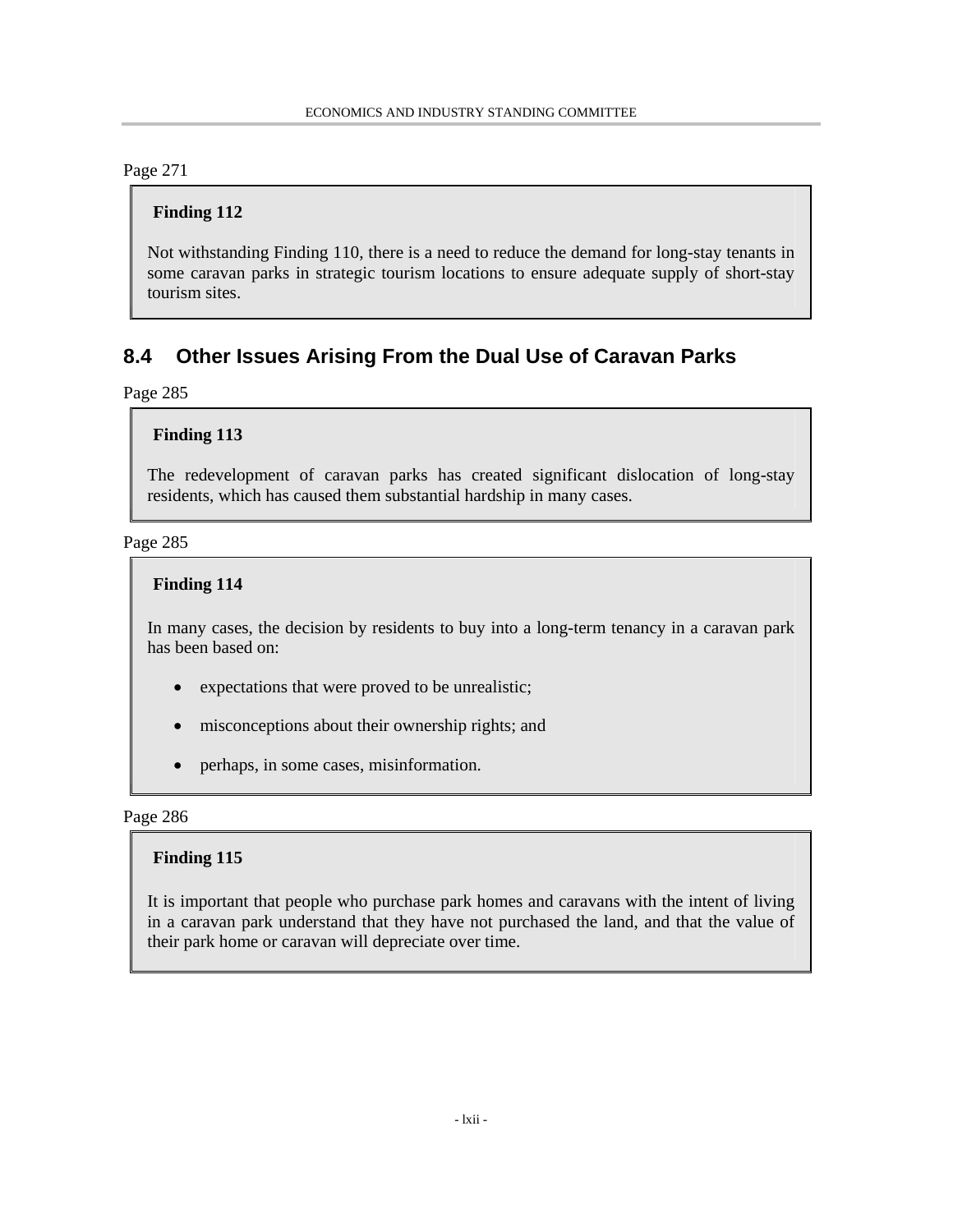Page 271

**Finding 112**

Not withstanding Finding 110, there is a need to reduce the demand for long-stay tenants in some caravan parks in strategic tourism locations to ensure adequate supply of short-stay tourism sites.

## 8.4 Other Issues Arising From the Dual Use of Caravan Parks

Page 285

**Finding 113**

The redevelopment of caravan parks has created significant dislocation of long-stay residents, which has caused them substantial hardship in many cases.

Page 285

**Finding 114**

In many cases, the decision by residents to buy into a long-term tenancy in a caravan park has been based on:

- expectations that were proved to be unrealistic;
- misconceptions about their ownership rights; and
- perhaps, in some cases, misinformation.

Page 286

**Finding 115**

It is important that people who purchase park homes and caravans with the intent of living in a caravan park understand that they have not purchased the land, and that the value of their park home or caravan will depreciate over time.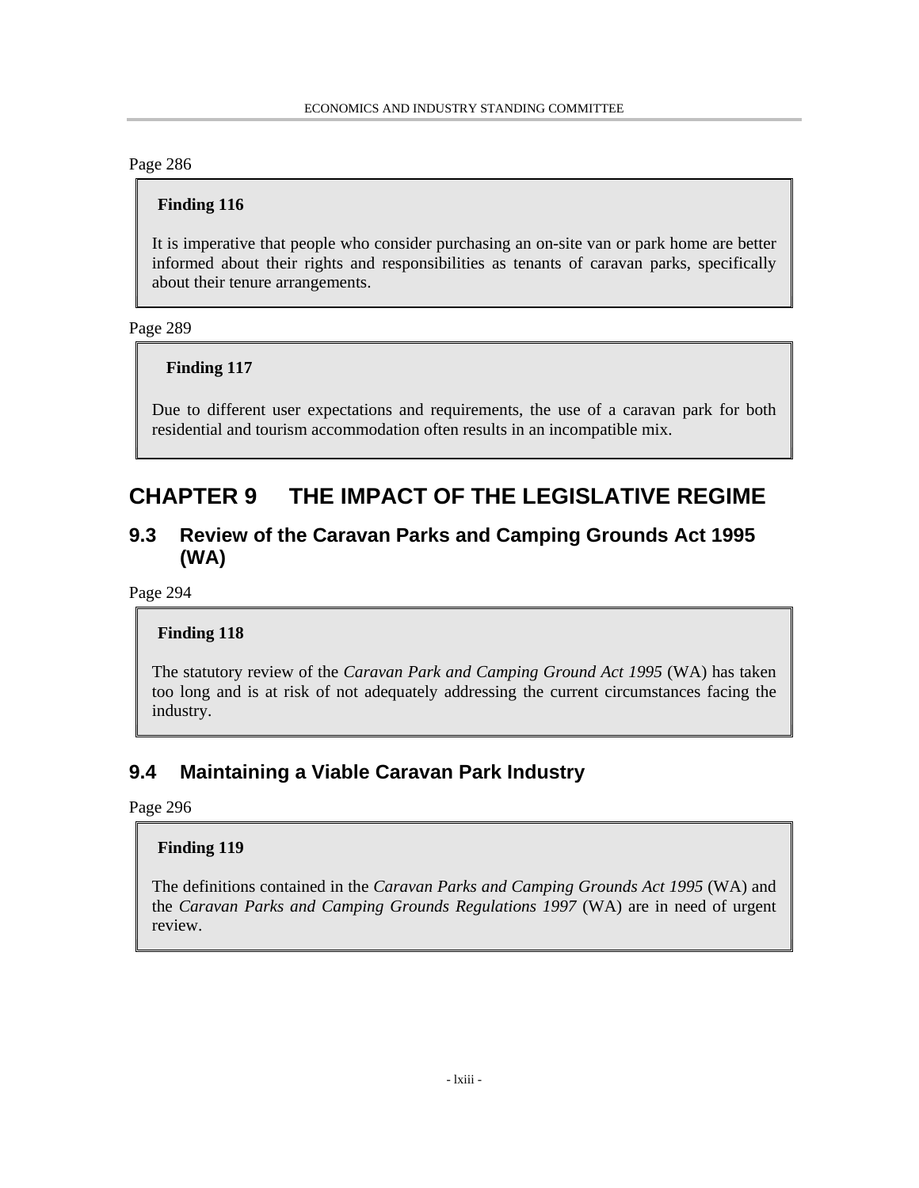Page 286

> **Finding 116**
>
> It is imperative that people who consider purchasing an on-site van or park home are better informed about their rights and responsibilities as tenants of caravan parks, specifically about their tenure arrangements.

Page 289

> **Finding 117**
>
> Due to different user expectations and requirements, the use of a caravan park for both residential and tourism accommodation often results in an incompatible mix.

# CHAPTER 9 THE IMPACT OF THE LEGISLATIVE REGIME

## 9.3 Review of the Caravan Parks and Camping Grounds Act 1995 (WA)

Page 294

> **Finding 118**
>
> The statutory review of the *Caravan Park and Camping Ground Act 1995* (WA) has taken too long and is at risk of not adequately addressing the current circumstances facing the industry.

## 9.4 Maintaining a Viable Caravan Park Industry

Page 296

> **Finding 119**
>
> The definitions contained in the *Caravan Parks and Camping Grounds Act 1995* (WA) and the *Caravan Parks and Camping Grounds Regulations 1997* (WA) are in need of urgent review.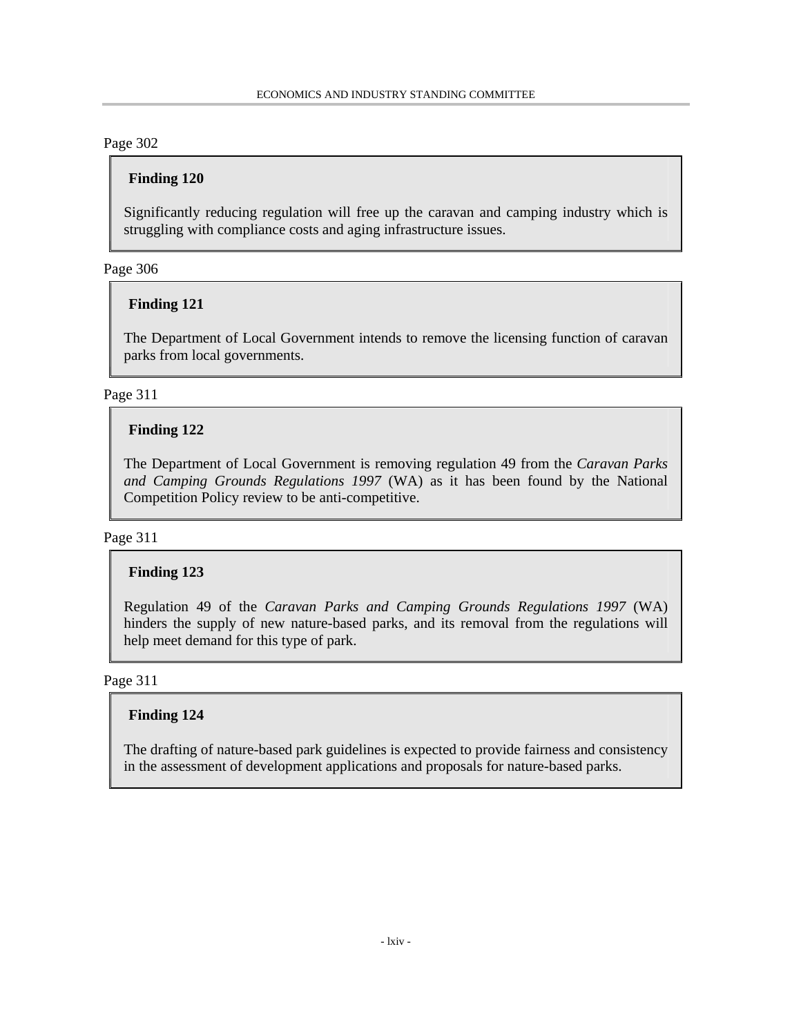Page 302

**Finding 120**

Significantly reducing regulation will free up the caravan and camping industry which is struggling with compliance costs and aging infrastructure issues.

Page 306

**Finding 121**

The Department of Local Government intends to remove the licensing function of caravan parks from local governments.

Page 311

**Finding 122**

The Department of Local Government is removing regulation 49 from the *Caravan Parks and Camping Grounds Regulations 1997* (WA) as it has been found by the National Competition Policy review to be anti-competitive.

Page 311

**Finding 123**

Regulation 49 of the *Caravan Parks and Camping Grounds Regulations 1997* (WA) hinders the supply of new nature-based parks, and its removal from the regulations will help meet demand for this type of park.

Page 311

**Finding 124**

The drafting of nature-based park guidelines is expected to provide fairness and consistency in the assessment of development applications and proposals for nature-based parks.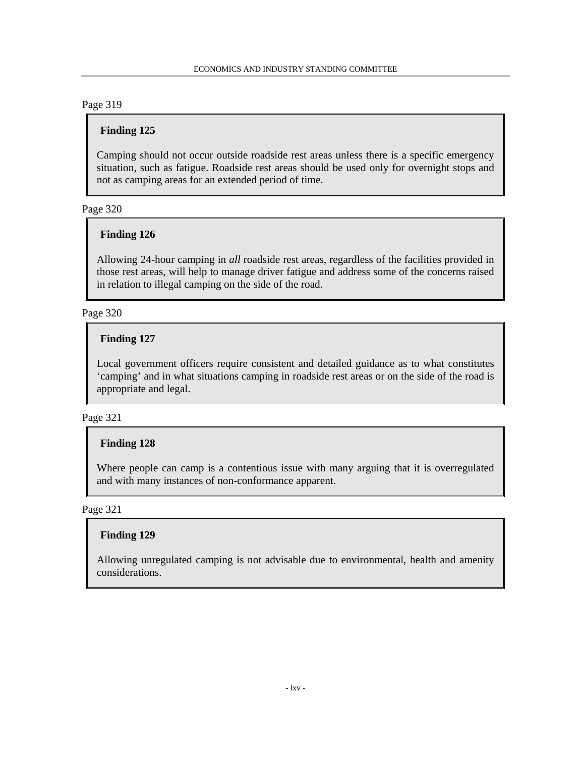Page 319

**Finding 125**

Camping should not occur outside roadside rest areas unless there is a specific emergency situation, such as fatigue. Roadside rest areas should be used only for overnight stops and not as camping areas for an extended period of time.

Page 320

**Finding 126**

Allowing 24-hour camping in *all* roadside rest areas, regardless of the facilities provided in those rest areas, will help to manage driver fatigue and address some of the concerns raised in relation to illegal camping on the side of the road.

Page 320

**Finding 127**

Local government officers require consistent and detailed guidance as to what constitutes 'camping' and in what situations camping in roadside rest areas or on the side of the road is appropriate and legal.

Page 321

**Finding 128**

Where people can camp is a contentious issue with many arguing that it is overregulated and with many instances of non-conformance apparent.

Page 321

**Finding 129**

Allowing unregulated camping is not advisable due to environmental, health and amenity considerations.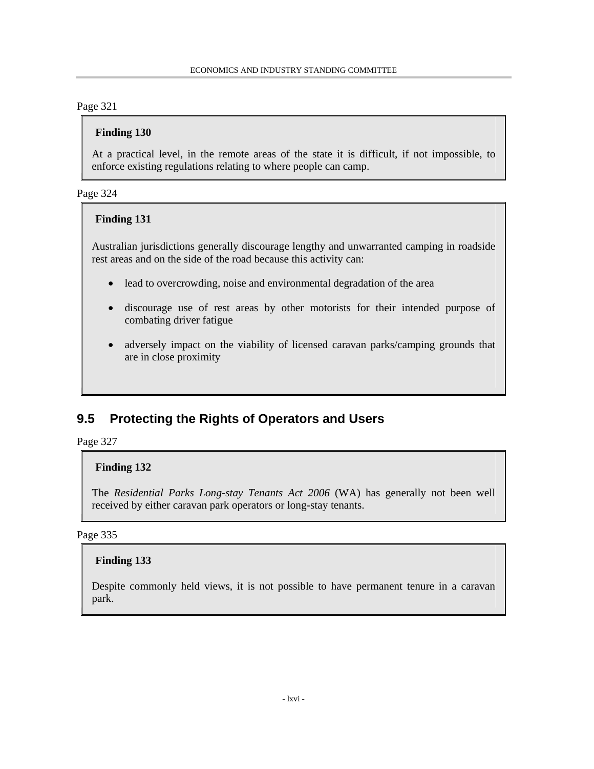Page 321

**Finding 130**

At a practical level, in the remote areas of the state it is difficult, if not impossible, to enforce existing regulations relating to where people can camp.

Page 324

**Finding 131**

Australian jurisdictions generally discourage lengthy and unwarranted camping in roadside rest areas and on the side of the road because this activity can:

- lead to overcrowding, noise and environmental degradation of the area
- discourage use of rest areas by other motorists for their intended purpose of combating driver fatigue
- adversely impact on the viability of licensed caravan parks/camping grounds that are in close proximity

## 9.5 Protecting the Rights of Operators and Users

Page 327

**Finding 132**

The *Residential Parks Long-stay Tenants Act 2006* (WA) has generally not been well received by either caravan park operators or long-stay tenants.

Page 335

**Finding 133**

Despite commonly held views, it is not possible to have permanent tenure in a caravan park.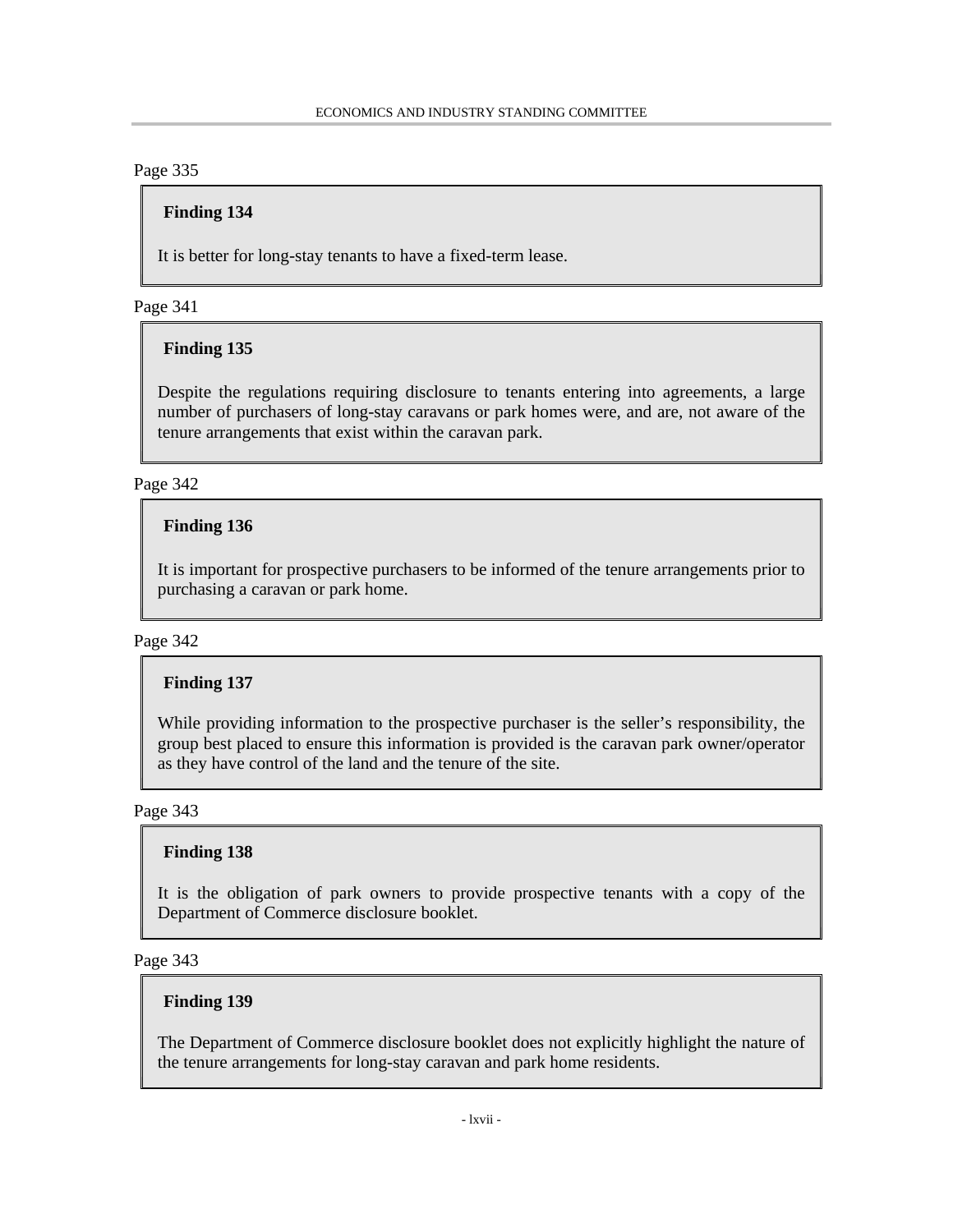Page 335

**Finding 134**

It is better for long-stay tenants to have a fixed-term lease.

Page 341

**Finding 135**

Despite the regulations requiring disclosure to tenants entering into agreements, a large number of purchasers of long-stay caravans or park homes were, and are, not aware of the tenure arrangements that exist within the caravan park.

Page 342

**Finding 136**

It is important for prospective purchasers to be informed of the tenure arrangements prior to purchasing a caravan or park home.

Page 342

**Finding 137**

While providing information to the prospective purchaser is the seller's responsibility, the group best placed to ensure this information is provided is the caravan park owner/operator as they have control of the land and the tenure of the site.

Page 343

**Finding 138**

It is the obligation of park owners to provide prospective tenants with a copy of the Department of Commerce disclosure booklet.

Page 343

**Finding 139**

The Department of Commerce disclosure booklet does not explicitly highlight the nature of the tenure arrangements for long-stay caravan and park home residents.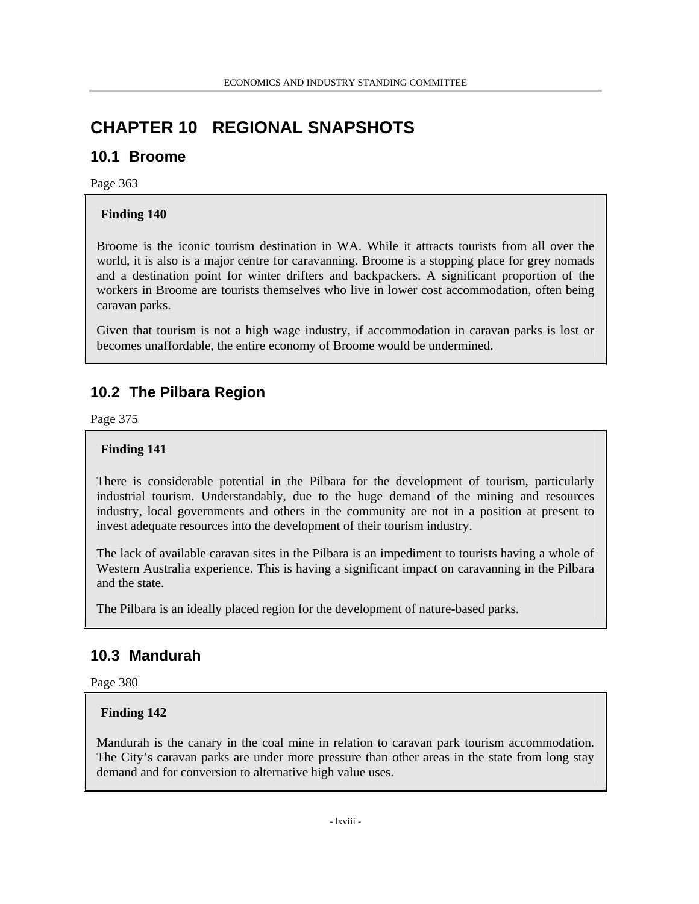# CHAPTER 10 REGIONAL SNAPSHOTS

## 10.1 Broome

Page 363

> **Finding 140**
>
> Broome is the iconic tourism destination in WA. While it attracts tourists from all over the world, it is also is a major centre for caravanning. Broome is a stopping place for grey nomads and a destination point for winter drifters and backpackers. A significant proportion of the workers in Broome are tourists themselves who live in lower cost accommodation, often being caravan parks.
>
> Given that tourism is not a high wage industry, if accommodation in caravan parks is lost or becomes unaffordable, the entire economy of Broome would be undermined.

## 10.2 The Pilbara Region

Page 375

> **Finding 141**
>
> There is considerable potential in the Pilbara for the development of tourism, particularly industrial tourism. Understandably, due to the huge demand of the mining and resources industry, local governments and others in the community are not in a position at present to invest adequate resources into the development of their tourism industry.
>
> The lack of available caravan sites in the Pilbara is an impediment to tourists having a whole of Western Australia experience. This is having a significant impact on caravanning in the Pilbara and the state.
>
> The Pilbara is an ideally placed region for the development of nature-based parks.

## 10.3 Mandurah

Page 380

> **Finding 142**
>
> Mandurah is the canary in the coal mine in relation to caravan park tourism accommodation. The City's caravan parks are under more pressure than other areas in the state from long stay demand and for conversion to alternative high value uses.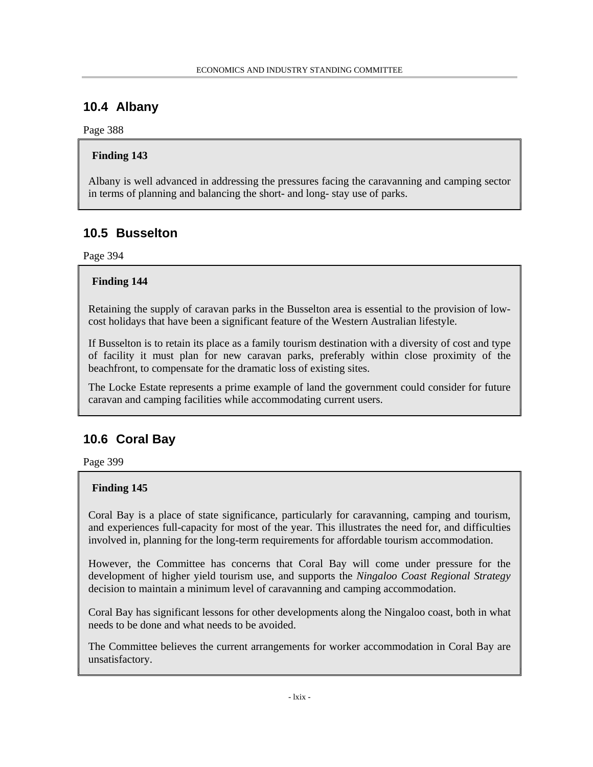## 10.4 Albany

Page 388

**Finding 143**

Albany is well advanced in addressing the pressures facing the caravanning and camping sector in terms of planning and balancing the short- and long- stay use of parks.

## 10.5 Busselton

Page 394

**Finding 144**

Retaining the supply of caravan parks in the Busselton area is essential to the provision of low-cost holidays that have been a significant feature of the Western Australian lifestyle.

If Busselton is to retain its place as a family tourism destination with a diversity of cost and type of facility it must plan for new caravan parks, preferably within close proximity of the beachfront, to compensate for the dramatic loss of existing sites.

The Locke Estate represents a prime example of land the government could consider for future caravan and camping facilities while accommodating current users.

## 10.6 Coral Bay

Page 399

**Finding 145**

Coral Bay is a place of state significance, particularly for caravanning, camping and tourism, and experiences full-capacity for most of the year. This illustrates the need for, and difficulties involved in, planning for the long-term requirements for affordable tourism accommodation.

However, the Committee has concerns that Coral Bay will come under pressure for the development of higher yield tourism use, and supports the *Ningaloo Coast Regional Strategy* decision to maintain a minimum level of caravanning and camping accommodation.

Coral Bay has significant lessons for other developments along the Ningaloo coast, both in what needs to be done and what needs to be avoided.

The Committee believes the current arrangements for worker accommodation in Coral Bay are unsatisfactory.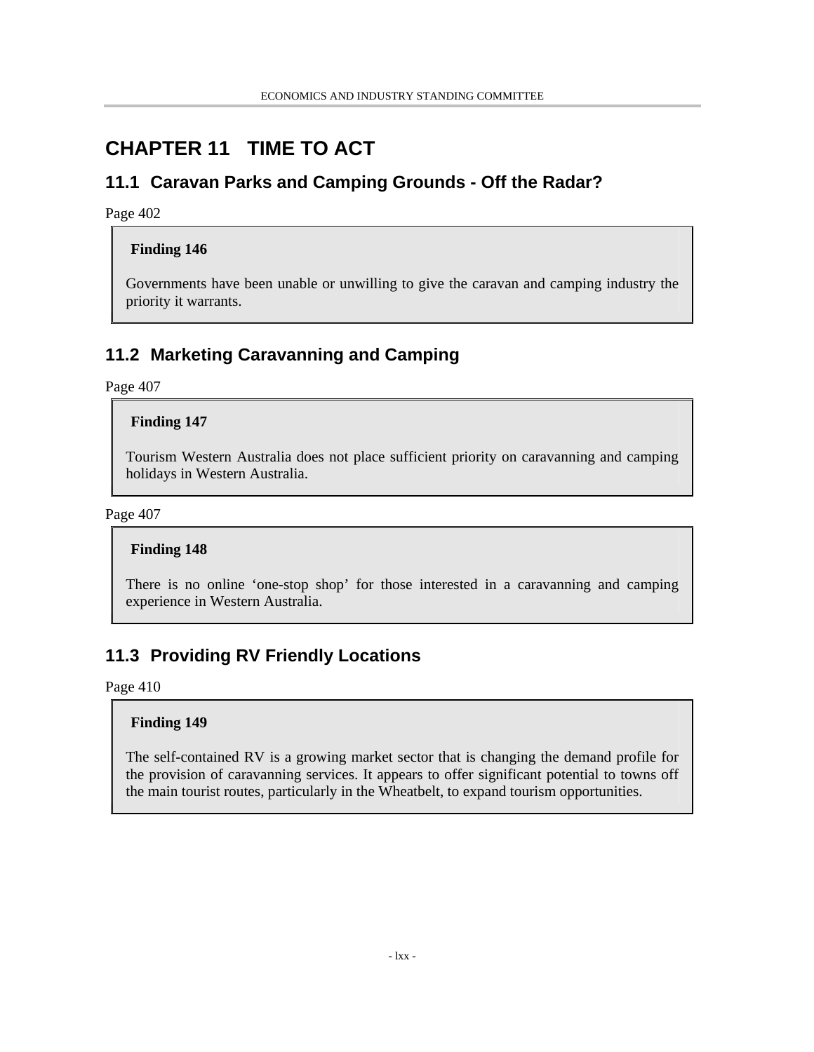# CHAPTER 11 TIME TO ACT

## 11.1 Caravan Parks and Camping Grounds - Off the Radar?

Page 402

> **Finding 146**
>
> Governments have been unable or unwilling to give the caravan and camping industry the priority it warrants.

## 11.2 Marketing Caravanning and Camping

Page 407

> **Finding 147**
>
> Tourism Western Australia does not place sufficient priority on caravanning and camping holidays in Western Australia.

Page 407

> **Finding 148**
>
> There is no online 'one-stop shop' for those interested in a caravanning and camping experience in Western Australia.

## 11.3 Providing RV Friendly Locations

Page 410

> **Finding 149**
>
> The self-contained RV is a growing market sector that is changing the demand profile for the provision of caravanning services. It appears to offer significant potential to towns off the main tourist routes, particularly in the Wheatbelt, to expand tourism opportunities.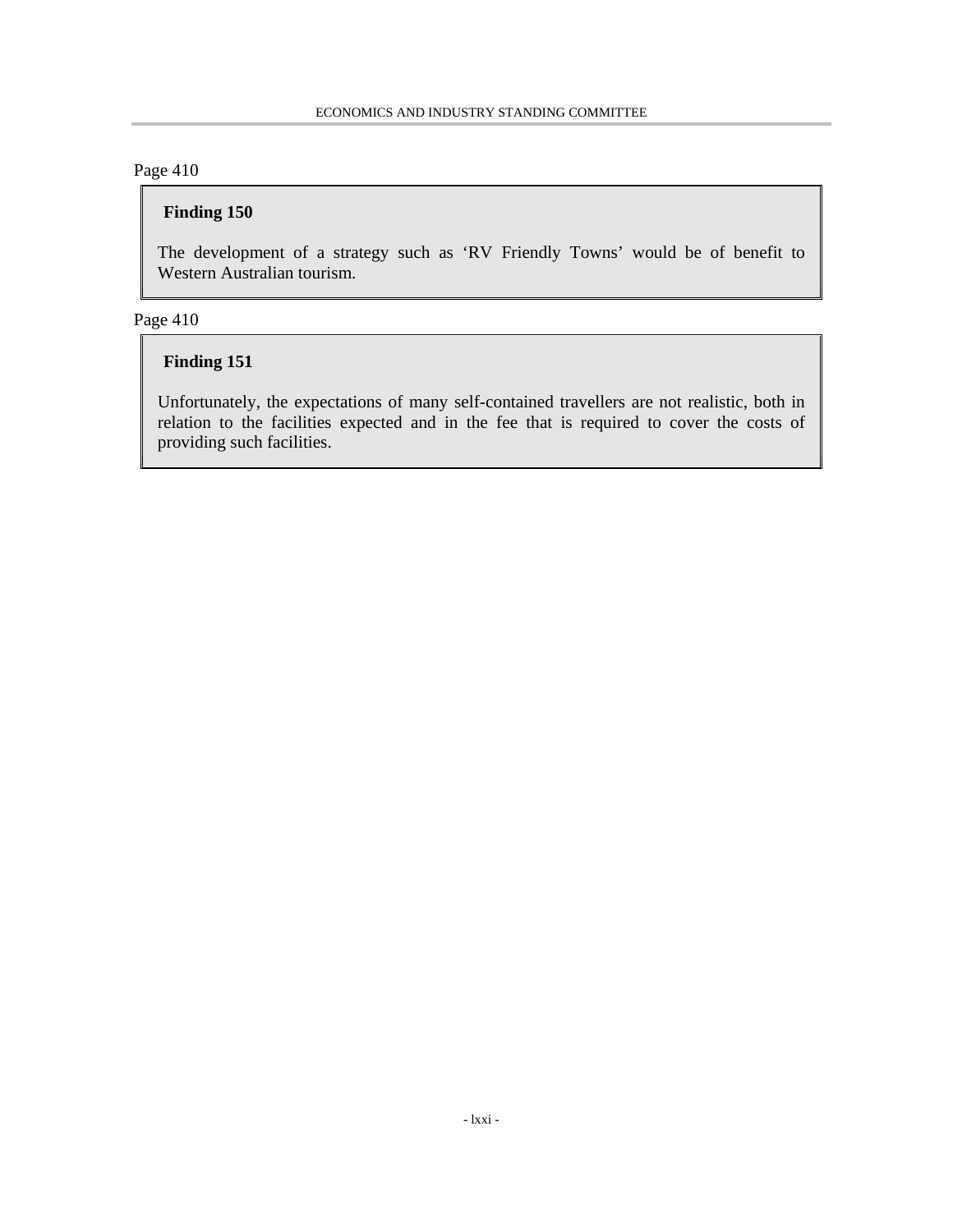Page 410

**Finding 150**

The development of a strategy such as 'RV Friendly Towns' would be of benefit to Western Australian tourism.

Page 410

**Finding 151**

Unfortunately, the expectations of many self-contained travellers are not realistic, both in relation to the facilities expected and in the fee that is required to cover the costs of providing such facilities.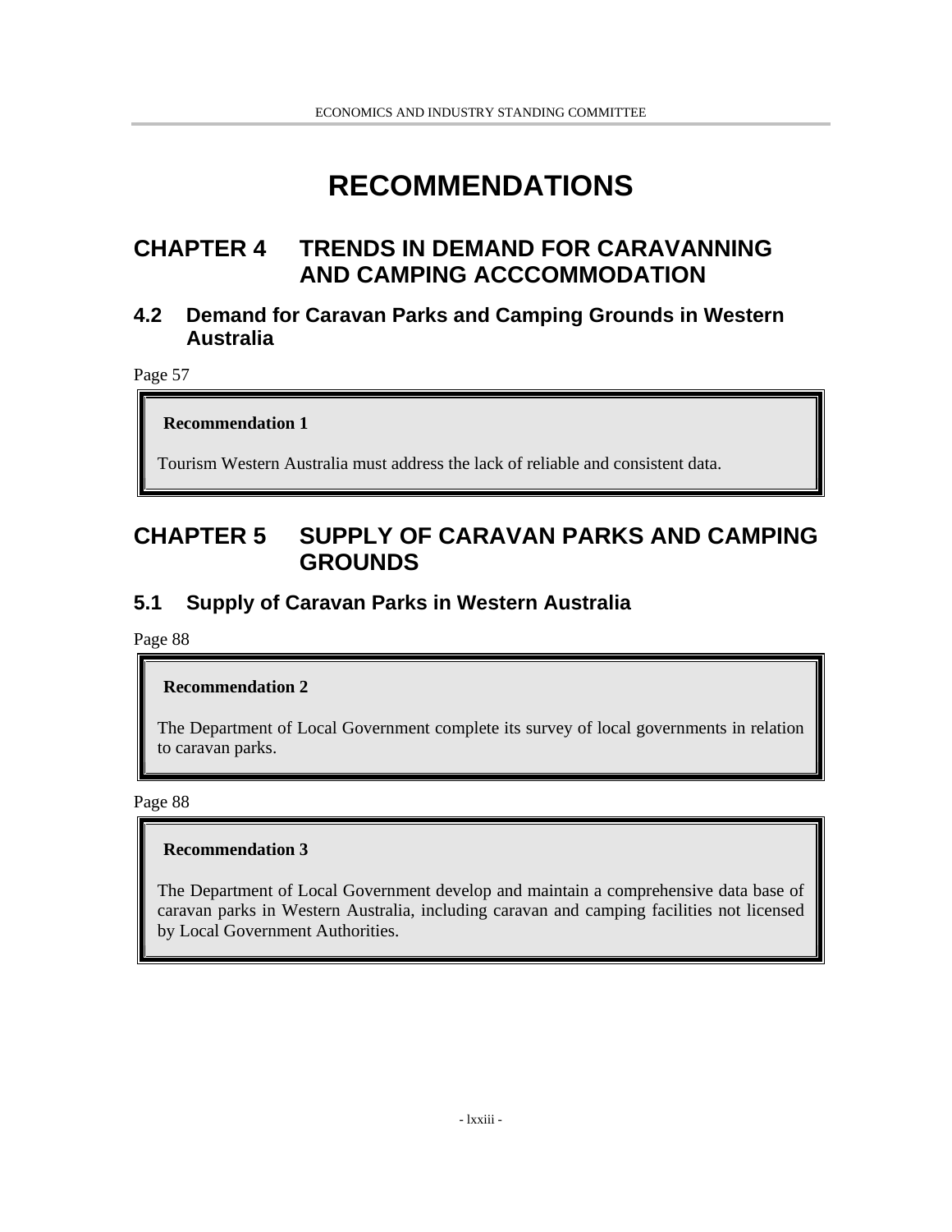# RECOMMENDATIONS

## CHAPTER 4 TRENDS IN DEMAND FOR CARAVANNING AND CAMPING ACCCOMMODATION

### 4.2 Demand for Caravan Parks and Camping Grounds in Western Australia

Page 57

> **Recommendation 1**
>
> Tourism Western Australia must address the lack of reliable and consistent data.

## CHAPTER 5 SUPPLY OF CARAVAN PARKS AND CAMPING GROUNDS

### 5.1 Supply of Caravan Parks in Western Australia

Page 88

> **Recommendation 2**
>
> The Department of Local Government complete its survey of local governments in relation to caravan parks.

Page 88

> **Recommendation 3**
>
> The Department of Local Government develop and maintain a comprehensive data base of caravan parks in Western Australia, including caravan and camping facilities not licensed by Local Government Authorities.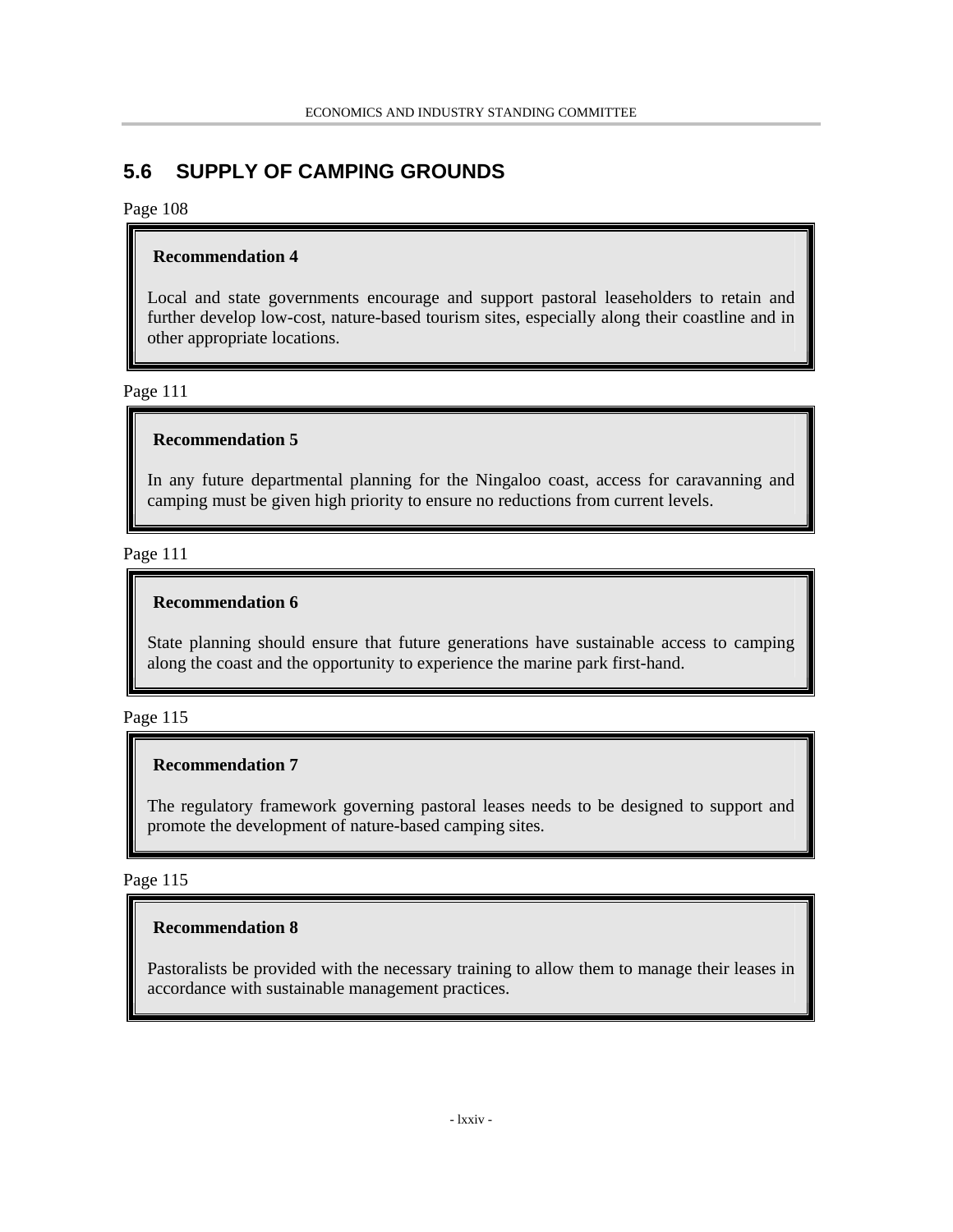## 5.6 SUPPLY OF CAMPING GROUNDS

Page 108

**Recommendation 4**

Local and state governments encourage and support pastoral leaseholders to retain and further develop low-cost, nature-based tourism sites, especially along their coastline and in other appropriate locations.

Page 111

**Recommendation 5**

In any future departmental planning for the Ningaloo coast, access for caravanning and camping must be given high priority to ensure no reductions from current levels.

Page 111

**Recommendation 6**

State planning should ensure that future generations have sustainable access to camping along the coast and the opportunity to experience the marine park first-hand.

Page 115

**Recommendation 7**

The regulatory framework governing pastoral leases needs to be designed to support and promote the development of nature-based camping sites.

Page 115

**Recommendation 8**

Pastoralists be provided with the necessary training to allow them to manage their leases in accordance with sustainable management practices.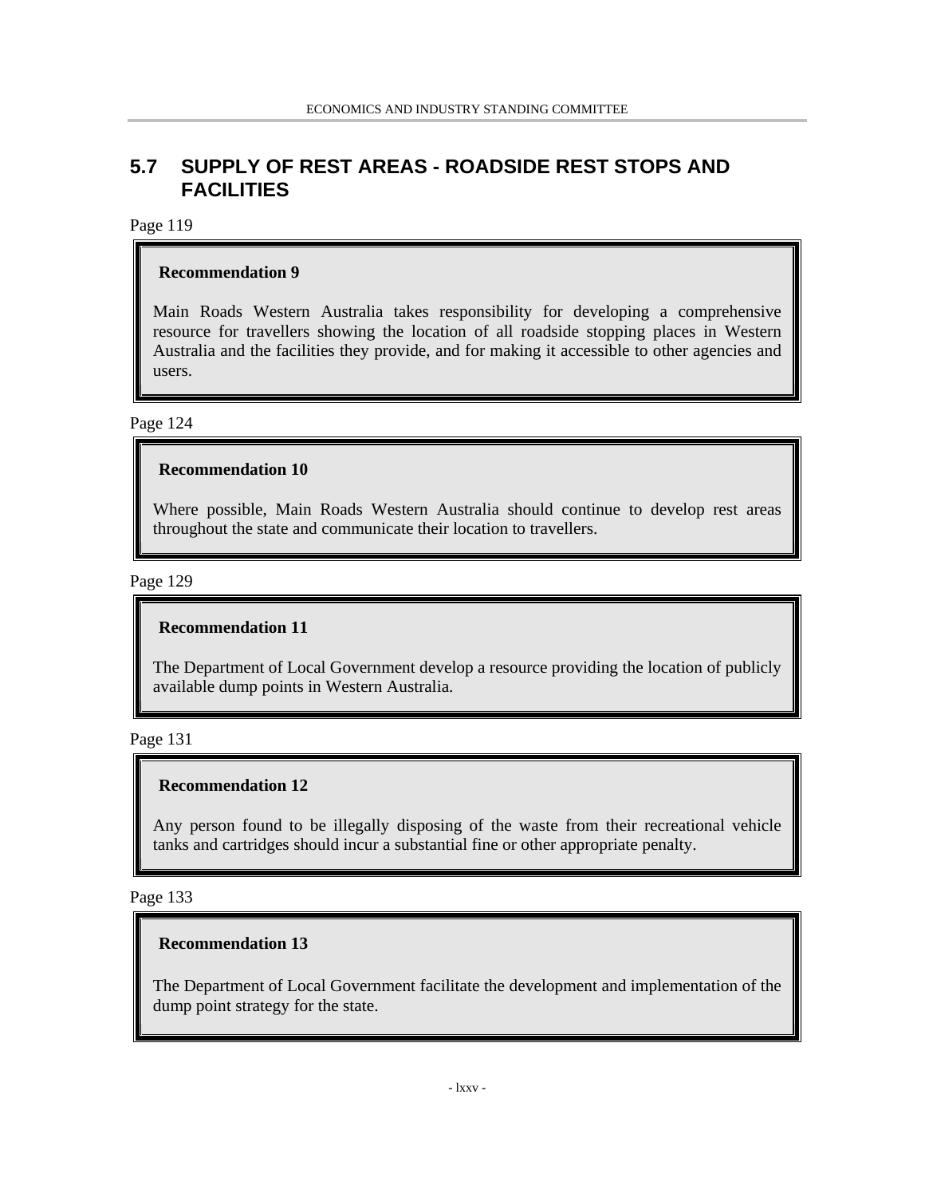## 5.7 SUPPLY OF REST AREAS - ROADSIDE REST STOPS AND FACILITIES

Page 119

> **Recommendation 9**
>
> Main Roads Western Australia takes responsibility for developing a comprehensive resource for travellers showing the location of all roadside stopping places in Western Australia and the facilities they provide, and for making it accessible to other agencies and users.

Page 124

> **Recommendation 10**
>
> Where possible, Main Roads Western Australia should continue to develop rest areas throughout the state and communicate their location to travellers.

Page 129

> **Recommendation 11**
>
> The Department of Local Government develop a resource providing the location of publicly available dump points in Western Australia.

Page 131

> **Recommendation 12**
>
> Any person found to be illegally disposing of the waste from their recreational vehicle tanks and cartridges should incur a substantial fine or other appropriate penalty.

Page 133

> **Recommendation 13**
>
> The Department of Local Government facilitate the development and implementation of the dump point strategy for the state.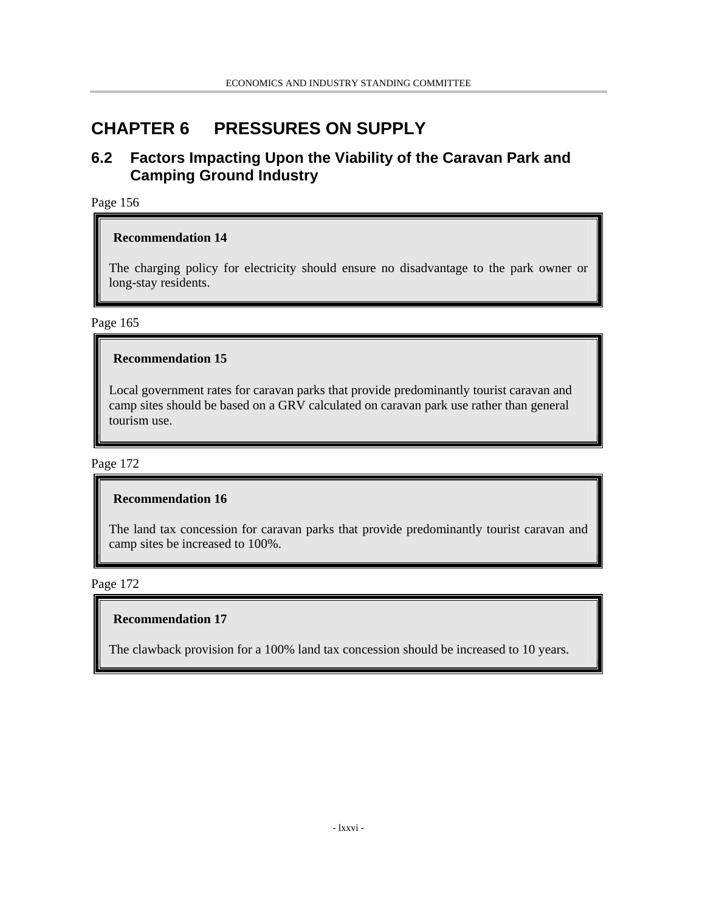# CHAPTER 6 PRESSURES ON SUPPLY

## 6.2 Factors Impacting Upon the Viability of the Caravan Park and Camping Ground Industry

Page 156

> **Recommendation 14**
>
> The charging policy for electricity should ensure no disadvantage to the park owner or long-stay residents.

Page 165

> **Recommendation 15**
>
> Local government rates for caravan parks that provide predominantly tourist caravan and camp sites should be based on a GRV calculated on caravan park use rather than general tourism use.

Page 172

> **Recommendation 16**
>
> The land tax concession for caravan parks that provide predominantly tourist caravan and camp sites be increased to 100%.

Page 172

> **Recommendation 17**
>
> The clawback provision for a 100% land tax concession should be increased to 10 years.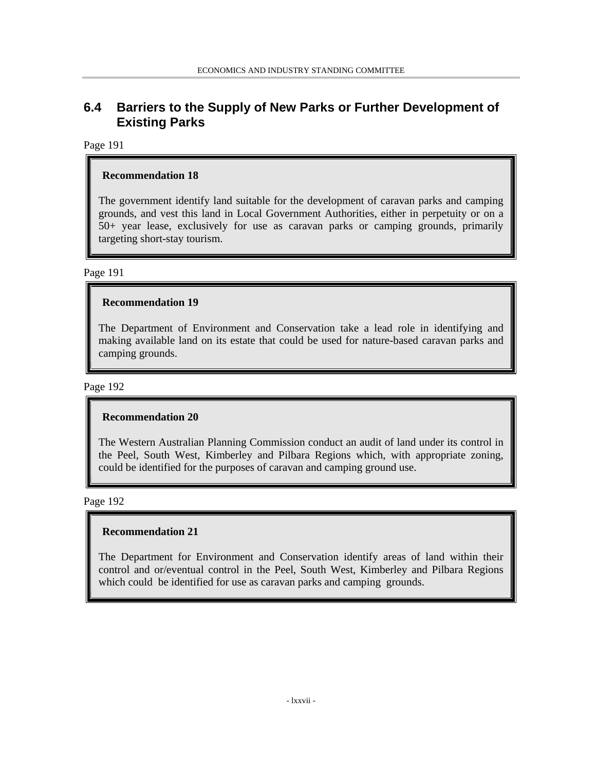## 6.4 Barriers to the Supply of New Parks or Further Development of Existing Parks

Page 191

> **Recommendation 18**
>
> The government identify land suitable for the development of caravan parks and camping grounds, and vest this land in Local Government Authorities, either in perpetuity or on a 50+ year lease, exclusively for use as caravan parks or camping grounds, primarily targeting short-stay tourism.

Page 191

> **Recommendation 19**
>
> The Department of Environment and Conservation take a lead role in identifying and making available land on its estate that could be used for nature-based caravan parks and camping grounds.

Page 192

> **Recommendation 20**
>
> The Western Australian Planning Commission conduct an audit of land under its control in the Peel, South West, Kimberley and Pilbara Regions which, with appropriate zoning, could be identified for the purposes of caravan and camping ground use.

Page 192

> **Recommendation 21**
>
> The Department for Environment and Conservation identify areas of land within their control and or/eventual control in the Peel, South West, Kimberley and Pilbara Regions which could be identified for use as caravan parks and camping grounds.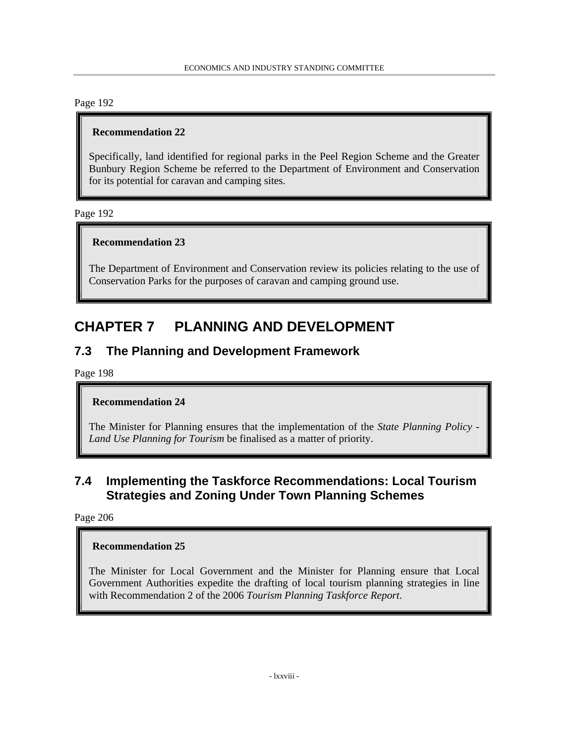Page 192

> **Recommendation 22**
>
> Specifically, land identified for regional parks in the Peel Region Scheme and the Greater Bunbury Region Scheme be referred to the Department of Environment and Conservation for its potential for caravan and camping sites.

Page 192

> **Recommendation 23**
>
> The Department of Environment and Conservation review its policies relating to the use of Conservation Parks for the purposes of caravan and camping ground use.

# CHAPTER 7 PLANNING AND DEVELOPMENT

## 7.3 The Planning and Development Framework

Page 198

> **Recommendation 24**
>
> The Minister for Planning ensures that the implementation of the *State Planning Policy - Land Use Planning for Tourism* be finalised as a matter of priority.

## 7.4 Implementing the Taskforce Recommendations: Local Tourism Strategies and Zoning Under Town Planning Schemes

Page 206

> **Recommendation 25**
>
> The Minister for Local Government and the Minister for Planning ensure that Local Government Authorities expedite the drafting of local tourism planning strategies in line with Recommendation 2 of the 2006 *Tourism Planning Taskforce Report*.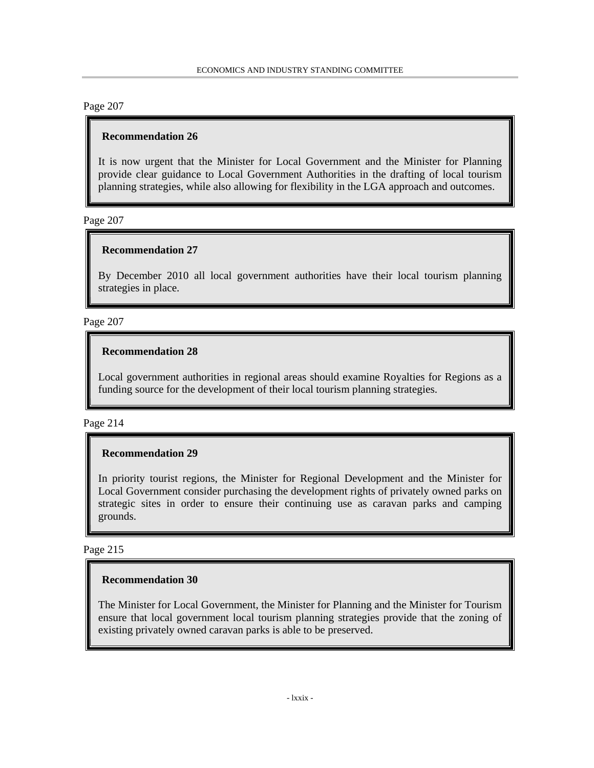Page 207

**Recommendation 26**

It is now urgent that the Minister for Local Government and the Minister for Planning provide clear guidance to Local Government Authorities in the drafting of local tourism planning strategies, while also allowing for flexibility in the LGA approach and outcomes.

Page 207

**Recommendation 27**

By December 2010 all local government authorities have their local tourism planning strategies in place.

Page 207

**Recommendation 28**

Local government authorities in regional areas should examine Royalties for Regions as a funding source for the development of their local tourism planning strategies.

Page 214

**Recommendation 29**

In priority tourist regions, the Minister for Regional Development and the Minister for Local Government consider purchasing the development rights of privately owned parks on strategic sites in order to ensure their continuing use as caravan parks and camping grounds.

Page 215

**Recommendation 30**

The Minister for Local Government, the Minister for Planning and the Minister for Tourism ensure that local government local tourism planning strategies provide that the zoning of existing privately owned caravan parks is able to be preserved.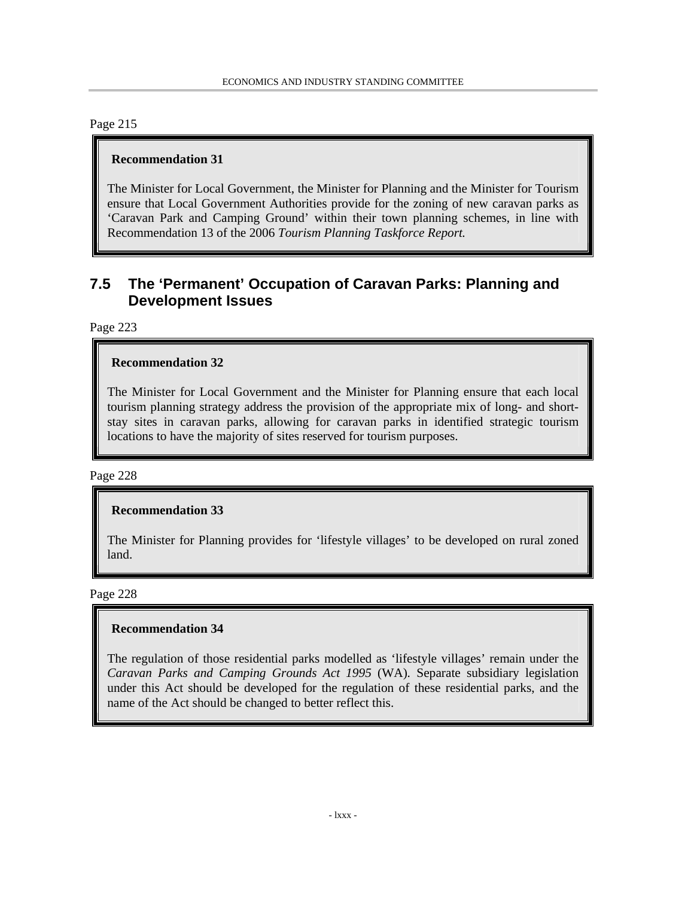Page 215

**Recommendation 31**

The Minister for Local Government, the Minister for Planning and the Minister for Tourism ensure that Local Government Authorities provide for the zoning of new caravan parks as 'Caravan Park and Camping Ground' within their town planning schemes, in line with Recommendation 13 of the 2006 *Tourism Planning Taskforce Report.*

## 7.5 The 'Permanent' Occupation of Caravan Parks: Planning and Development Issues

Page 223

**Recommendation 32**

The Minister for Local Government and the Minister for Planning ensure that each local tourism planning strategy address the provision of the appropriate mix of long- and short-stay sites in caravan parks, allowing for caravan parks in identified strategic tourism locations to have the majority of sites reserved for tourism purposes.

Page 228

**Recommendation 33**

The Minister for Planning provides for 'lifestyle villages' to be developed on rural zoned land.

Page 228

**Recommendation 34**

The regulation of those residential parks modelled as 'lifestyle villages' remain under the *Caravan Parks and Camping Grounds Act 1995* (WA). Separate subsidiary legislation under this Act should be developed for the regulation of these residential parks, and the name of the Act should be changed to better reflect this.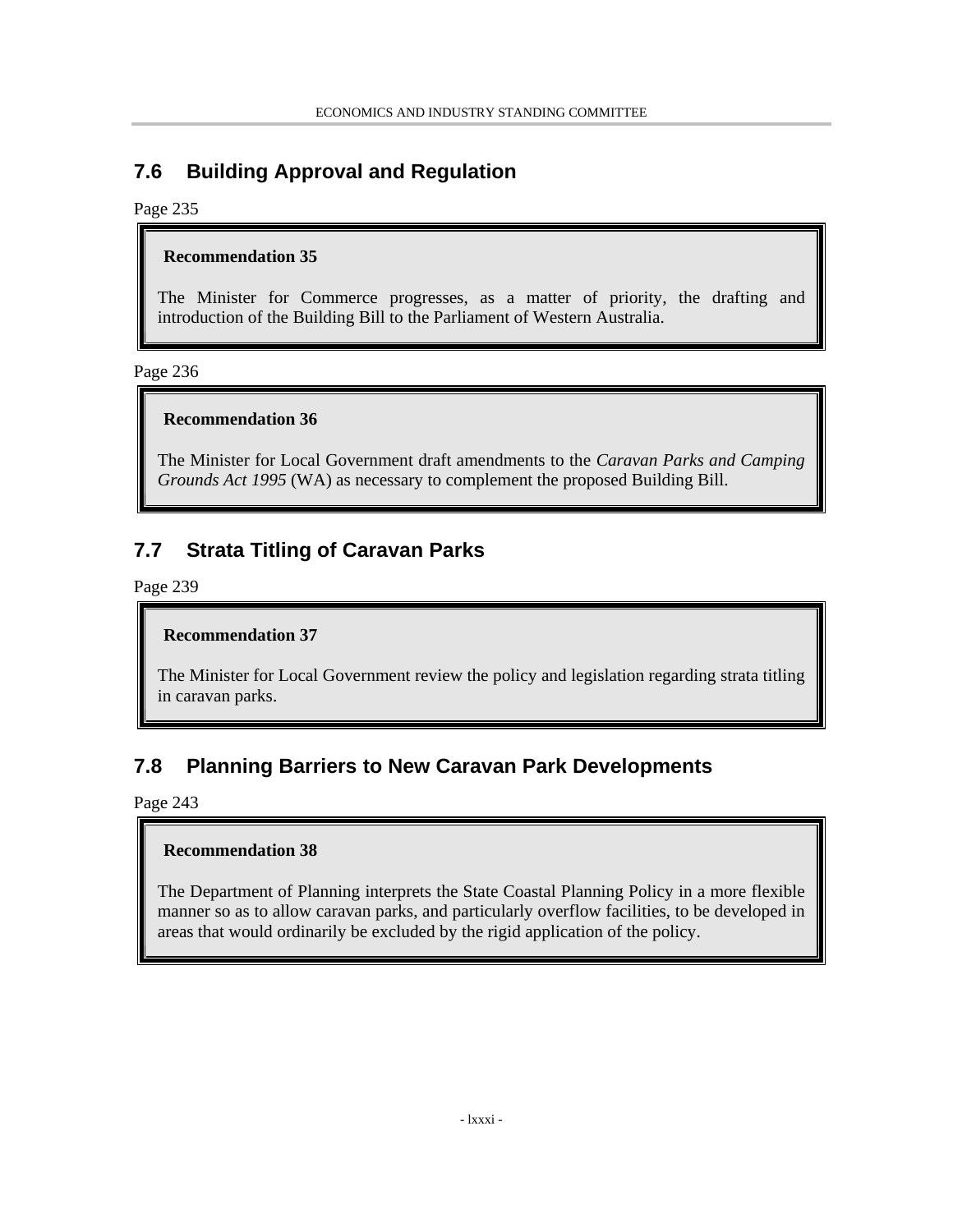## 7.6 Building Approval and Regulation

Page 235

> **Recommendation 35**
>
> The Minister for Commerce progresses, as a matter of priority, the drafting and introduction of the Building Bill to the Parliament of Western Australia.

Page 236

> **Recommendation 36**
>
> The Minister for Local Government draft amendments to the *Caravan Parks and Camping Grounds Act 1995* (WA) as necessary to complement the proposed Building Bill.

## 7.7 Strata Titling of Caravan Parks

Page 239

> **Recommendation 37**
>
> The Minister for Local Government review the policy and legislation regarding strata titling in caravan parks.

## 7.8 Planning Barriers to New Caravan Park Developments

Page 243

> **Recommendation 38**
>
> The Department of Planning interprets the State Coastal Planning Policy in a more flexible manner so as to allow caravan parks, and particularly overflow facilities, to be developed in areas that would ordinarily be excluded by the rigid application of the policy.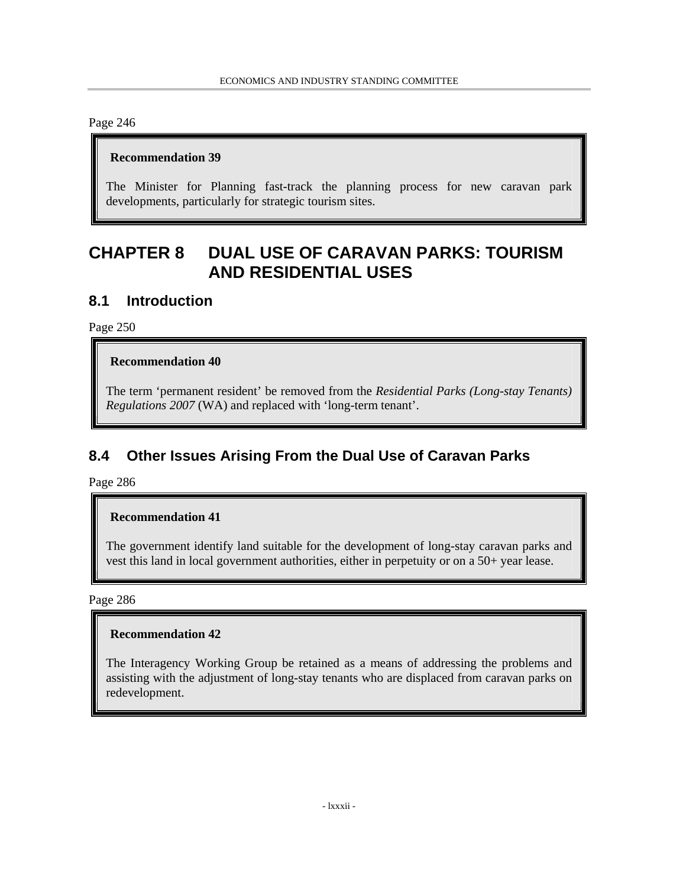Page 246

> **Recommendation 39**
>
> The Minister for Planning fast-track the planning process for new caravan park developments, particularly for strategic tourism sites.

# CHAPTER 8 DUAL USE OF CARAVAN PARKS: TOURISM AND RESIDENTIAL USES

## 8.1 Introduction

Page 250

> **Recommendation 40**
>
> The term 'permanent resident' be removed from the *Residential Parks (Long-stay Tenants) Regulations 2007* (WA) and replaced with 'long-term tenant'.

## 8.4 Other Issues Arising From the Dual Use of Caravan Parks

Page 286

> **Recommendation 41**
>
> The government identify land suitable for the development of long-stay caravan parks and vest this land in local government authorities, either in perpetuity or on a 50+ year lease.

Page 286

> **Recommendation 42**
>
> The Interagency Working Group be retained as a means of addressing the problems and assisting with the adjustment of long-stay tenants who are displaced from caravan parks on redevelopment.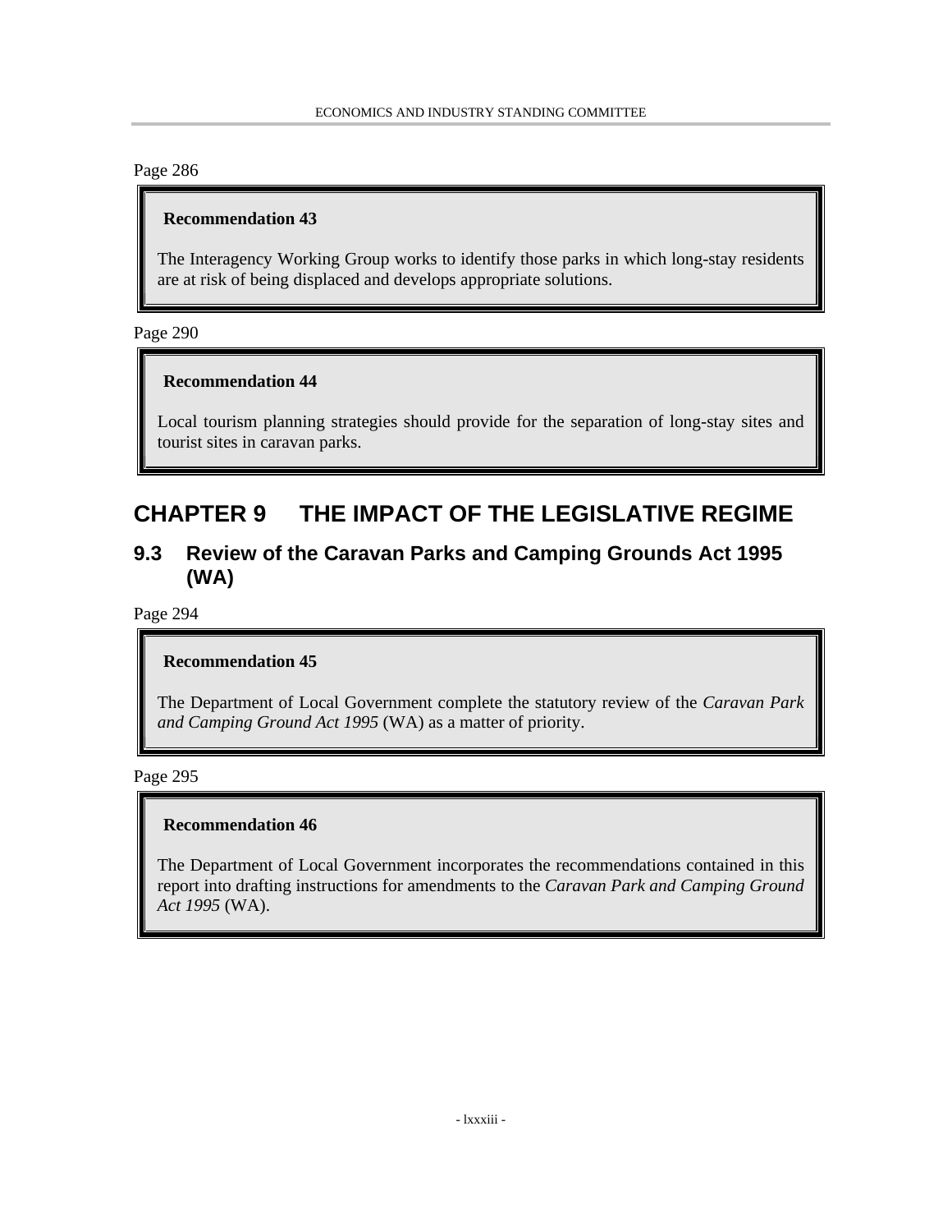Page 286

> **Recommendation 43**
>
> The Interagency Working Group works to identify those parks in which long-stay residents are at risk of being displaced and develops appropriate solutions.

Page 290

> **Recommendation 44**
>
> Local tourism planning strategies should provide for the separation of long-stay sites and tourist sites in caravan parks.

# CHAPTER 9 THE IMPACT OF THE LEGISLATIVE REGIME

## 9.3 Review of the Caravan Parks and Camping Grounds Act 1995 (WA)

Page 294

> **Recommendation 45**
>
> The Department of Local Government complete the statutory review of the *Caravan Park and Camping Ground Act 1995* (WA) as a matter of priority.

Page 295

> **Recommendation 46**
>
> The Department of Local Government incorporates the recommendations contained in this report into drafting instructions for amendments to the *Caravan Park and Camping Ground Act 1995* (WA).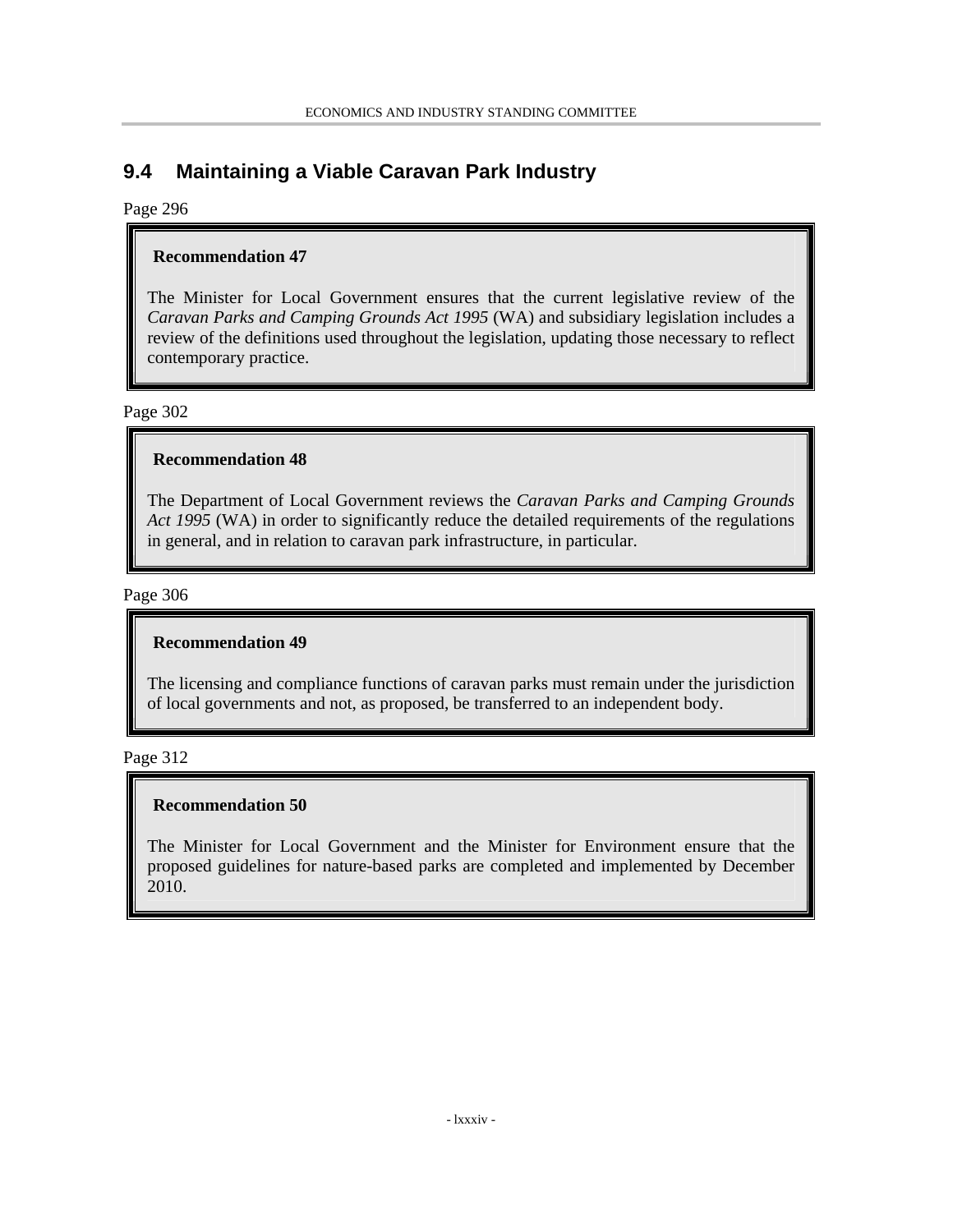## 9.4 Maintaining a Viable Caravan Park Industry

Page 296

> **Recommendation 47**
>
> The Minister for Local Government ensures that the current legislative review of the *Caravan Parks and Camping Grounds Act 1995* (WA) and subsidiary legislation includes a review of the definitions used throughout the legislation, updating those necessary to reflect contemporary practice.

Page 302

> **Recommendation 48**
>
> The Department of Local Government reviews the *Caravan Parks and Camping Grounds Act 1995* (WA) in order to significantly reduce the detailed requirements of the regulations in general, and in relation to caravan park infrastructure, in particular.

Page 306

> **Recommendation 49**
>
> The licensing and compliance functions of caravan parks must remain under the jurisdiction of local governments and not, as proposed, be transferred to an independent body.

Page 312

> **Recommendation 50**
>
> The Minister for Local Government and the Minister for Environment ensure that the proposed guidelines for nature-based parks are completed and implemented by December 2010.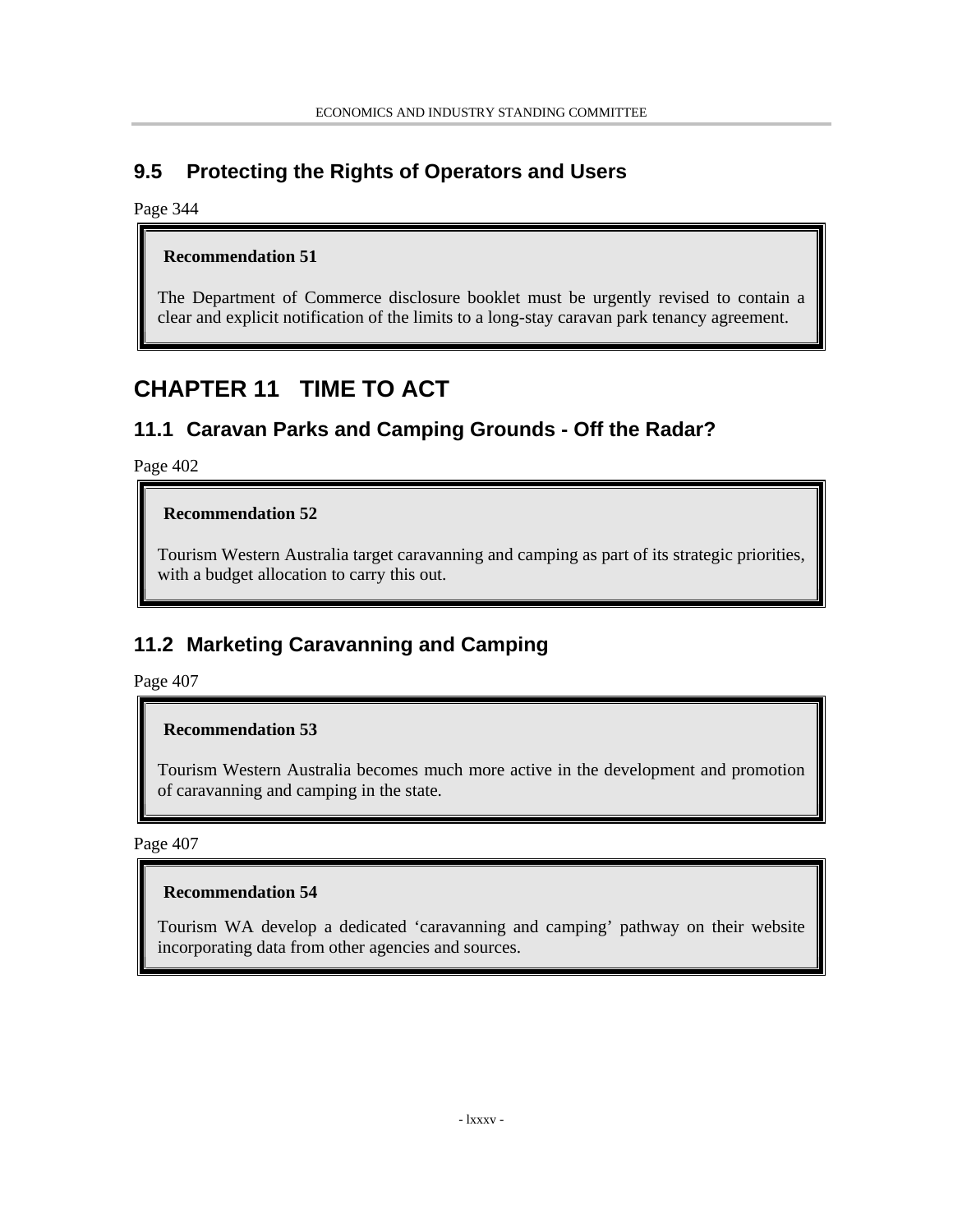## 9.5 Protecting the Rights of Operators and Users

Page 344

> **Recommendation 51**
>
> The Department of Commerce disclosure booklet must be urgently revised to contain a clear and explicit notification of the limits to a long-stay caravan park tenancy agreement.

# CHAPTER 11 TIME TO ACT

## 11.1 Caravan Parks and Camping Grounds - Off the Radar?

Page 402

> **Recommendation 52**
>
> Tourism Western Australia target caravanning and camping as part of its strategic priorities, with a budget allocation to carry this out.

## 11.2 Marketing Caravanning and Camping

Page 407

> **Recommendation 53**
>
> Tourism Western Australia becomes much more active in the development and promotion of caravanning and camping in the state.

Page 407

> **Recommendation 54**
>
> Tourism WA develop a dedicated 'caravanning and camping' pathway on their website incorporating data from other agencies and sources.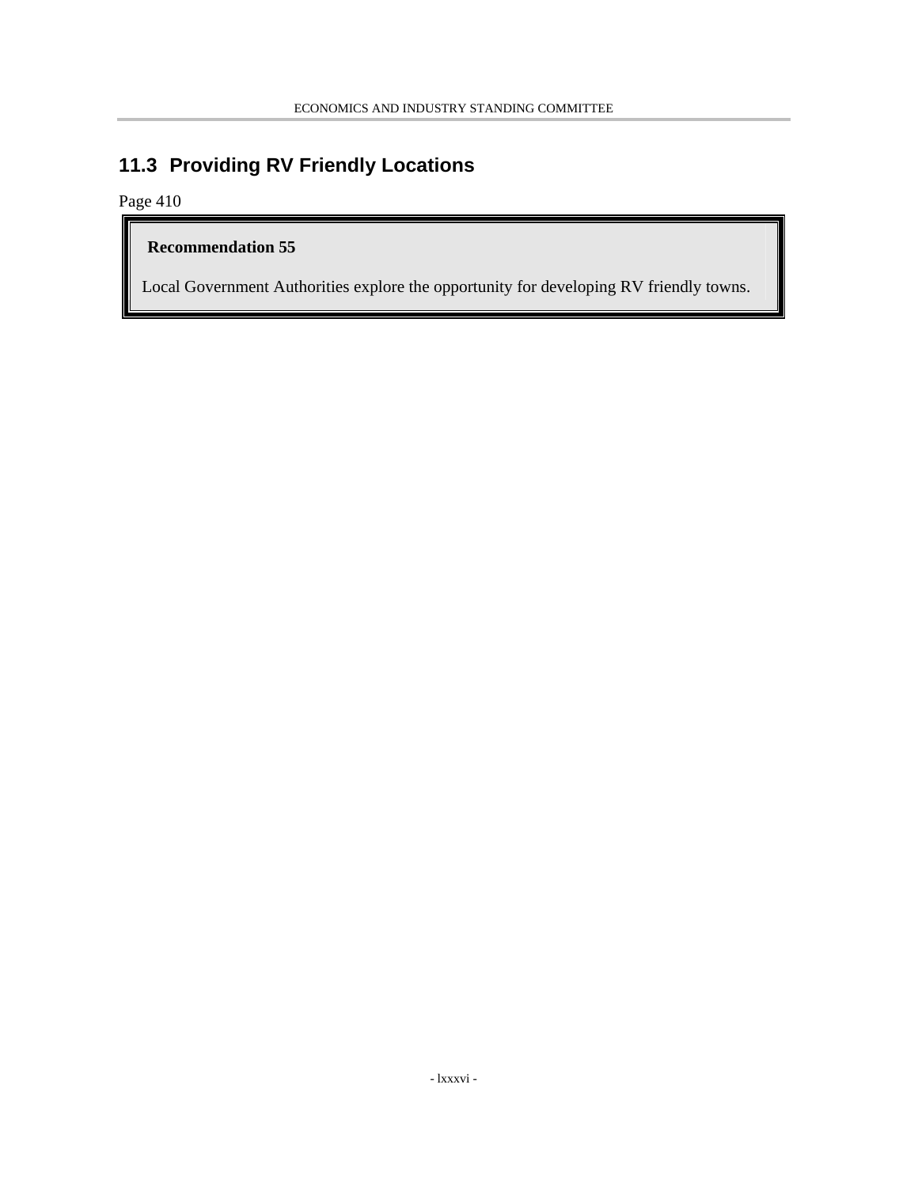## 11.3 Providing RV Friendly Locations

Page 410

> **Recommendation 55**
>
> Local Government Authorities explore the opportunity for developing RV friendly towns.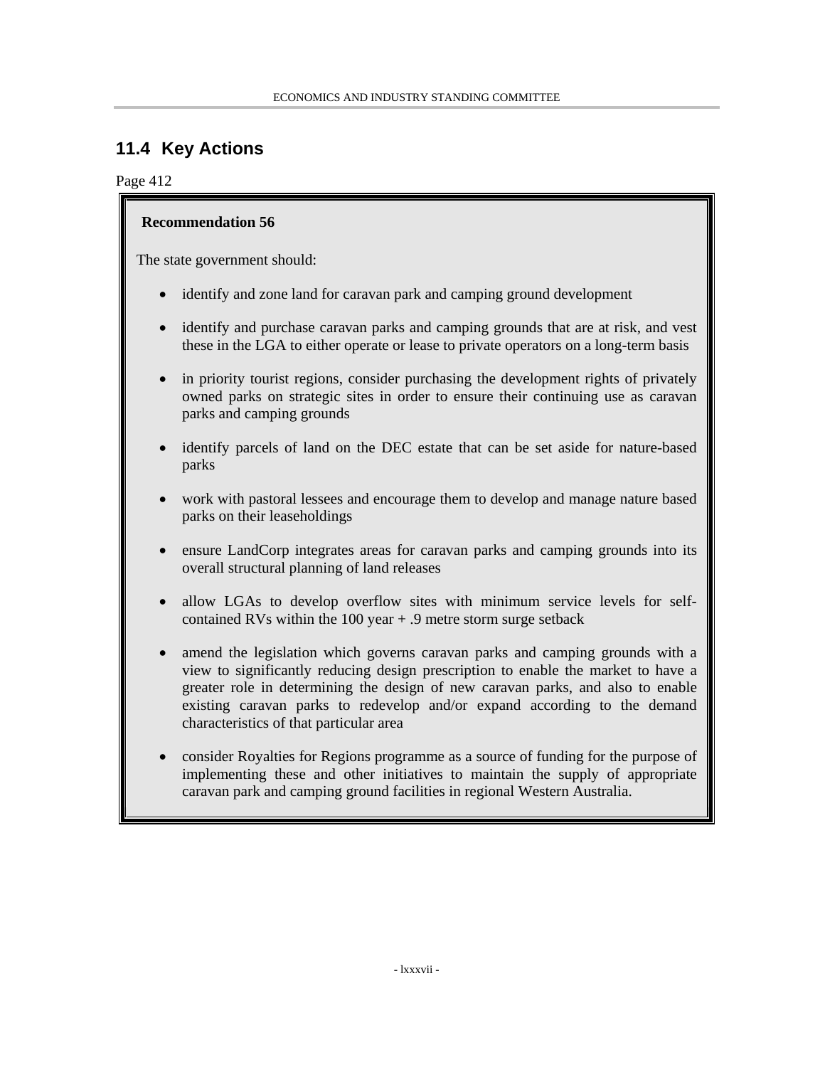## 11.4 Key Actions

Page 412

**Recommendation 56**

The state government should:

- identify and zone land for caravan park and camping ground development
- identify and purchase caravan parks and camping grounds that are at risk, and vest these in the LGA to either operate or lease to private operators on a long-term basis
- in priority tourist regions, consider purchasing the development rights of privately owned parks on strategic sites in order to ensure their continuing use as caravan parks and camping grounds
- identify parcels of land on the DEC estate that can be set aside for nature-based parks
- work with pastoral lessees and encourage them to develop and manage nature based parks on their leaseholdings
- ensure LandCorp integrates areas for caravan parks and camping grounds into its overall structural planning of land releases
- allow LGAs to develop overflow sites with minimum service levels for self-contained RVs within the 100 year + .9 metre storm surge setback
- amend the legislation which governs caravan parks and camping grounds with a view to significantly reducing design prescription to enable the market to have a greater role in determining the design of new caravan parks, and also to enable existing caravan parks to redevelop and/or expand according to the demand characteristics of that particular area
- consider Royalties for Regions programme as a source of funding for the purpose of implementing these and other initiatives to maintain the supply of appropriate caravan park and camping ground facilities in regional Western Australia.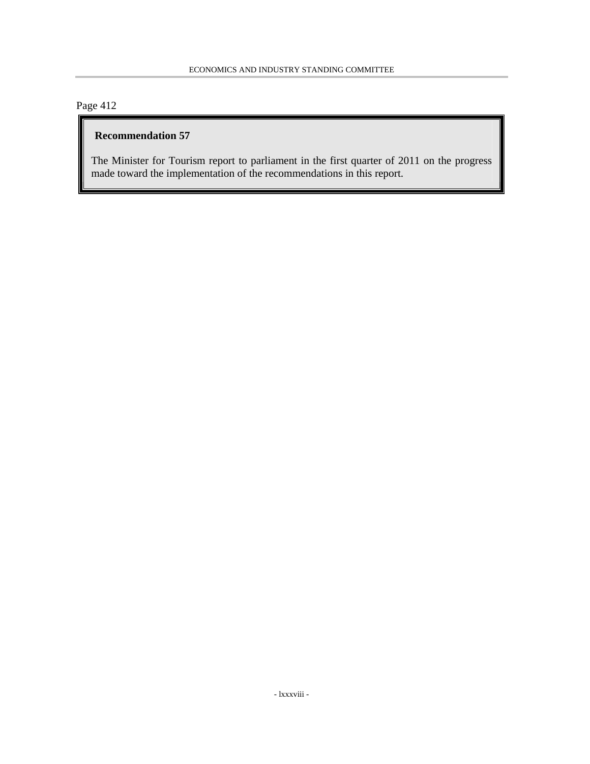Page 412

**Recommendation 57**

The Minister for Tourism report to parliament in the first quarter of 2011 on the progress made toward the implementation of the recommendations in this report.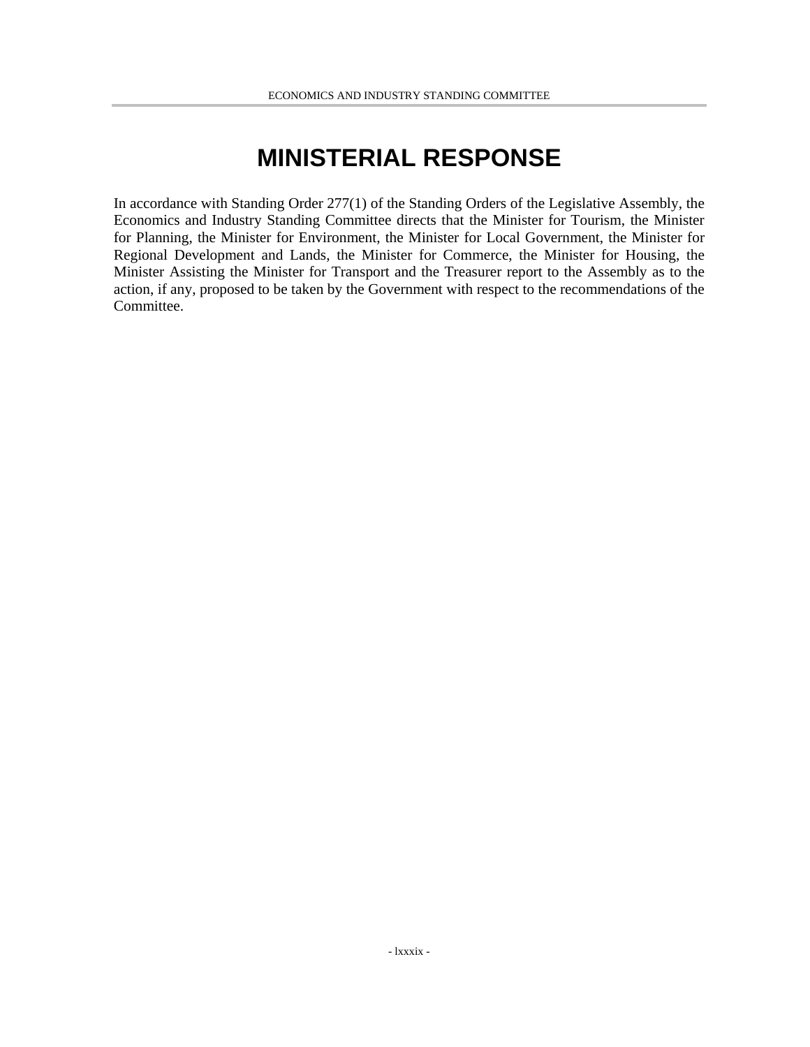# MINISTERIAL RESPONSE

In accordance with Standing Order 277(1) of the Standing Orders of the Legislative Assembly, the Economics and Industry Standing Committee directs that the Minister for Tourism, the Minister for Planning, the Minister for Environment, the Minister for Local Government, the Minister for Regional Development and Lands, the Minister for Commerce, the Minister for Housing, the Minister Assisting the Minister for Transport and the Treasurer report to the Assembly as to the action, if any, proposed to be taken by the Government with respect to the recommendations of the Committee.